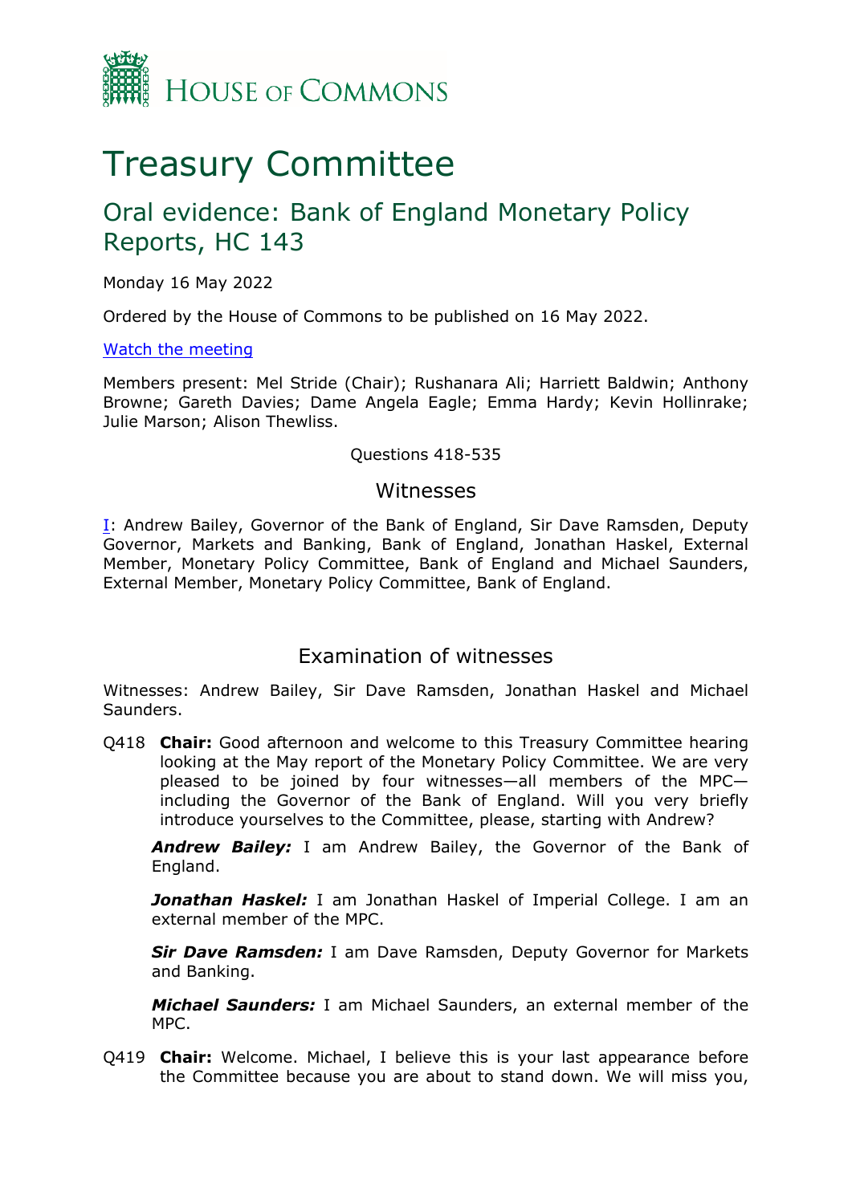HOUSE OF COMMONS

# Treasury Committee

## Oral evidence: Bank of England Monetary Policy Reports, HC 143

Monday 16 May 2022

Ordered by the House of Commons to be published on 16 May 2022.

[Watch the meeting]

Members present: Mel Stride (Chair); Rushanara Ali; Harriett Baldwin; Anthony Browne; Gareth Davies; Dame Angela Eagle; Emma Hardy; Kevin Hollinrake; Julie Marson; Alison Thewliss.

Questions 418-535

### Witnesses

[I]: Andrew Bailey, Governor of the Bank of England, Sir Dave Ramsden, Deputy Governor, Markets and Banking, Bank of England, Jonathan Haskel, External Member, Monetary Policy Committee, Bank of England and Michael Saunders, External Member, Monetary Policy Committee, Bank of England.

### Examination of witnesses

Witnesses: Andrew Bailey, Sir Dave Ramsden, Jonathan Haskel and Michael Saunders.

Q418 **Chair:** Good afternoon and welcome to this Treasury Committee hearing looking at the May report of the Monetary Policy Committee. We are very pleased to be joined by four witnesses—all members of the MPC—including the Governor of the Bank of England. Will you very briefly introduce yourselves to the Committee, please, starting with Andrew?

***Andrew Bailey:*** I am Andrew Bailey, the Governor of the Bank of England.

***Jonathan Haskel:*** I am Jonathan Haskel of Imperial College. I am an external member of the MPC.

***Sir Dave Ramsden:*** I am Dave Ramsden, Deputy Governor for Markets and Banking.

***Michael Saunders:*** I am Michael Saunders, an external member of the MPC.

Q419 **Chair:** Welcome. Michael, I believe this is your last appearance before the Committee because you are about to stand down. We will miss you,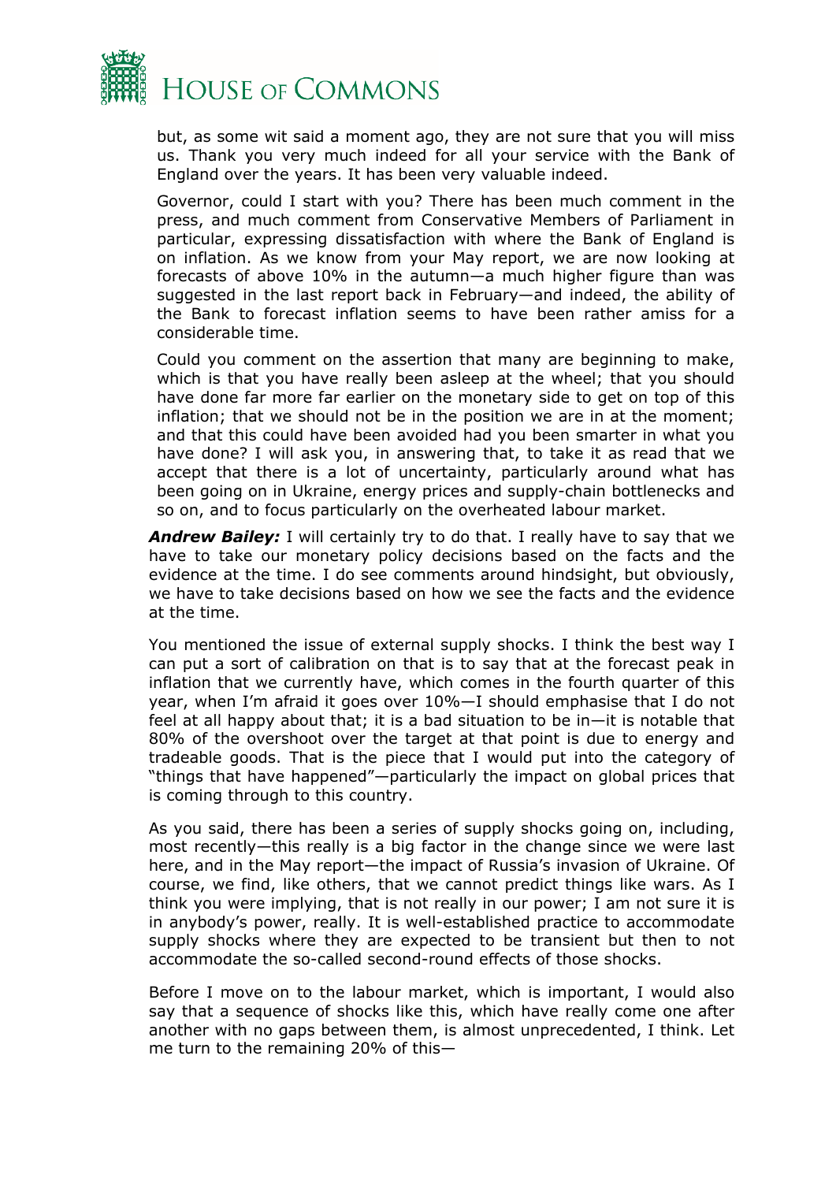but, as some wit said a moment ago, they are not sure that you will miss us. Thank you very much indeed for all your service with the Bank of England over the years. It has been very valuable indeed.

Governor, could I start with you? There has been much comment in the press, and much comment from Conservative Members of Parliament in particular, expressing dissatisfaction with where the Bank of England is on inflation. As we know from your May report, we are now looking at forecasts of above 10% in the autumn—a much higher figure than was suggested in the last report back in February—and indeed, the ability of the Bank to forecast inflation seems to have been rather amiss for a considerable time.

Could you comment on the assertion that many are beginning to make, which is that you have really been asleep at the wheel; that you should have done far more far earlier on the monetary side to get on top of this inflation; that we should not be in the position we are in at the moment; and that this could have been avoided had you been smarter in what you have done? I will ask you, in answering that, to take it as read that we accept that there is a lot of uncertainty, particularly around what has been going on in Ukraine, energy prices and supply-chain bottlenecks and so on, and to focus particularly on the overheated labour market.

***Andrew Bailey:*** I will certainly try to do that. I really have to say that we have to take our monetary policy decisions based on the facts and the evidence at the time. I do see comments around hindsight, but obviously, we have to take decisions based on how we see the facts and the evidence at the time.

You mentioned the issue of external supply shocks. I think the best way I can put a sort of calibration on that is to say that at the forecast peak in inflation that we currently have, which comes in the fourth quarter of this year, when I'm afraid it goes over 10%—I should emphasise that I do not feel at all happy about that; it is a bad situation to be in—it is notable that 80% of the overshoot over the target at that point is due to energy and tradeable goods. That is the piece that I would put into the category of "things that have happened"—particularly the impact on global prices that is coming through to this country.

As you said, there has been a series of supply shocks going on, including, most recently—this really is a big factor in the change since we were last here, and in the May report—the impact of Russia's invasion of Ukraine. Of course, we find, like others, that we cannot predict things like wars. As I think you were implying, that is not really in our power; I am not sure it is in anybody's power, really. It is well-established practice to accommodate supply shocks where they are expected to be transient but then to not accommodate the so-called second-round effects of those shocks.

Before I move on to the labour market, which is important, I would also say that a sequence of shocks like this, which have really come one after another with no gaps between them, is almost unprecedented, I think. Let me turn to the remaining 20% of this—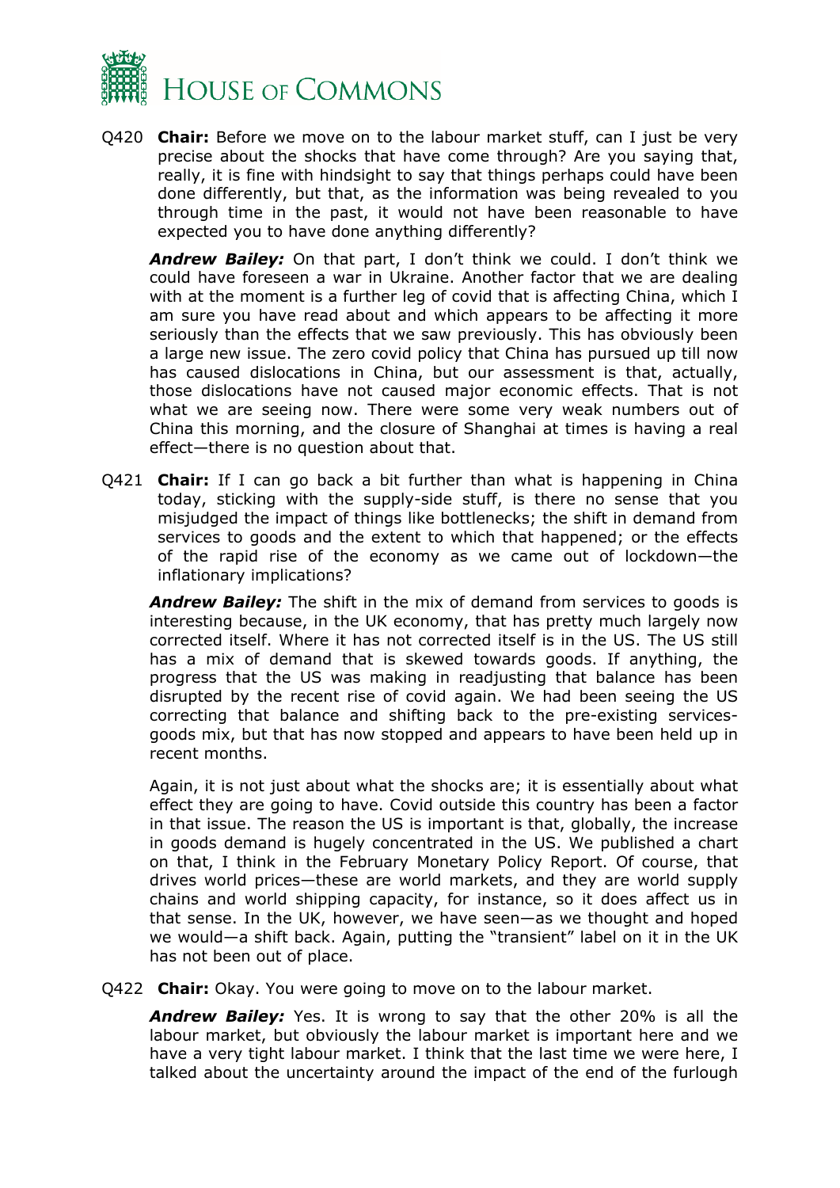Q420 **Chair:** Before we move on to the labour market stuff, can I just be very precise about the shocks that have come through? Are you saying that, really, it is fine with hindsight to say that things perhaps could have been done differently, but that, as the information was being revealed to you through time in the past, it would not have been reasonable to have expected you to have done anything differently?

***Andrew Bailey:*** On that part, I don't think we could. I don't think we could have foreseen a war in Ukraine. Another factor that we are dealing with at the moment is a further leg of covid that is affecting China, which I am sure you have read about and which appears to be affecting it more seriously than the effects that we saw previously. This has obviously been a large new issue. The zero covid policy that China has pursued up till now has caused dislocations in China, but our assessment is that, actually, those dislocations have not caused major economic effects. That is not what we are seeing now. There were some very weak numbers out of China this morning, and the closure of Shanghai at times is having a real effect—there is no question about that.

Q421 **Chair:** If I can go back a bit further than what is happening in China today, sticking with the supply-side stuff, is there no sense that you misjudged the impact of things like bottlenecks; the shift in demand from services to goods and the extent to which that happened; or the effects of the rapid rise of the economy as we came out of lockdown—the inflationary implications?

***Andrew Bailey:*** The shift in the mix of demand from services to goods is interesting because, in the UK economy, that has pretty much largely now corrected itself. Where it has not corrected itself is in the US. The US still has a mix of demand that is skewed towards goods. If anything, the progress that the US was making in readjusting that balance has been disrupted by the recent rise of covid again. We had been seeing the US correcting that balance and shifting back to the pre-existing services-goods mix, but that has now stopped and appears to have been held up in recent months.

Again, it is not just about what the shocks are; it is essentially about what effect they are going to have. Covid outside this country has been a factor in that issue. The reason the US is important is that, globally, the increase in goods demand is hugely concentrated in the US. We published a chart on that, I think in the February Monetary Policy Report. Of course, that drives world prices—these are world markets, and they are world supply chains and world shipping capacity, for instance, so it does affect us in that sense. In the UK, however, we have seen—as we thought and hoped we would—a shift back. Again, putting the "transient" label on it in the UK has not been out of place.

Q422 **Chair:** Okay. You were going to move on to the labour market.

***Andrew Bailey:*** Yes. It is wrong to say that the other 20% is all the labour market, but obviously the labour market is important here and we have a very tight labour market. I think that the last time we were here, I talked about the uncertainty around the impact of the end of the furlough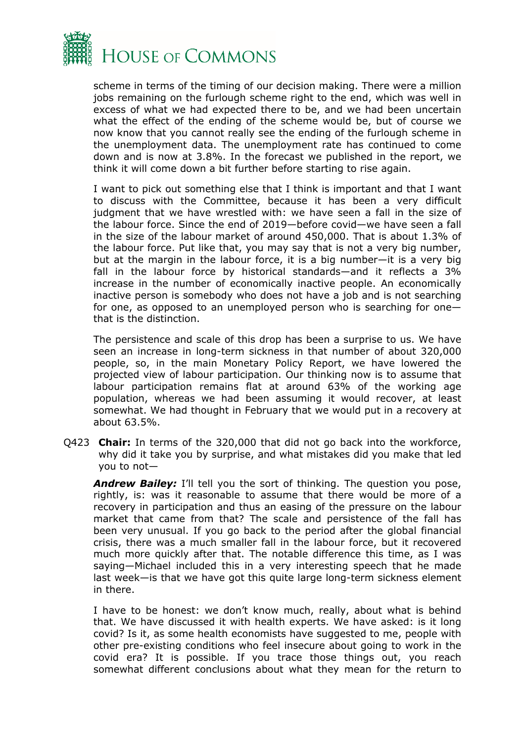scheme in terms of the timing of our decision making. There were a million jobs remaining on the furlough scheme right to the end, which was well in excess of what we had expected there to be, and we had been uncertain what the effect of the ending of the scheme would be, but of course we now know that you cannot really see the ending of the furlough scheme in the unemployment data. The unemployment rate has continued to come down and is now at 3.8%. In the forecast we published in the report, we think it will come down a bit further before starting to rise again.

I want to pick out something else that I think is important and that I want to discuss with the Committee, because it has been a very difficult judgment that we have wrestled with: we have seen a fall in the size of the labour force. Since the end of 2019—before covid—we have seen a fall in the size of the labour market of around 450,000. That is about 1.3% of the labour force. Put like that, you may say that is not a very big number, but at the margin in the labour force, it is a big number—it is a very big fall in the labour force by historical standards—and it reflects a 3% increase in the number of economically inactive people. An economically inactive person is somebody who does not have a job and is not searching for one, as opposed to an unemployed person who is searching for one—that is the distinction.

The persistence and scale of this drop has been a surprise to us. We have seen an increase in long-term sickness in that number of about 320,000 people, so, in the main Monetary Policy Report, we have lowered the projected view of labour participation. Our thinking now is to assume that labour participation remains flat at around 63% of the working age population, whereas we had been assuming it would recover, at least somewhat. We had thought in February that we would put in a recovery at about 63.5%.

Q423 **Chair:** In terms of the 320,000 that did not go back into the workforce, why did it take you by surprise, and what mistakes did you make that led you to not—

***Andrew Bailey:*** I'll tell you the sort of thinking. The question you pose, rightly, is: was it reasonable to assume that there would be more of a recovery in participation and thus an easing of the pressure on the labour market that came from that? The scale and persistence of the fall has been very unusual. If you go back to the period after the global financial crisis, there was a much smaller fall in the labour force, but it recovered much more quickly after that. The notable difference this time, as I was saying—Michael included this in a very interesting speech that he made last week—is that we have got this quite large long-term sickness element in there.

I have to be honest: we don't know much, really, about what is behind that. We have discussed it with health experts. We have asked: is it long covid? Is it, as some health economists have suggested to me, people with other pre-existing conditions who feel insecure about going to work in the covid era? It is possible. If you trace those things out, you reach somewhat different conclusions about what they mean for the return to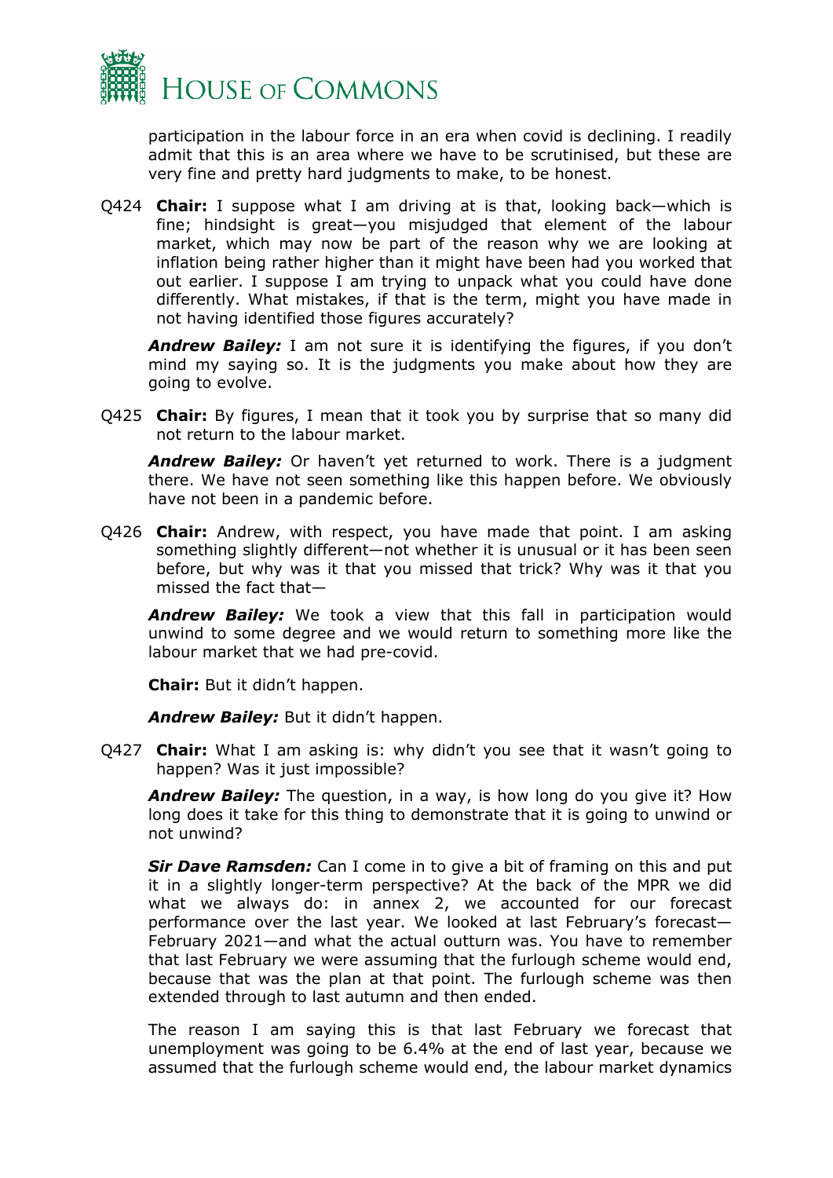participation in the labour force in an era when covid is declining. I readily admit that this is an area where we have to be scrutinised, but these are very fine and pretty hard judgments to make, to be honest.

Q424 **Chair:** I suppose what I am driving at is that, looking back—which is fine; hindsight is great—you misjudged that element of the labour market, which may now be part of the reason why we are looking at inflation being rather higher than it might have been had you worked that out earlier. I suppose I am trying to unpack what you could have done differently. What mistakes, if that is the term, might you have made in not having identified those figures accurately?

***Andrew Bailey:*** I am not sure it is identifying the figures, if you don't mind my saying so. It is the judgments you make about how they are going to evolve.

Q425 **Chair:** By figures, I mean that it took you by surprise that so many did not return to the labour market.

***Andrew Bailey:*** Or haven't yet returned to work. There is a judgment there. We have not seen something like this happen before. We obviously have not been in a pandemic before.

Q426 **Chair:** Andrew, with respect, you have made that point. I am asking something slightly different—not whether it is unusual or it has been seen before, but why was it that you missed that trick? Why was it that you missed the fact that—

***Andrew Bailey:*** We took a view that this fall in participation would unwind to some degree and we would return to something more like the labour market that we had pre-covid.

**Chair:** But it didn't happen.

***Andrew Bailey:*** But it didn't happen.

Q427 **Chair:** What I am asking is: why didn't you see that it wasn't going to happen? Was it just impossible?

***Andrew Bailey:*** The question, in a way, is how long do you give it? How long does it take for this thing to demonstrate that it is going to unwind or not unwind?

***Sir Dave Ramsden:*** Can I come in to give a bit of framing on this and put it in a slightly longer-term perspective? At the back of the MPR we did what we always do: in annex 2, we accounted for our forecast performance over the last year. We looked at last February's forecast—February 2021—and what the actual outturn was. You have to remember that last February we were assuming that the furlough scheme would end, because that was the plan at that point. The furlough scheme was then extended through to last autumn and then ended.

The reason I am saying this is that last February we forecast that unemployment was going to be 6.4% at the end of last year, because we assumed that the furlough scheme would end, the labour market dynamics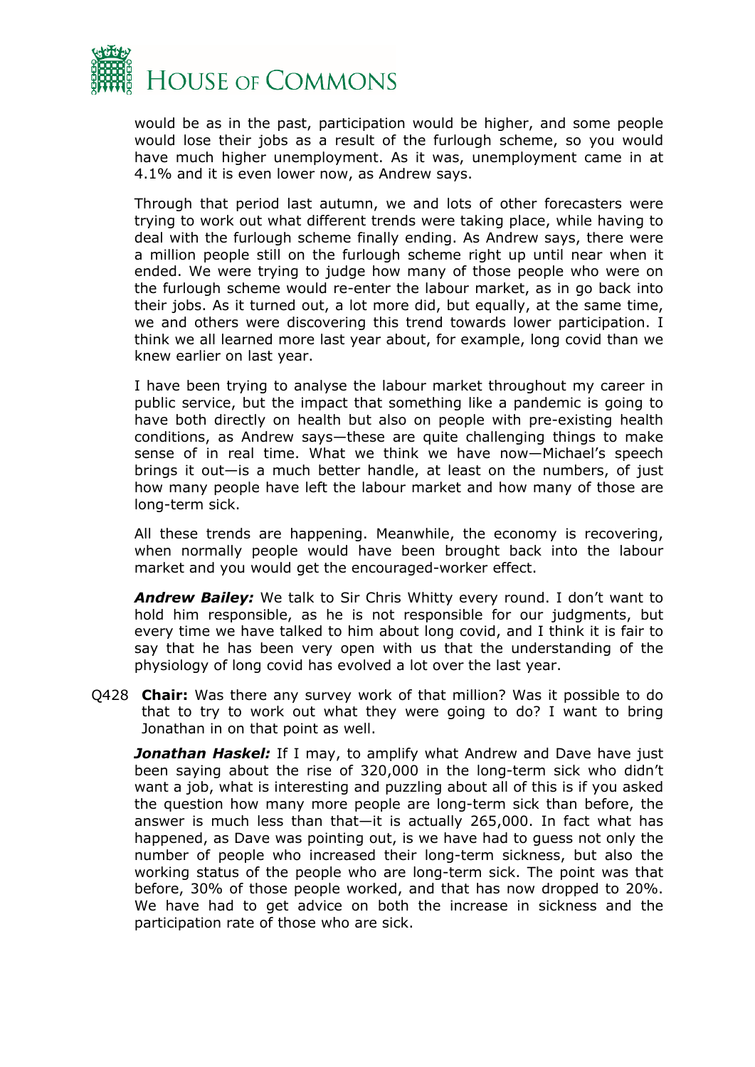would be as in the past, participation would be higher, and some people would lose their jobs as a result of the furlough scheme, so you would have much higher unemployment. As it was, unemployment came in at 4.1% and it is even lower now, as Andrew says.

Through that period last autumn, we and lots of other forecasters were trying to work out what different trends were taking place, while having to deal with the furlough scheme finally ending. As Andrew says, there were a million people still on the furlough scheme right up until near when it ended. We were trying to judge how many of those people who were on the furlough scheme would re-enter the labour market, as in go back into their jobs. As it turned out, a lot more did, but equally, at the same time, we and others were discovering this trend towards lower participation. I think we all learned more last year about, for example, long covid than we knew earlier on last year.

I have been trying to analyse the labour market throughout my career in public service, but the impact that something like a pandemic is going to have both directly on health but also on people with pre-existing health conditions, as Andrew says—these are quite challenging things to make sense of in real time. What we think we have now—Michael's speech brings it out—is a much better handle, at least on the numbers, of just how many people have left the labour market and how many of those are long-term sick.

All these trends are happening. Meanwhile, the economy is recovering, when normally people would have been brought back into the labour market and you would get the encouraged-worker effect.

***Andrew Bailey:*** We talk to Sir Chris Whitty every round. I don't want to hold him responsible, as he is not responsible for our judgments, but every time we have talked to him about long covid, and I think it is fair to say that he has been very open with us that the understanding of the physiology of long covid has evolved a lot over the last year.

Q428 **Chair:** Was there any survey work of that million? Was it possible to do that to try to work out what they were going to do? I want to bring Jonathan in on that point as well.

***Jonathan Haskel:*** If I may, to amplify what Andrew and Dave have just been saying about the rise of 320,000 in the long-term sick who didn't want a job, what is interesting and puzzling about all of this is if you asked the question how many more people are long-term sick than before, the answer is much less than that—it is actually 265,000. In fact what has happened, as Dave was pointing out, is we have had to guess not only the number of people who increased their long-term sickness, but also the working status of the people who are long-term sick. The point was that before, 30% of those people worked, and that has now dropped to 20%. We have had to get advice on both the increase in sickness and the participation rate of those who are sick.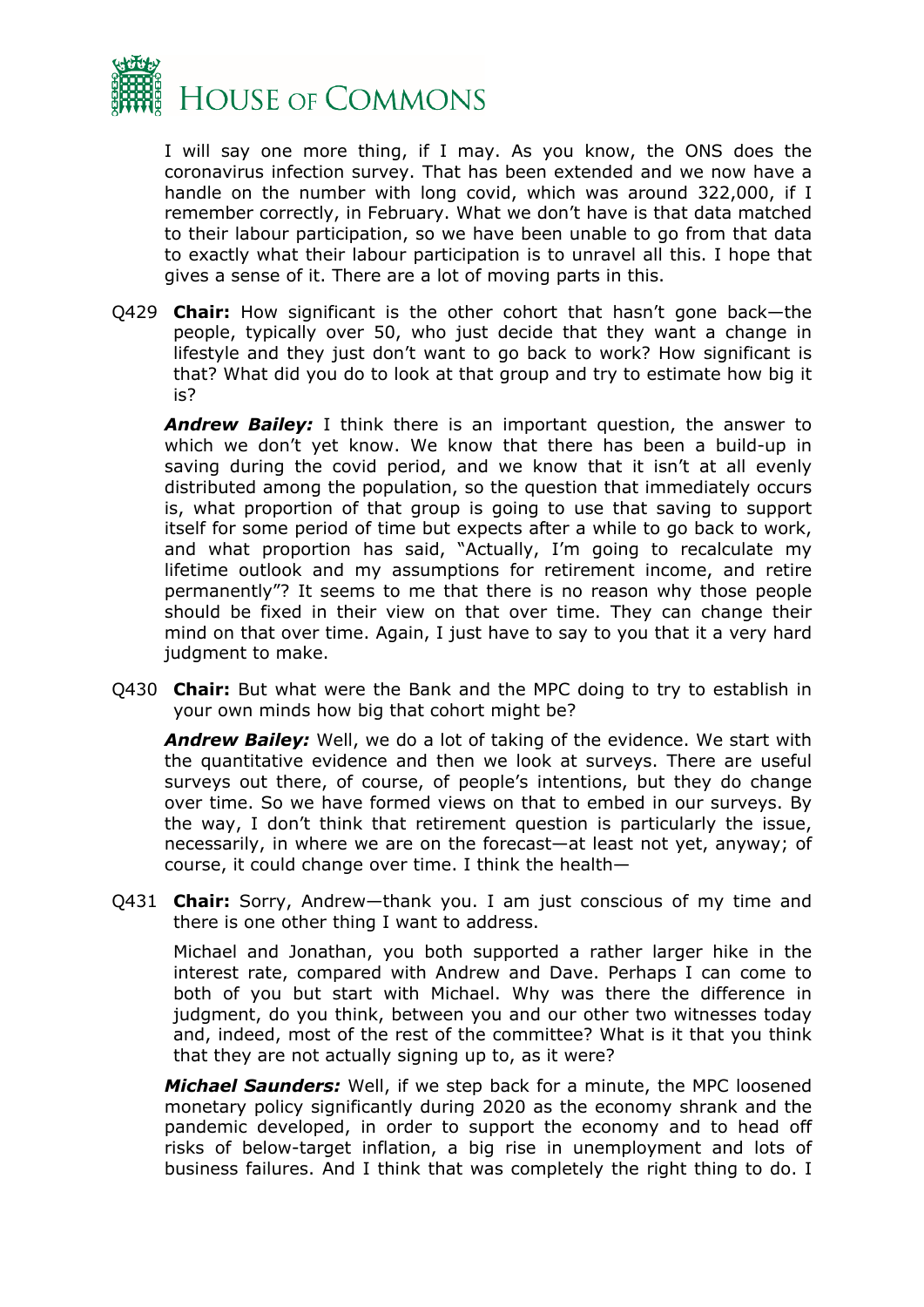I will say one more thing, if I may. As you know, the ONS does the coronavirus infection survey. That has been extended and we now have a handle on the number with long covid, which was around 322,000, if I remember correctly, in February. What we don't have is that data matched to their labour participation, so we have been unable to go from that data to exactly what their labour participation is to unravel all this. I hope that gives a sense of it. There are a lot of moving parts in this.

Q429 **Chair:** How significant is the other cohort that hasn't gone back—the people, typically over 50, who just decide that they want a change in lifestyle and they just don't want to go back to work? How significant is that? What did you do to look at that group and try to estimate how big it is?

***Andrew Bailey:*** I think there is an important question, the answer to which we don't yet know. We know that there has been a build-up in saving during the covid period, and we know that it isn't at all evenly distributed among the population, so the question that immediately occurs is, what proportion of that group is going to use that saving to support itself for some period of time but expects after a while to go back to work, and what proportion has said, "Actually, I'm going to recalculate my lifetime outlook and my assumptions for retirement income, and retire permanently"? It seems to me that there is no reason why those people should be fixed in their view on that over time. They can change their mind on that over time. Again, I just have to say to you that it a very hard judgment to make.

Q430 **Chair:** But what were the Bank and the MPC doing to try to establish in your own minds how big that cohort might be?

***Andrew Bailey:*** Well, we do a lot of taking of the evidence. We start with the quantitative evidence and then we look at surveys. There are useful surveys out there, of course, of people's intentions, but they do change over time. So we have formed views on that to embed in our surveys. By the way, I don't think that retirement question is particularly the issue, necessarily, in where we are on the forecast—at least not yet, anyway; of course, it could change over time. I think the health—

Q431 **Chair:** Sorry, Andrew—thank you. I am just conscious of my time and there is one other thing I want to address.

Michael and Jonathan, you both supported a rather larger hike in the interest rate, compared with Andrew and Dave. Perhaps I can come to both of you but start with Michael. Why was there the difference in judgment, do you think, between you and our other two witnesses today and, indeed, most of the rest of the committee? What is it that you think that they are not actually signing up to, as it were?

***Michael Saunders:*** Well, if we step back for a minute, the MPC loosened monetary policy significantly during 2020 as the economy shrank and the pandemic developed, in order to support the economy and to head off risks of below-target inflation, a big rise in unemployment and lots of business failures. And I think that was completely the right thing to do. I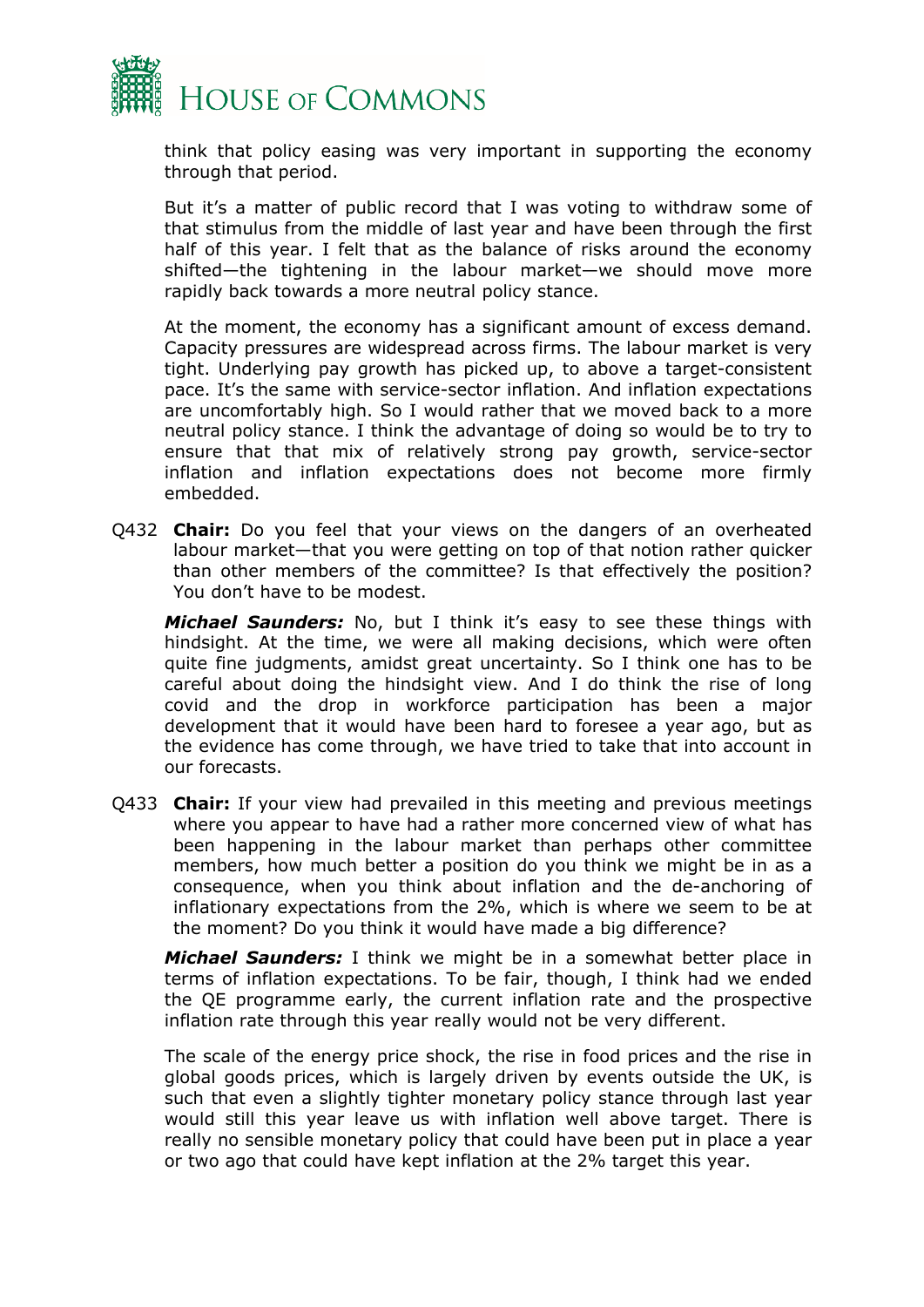think that policy easing was very important in supporting the economy through that period.

But it's a matter of public record that I was voting to withdraw some of that stimulus from the middle of last year and have been through the first half of this year. I felt that as the balance of risks around the economy shifted—the tightening in the labour market—we should move more rapidly back towards a more neutral policy stance.

At the moment, the economy has a significant amount of excess demand. Capacity pressures are widespread across firms. The labour market is very tight. Underlying pay growth has picked up, to above a target-consistent pace. It's the same with service-sector inflation. And inflation expectations are uncomfortably high. So I would rather that we moved back to a more neutral policy stance. I think the advantage of doing so would be to try to ensure that that mix of relatively strong pay growth, service-sector inflation and inflation expectations does not become more firmly embedded.

Q432 **Chair:** Do you feel that your views on the dangers of an overheated labour market—that you were getting on top of that notion rather quicker than other members of the committee? Is that effectively the position? You don't have to be modest.

***Michael Saunders:*** No, but I think it's easy to see these things with hindsight. At the time, we were all making decisions, which were often quite fine judgments, amidst great uncertainty. So I think one has to be careful about doing the hindsight view. And I do think the rise of long covid and the drop in workforce participation has been a major development that it would have been hard to foresee a year ago, but as the evidence has come through, we have tried to take that into account in our forecasts.

Q433 **Chair:** If your view had prevailed in this meeting and previous meetings where you appear to have had a rather more concerned view of what has been happening in the labour market than perhaps other committee members, how much better a position do you think we might be in as a consequence, when you think about inflation and the de-anchoring of inflationary expectations from the 2%, which is where we seem to be at the moment? Do you think it would have made a big difference?

***Michael Saunders:*** I think we might be in a somewhat better place in terms of inflation expectations. To be fair, though, I think had we ended the QE programme early, the current inflation rate and the prospective inflation rate through this year really would not be very different.

The scale of the energy price shock, the rise in food prices and the rise in global goods prices, which is largely driven by events outside the UK, is such that even a slightly tighter monetary policy stance through last year would still this year leave us with inflation well above target. There is really no sensible monetary policy that could have been put in place a year or two ago that could have kept inflation at the 2% target this year.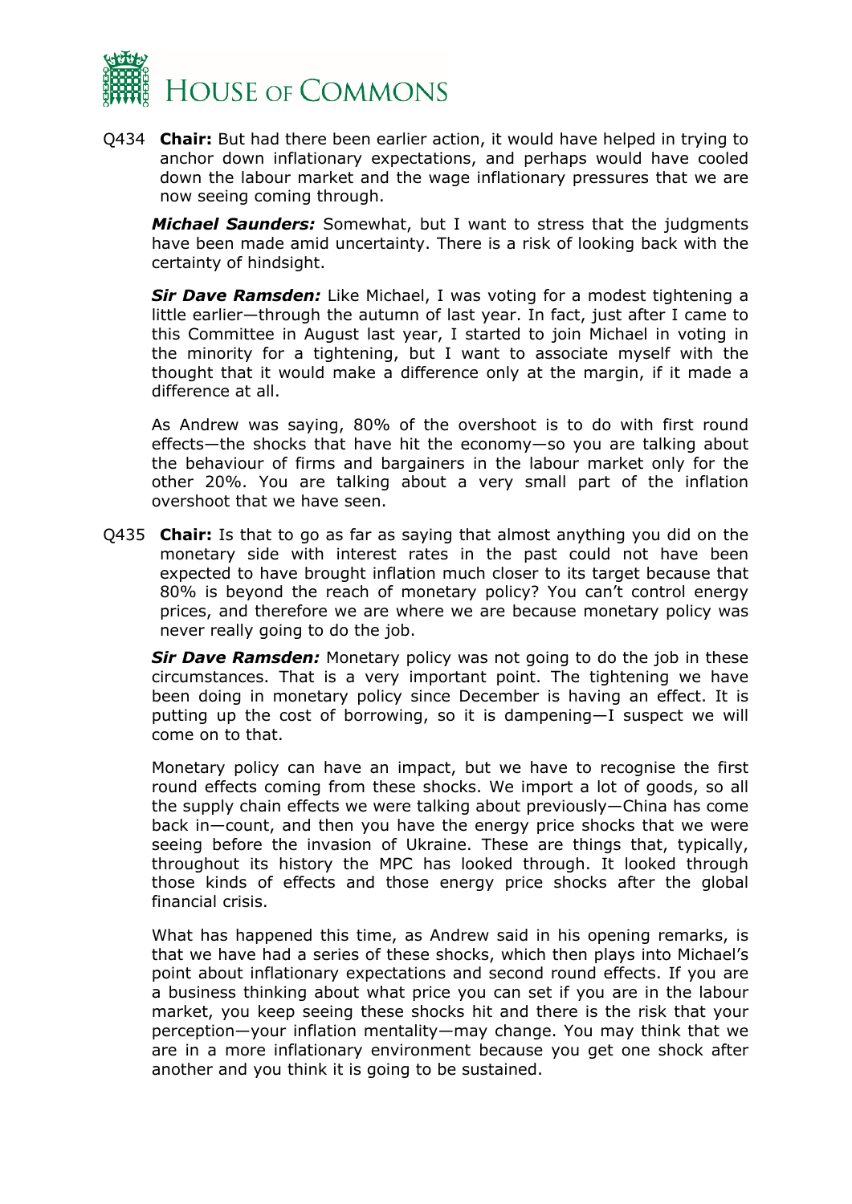Q434 **Chair:** But had there been earlier action, it would have helped in trying to anchor down inflationary expectations, and perhaps would have cooled down the labour market and the wage inflationary pressures that we are now seeing coming through.

***Michael Saunders:*** Somewhat, but I want to stress that the judgments have been made amid uncertainty. There is a risk of looking back with the certainty of hindsight.

***Sir Dave Ramsden:*** Like Michael, I was voting for a modest tightening a little earlier—through the autumn of last year. In fact, just after I came to this Committee in August last year, I started to join Michael in voting in the minority for a tightening, but I want to associate myself with the thought that it would make a difference only at the margin, if it made a difference at all.

As Andrew was saying, 80% of the overshoot is to do with first round effects—the shocks that have hit the economy—so you are talking about the behaviour of firms and bargainers in the labour market only for the other 20%. You are talking about a very small part of the inflation overshoot that we have seen.

Q435 **Chair:** Is that to go as far as saying that almost anything you did on the monetary side with interest rates in the past could not have been expected to have brought inflation much closer to its target because that 80% is beyond the reach of monetary policy? You can't control energy prices, and therefore we are where we are because monetary policy was never really going to do the job.

***Sir Dave Ramsden:*** Monetary policy was not going to do the job in these circumstances. That is a very important point. The tightening we have been doing in monetary policy since December is having an effect. It is putting up the cost of borrowing, so it is dampening—I suspect we will come on to that.

Monetary policy can have an impact, but we have to recognise the first round effects coming from these shocks. We import a lot of goods, so all the supply chain effects we were talking about previously—China has come back in—count, and then you have the energy price shocks that we were seeing before the invasion of Ukraine. These are things that, typically, throughout its history the MPC has looked through. It looked through those kinds of effects and those energy price shocks after the global financial crisis.

What has happened this time, as Andrew said in his opening remarks, is that we have had a series of these shocks, which then plays into Michael's point about inflationary expectations and second round effects. If you are a business thinking about what price you can set if you are in the labour market, you keep seeing these shocks hit and there is the risk that your perception—your inflation mentality—may change. You may think that we are in a more inflationary environment because you get one shock after another and you think it is going to be sustained.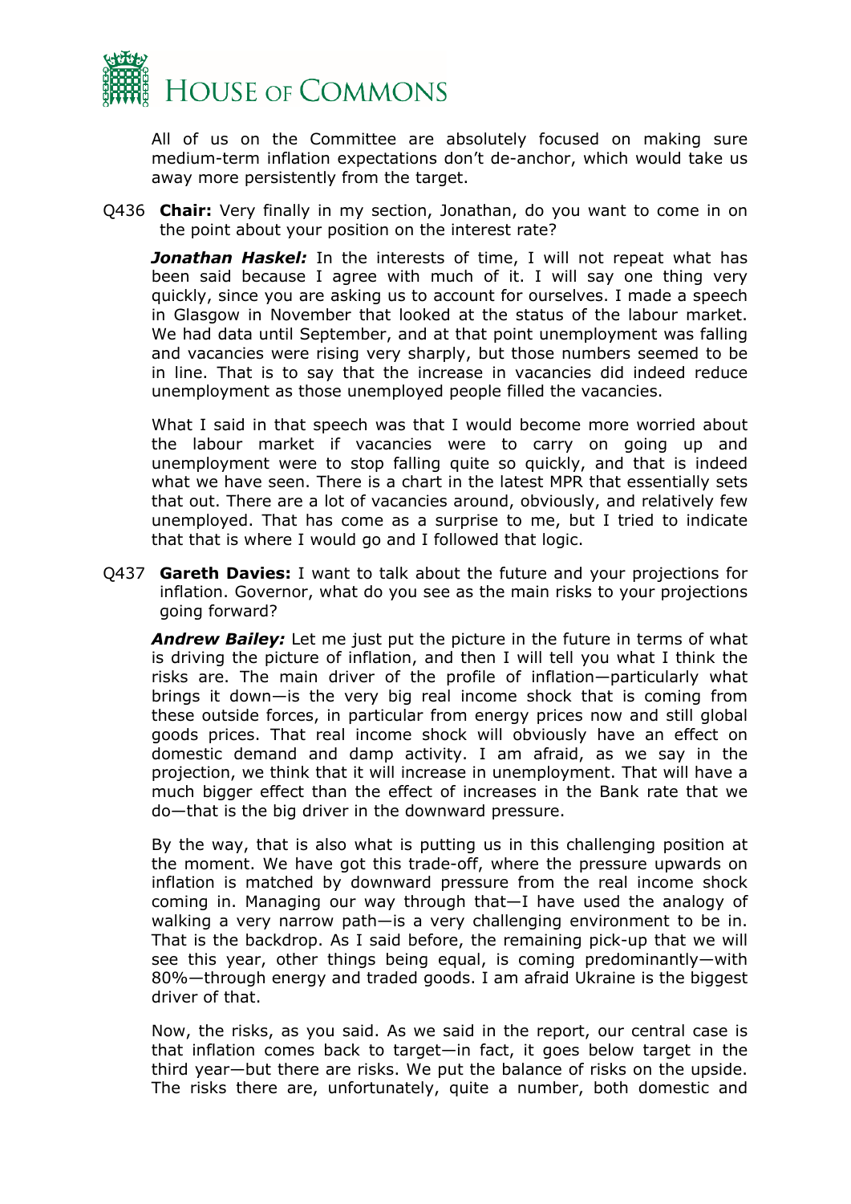All of us on the Committee are absolutely focused on making sure medium-term inflation expectations don't de-anchor, which would take us away more persistently from the target.

Q436 **Chair:** Very finally in my section, Jonathan, do you want to come in on the point about your position on the interest rate?

***Jonathan Haskel:*** In the interests of time, I will not repeat what has been said because I agree with much of it. I will say one thing very quickly, since you are asking us to account for ourselves. I made a speech in Glasgow in November that looked at the status of the labour market. We had data until September, and at that point unemployment was falling and vacancies were rising very sharply, but those numbers seemed to be in line. That is to say that the increase in vacancies did indeed reduce unemployment as those unemployed people filled the vacancies.

What I said in that speech was that I would become more worried about the labour market if vacancies were to carry on going up and unemployment were to stop falling quite so quickly, and that is indeed what we have seen. There is a chart in the latest MPR that essentially sets that out. There are a lot of vacancies around, obviously, and relatively few unemployed. That has come as a surprise to me, but I tried to indicate that that is where I would go and I followed that logic.

Q437 **Gareth Davies:** I want to talk about the future and your projections for inflation. Governor, what do you see as the main risks to your projections going forward?

***Andrew Bailey:*** Let me just put the picture in the future in terms of what is driving the picture of inflation, and then I will tell you what I think the risks are. The main driver of the profile of inflation—particularly what brings it down—is the very big real income shock that is coming from these outside forces, in particular from energy prices now and still global goods prices. That real income shock will obviously have an effect on domestic demand and damp activity. I am afraid, as we say in the projection, we think that it will increase in unemployment. That will have a much bigger effect than the effect of increases in the Bank rate that we do—that is the big driver in the downward pressure.

By the way, that is also what is putting us in this challenging position at the moment. We have got this trade-off, where the pressure upwards on inflation is matched by downward pressure from the real income shock coming in. Managing our way through that—I have used the analogy of walking a very narrow path—is a very challenging environment to be in. That is the backdrop. As I said before, the remaining pick-up that we will see this year, other things being equal, is coming predominantly—with 80%—through energy and traded goods. I am afraid Ukraine is the biggest driver of that.

Now, the risks, as you said. As we said in the report, our central case is that inflation comes back to target—in fact, it goes below target in the third year—but there are risks. We put the balance of risks on the upside. The risks there are, unfortunately, quite a number, both domestic and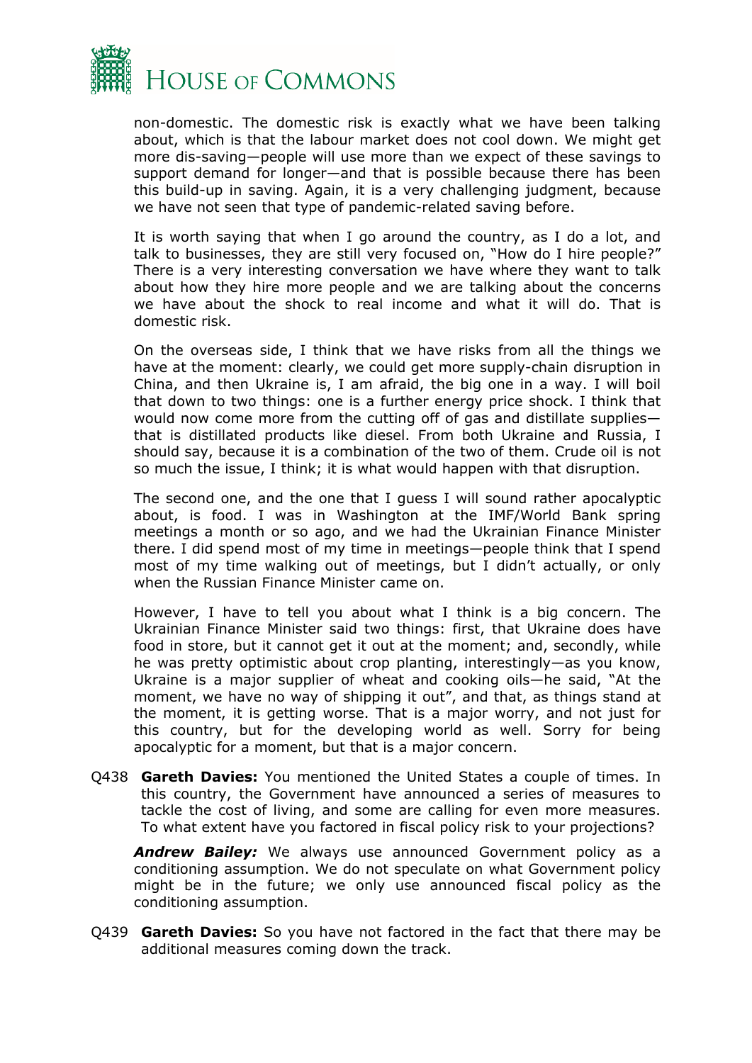non-domestic. The domestic risk is exactly what we have been talking about, which is that the labour market does not cool down. We might get more dis-saving—people will use more than we expect of these savings to support demand for longer—and that is possible because there has been this build-up in saving. Again, it is a very challenging judgment, because we have not seen that type of pandemic-related saving before.

It is worth saying that when I go around the country, as I do a lot, and talk to businesses, they are still very focused on, "How do I hire people?" There is a very interesting conversation we have where they want to talk about how they hire more people and we are talking about the concerns we have about the shock to real income and what it will do. That is domestic risk.

On the overseas side, I think that we have risks from all the things we have at the moment: clearly, we could get more supply-chain disruption in China, and then Ukraine is, I am afraid, the big one in a way. I will boil that down to two things: one is a further energy price shock. I think that would now come more from the cutting off of gas and distillate supplies—that is distillated products like diesel. From both Ukraine and Russia, I should say, because it is a combination of the two of them. Crude oil is not so much the issue, I think; it is what would happen with that disruption.

The second one, and the one that I guess I will sound rather apocalyptic about, is food. I was in Washington at the IMF/World Bank spring meetings a month or so ago, and we had the Ukrainian Finance Minister there. I did spend most of my time in meetings—people think that I spend most of my time walking out of meetings, but I didn't actually, or only when the Russian Finance Minister came on.

However, I have to tell you about what I think is a big concern. The Ukrainian Finance Minister said two things: first, that Ukraine does have food in store, but it cannot get it out at the moment; and, secondly, while he was pretty optimistic about crop planting, interestingly—as you know, Ukraine is a major supplier of wheat and cooking oils—he said, "At the moment, we have no way of shipping it out", and that, as things stand at the moment, it is getting worse. That is a major worry, and not just for this country, but for the developing world as well. Sorry for being apocalyptic for a moment, but that is a major concern.

Q438 **Gareth Davies:** You mentioned the United States a couple of times. In this country, the Government have announced a series of measures to tackle the cost of living, and some are calling for even more measures. To what extent have you factored in fiscal policy risk to your projections?

***Andrew Bailey:*** We always use announced Government policy as a conditioning assumption. We do not speculate on what Government policy might be in the future; we only use announced fiscal policy as the conditioning assumption.

Q439 **Gareth Davies:** So you have not factored in the fact that there may be additional measures coming down the track.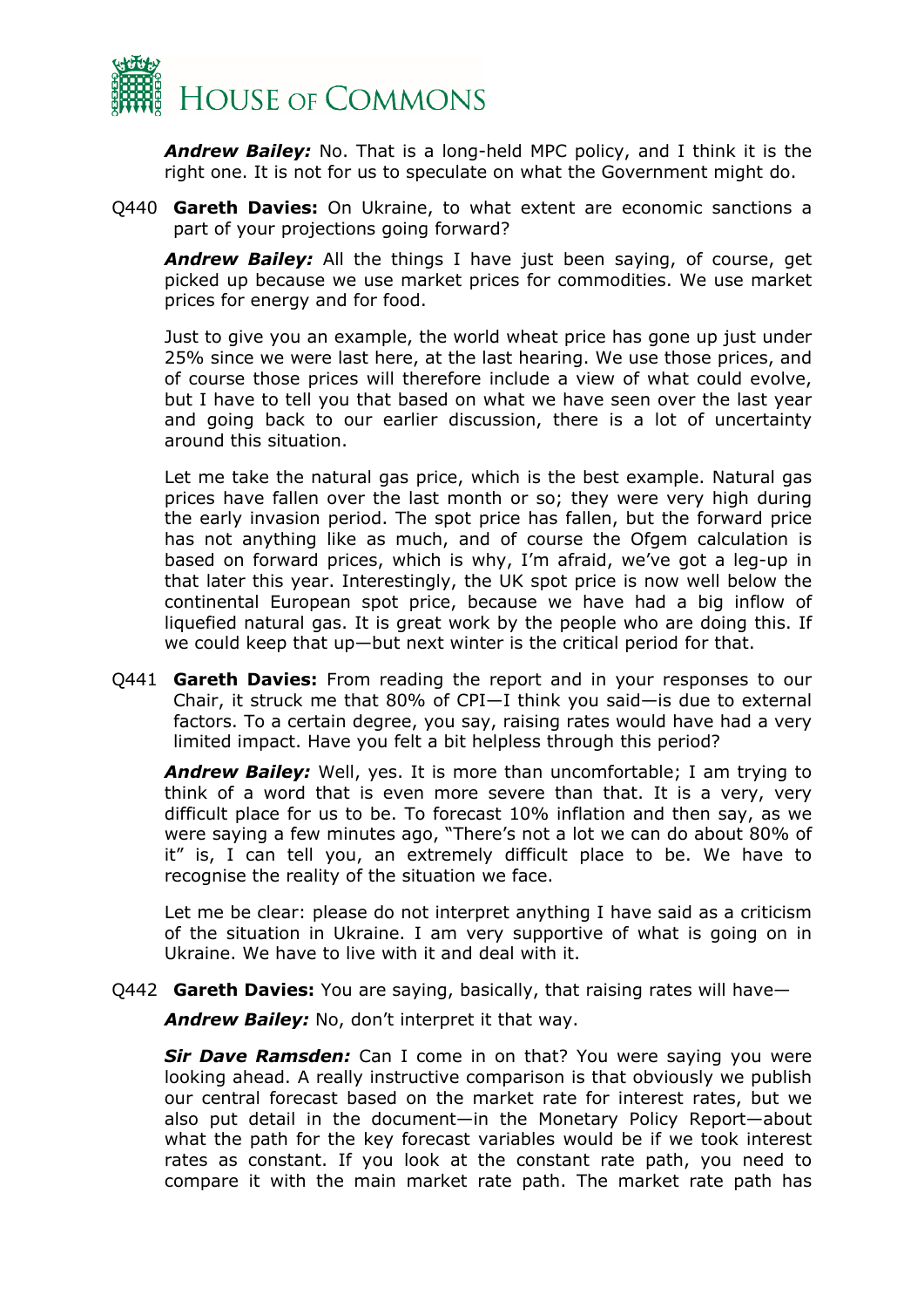***Andrew Bailey:*** No. That is a long-held MPC policy, and I think it is the right one. It is not for us to speculate on what the Government might do.

Q440 **Gareth Davies:** On Ukraine, to what extent are economic sanctions a part of your projections going forward?

***Andrew Bailey:*** All the things I have just been saying, of course, get picked up because we use market prices for commodities. We use market prices for energy and for food.

Just to give you an example, the world wheat price has gone up just under 25% since we were last here, at the last hearing. We use those prices, and of course those prices will therefore include a view of what could evolve, but I have to tell you that based on what we have seen over the last year and going back to our earlier discussion, there is a lot of uncertainty around this situation.

Let me take the natural gas price, which is the best example. Natural gas prices have fallen over the last month or so; they were very high during the early invasion period. The spot price has fallen, but the forward price has not anything like as much, and of course the Ofgem calculation is based on forward prices, which is why, I'm afraid, we've got a leg-up in that later this year. Interestingly, the UK spot price is now well below the continental European spot price, because we have had a big inflow of liquefied natural gas. It is great work by the people who are doing this. If we could keep that up—but next winter is the critical period for that.

Q441 **Gareth Davies:** From reading the report and in your responses to our Chair, it struck me that 80% of CPI—I think you said—is due to external factors. To a certain degree, you say, raising rates would have had a very limited impact. Have you felt a bit helpless through this period?

***Andrew Bailey:*** Well, yes. It is more than uncomfortable; I am trying to think of a word that is even more severe than that. It is a very, very difficult place for us to be. To forecast 10% inflation and then say, as we were saying a few minutes ago, "There's not a lot we can do about 80% of it" is, I can tell you, an extremely difficult place to be. We have to recognise the reality of the situation we face.

Let me be clear: please do not interpret anything I have said as a criticism of the situation in Ukraine. I am very supportive of what is going on in Ukraine. We have to live with it and deal with it.

Q442 **Gareth Davies:** You are saying, basically, that raising rates will have—

***Andrew Bailey:*** No, don't interpret it that way.

***Sir Dave Ramsden:*** Can I come in on that? You were saying you were looking ahead. A really instructive comparison is that obviously we publish our central forecast based on the market rate for interest rates, but we also put detail in the document—in the Monetary Policy Report—about what the path for the key forecast variables would be if we took interest rates as constant. If you look at the constant rate path, you need to compare it with the main market rate path. The market rate path has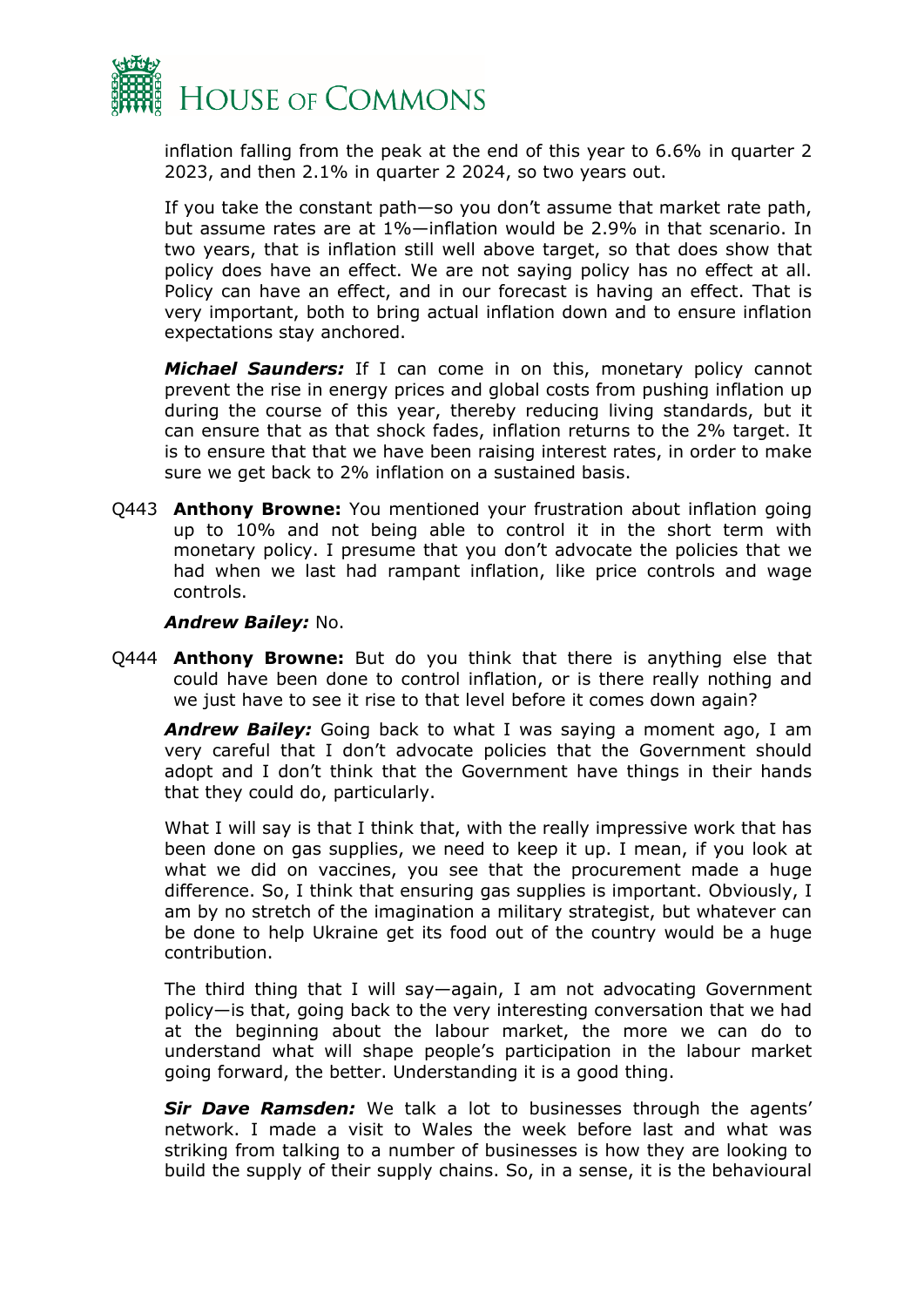inflation falling from the peak at the end of this year to 6.6% in quarter 2 2023, and then 2.1% in quarter 2 2024, so two years out.

If you take the constant path—so you don't assume that market rate path, but assume rates are at 1%—inflation would be 2.9% in that scenario. In two years, that is inflation still well above target, so that does show that policy does have an effect. We are not saying policy has no effect at all. Policy can have an effect, and in our forecast is having an effect. That is very important, both to bring actual inflation down and to ensure inflation expectations stay anchored.

***Michael Saunders:*** If I can come in on this, monetary policy cannot prevent the rise in energy prices and global costs from pushing inflation up during the course of this year, thereby reducing living standards, but it can ensure that as that shock fades, inflation returns to the 2% target. It is to ensure that that we have been raising interest rates, in order to make sure we get back to 2% inflation on a sustained basis.

Q443 **Anthony Browne:** You mentioned your frustration about inflation going up to 10% and not being able to control it in the short term with monetary policy. I presume that you don't advocate the policies that we had when we last had rampant inflation, like price controls and wage controls.

***Andrew Bailey:*** No.

Q444 **Anthony Browne:** But do you think that there is anything else that could have been done to control inflation, or is there really nothing and we just have to see it rise to that level before it comes down again?

***Andrew Bailey:*** Going back to what I was saying a moment ago, I am very careful that I don't advocate policies that the Government should adopt and I don't think that the Government have things in their hands that they could do, particularly.

What I will say is that I think that, with the really impressive work that has been done on gas supplies, we need to keep it up. I mean, if you look at what we did on vaccines, you see that the procurement made a huge difference. So, I think that ensuring gas supplies is important. Obviously, I am by no stretch of the imagination a military strategist, but whatever can be done to help Ukraine get its food out of the country would be a huge contribution.

The third thing that I will say—again, I am not advocating Government policy—is that, going back to the very interesting conversation that we had at the beginning about the labour market, the more we can do to understand what will shape people's participation in the labour market going forward, the better. Understanding it is a good thing.

***Sir Dave Ramsden:*** We talk a lot to businesses through the agents' network. I made a visit to Wales the week before last and what was striking from talking to a number of businesses is how they are looking to build the supply of their supply chains. So, in a sense, it is the behavioural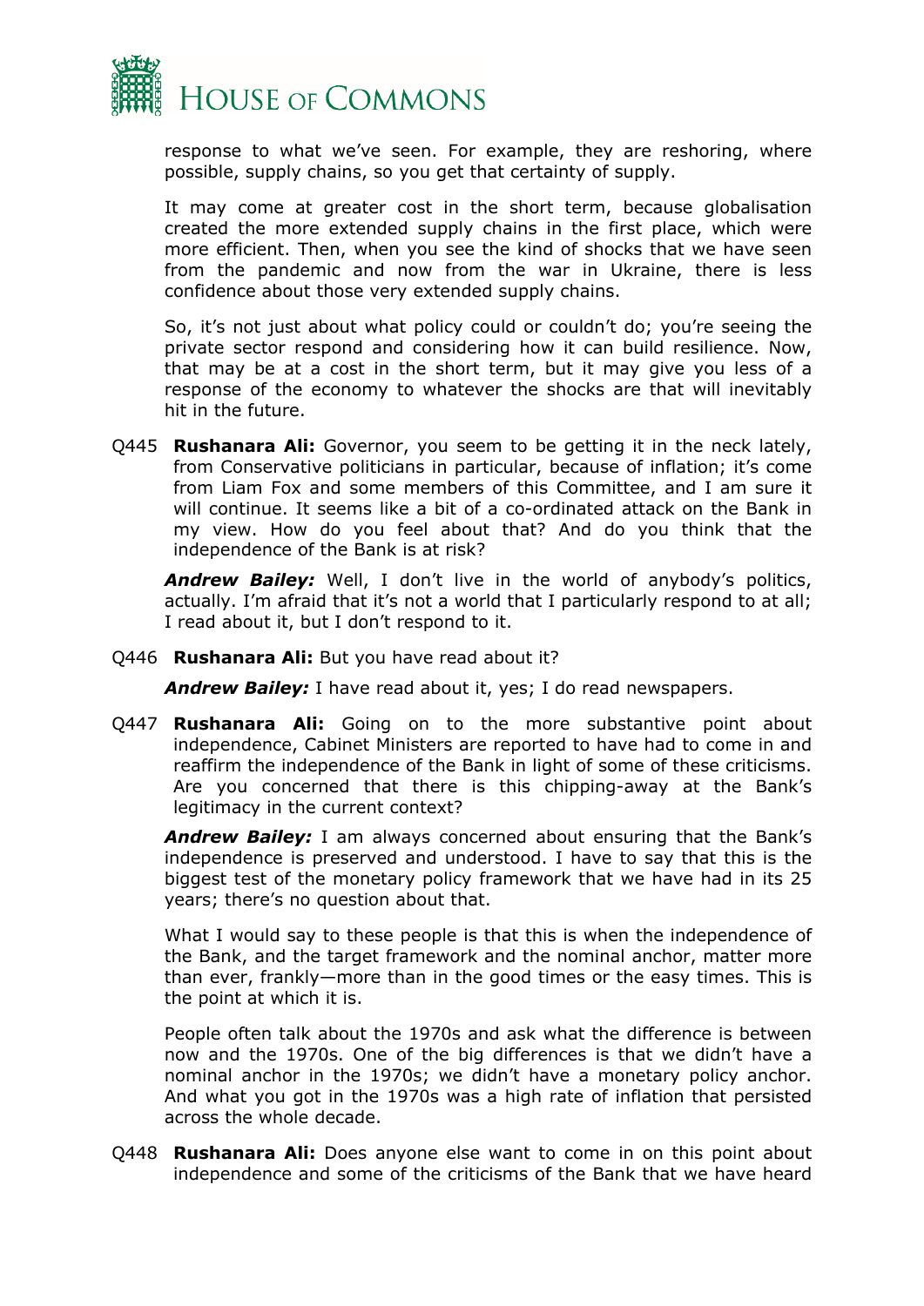response to what we've seen. For example, they are reshoring, where possible, supply chains, so you get that certainty of supply.

It may come at greater cost in the short term, because globalisation created the more extended supply chains in the first place, which were more efficient. Then, when you see the kind of shocks that we have seen from the pandemic and now from the war in Ukraine, there is less confidence about those very extended supply chains.

So, it's not just about what policy could or couldn't do; you're seeing the private sector respond and considering how it can build resilience. Now, that may be at a cost in the short term, but it may give you less of a response of the economy to whatever the shocks are that will inevitably hit in the future.

Q445 **Rushanara Ali:** Governor, you seem to be getting it in the neck lately, from Conservative politicians in particular, because of inflation; it's come from Liam Fox and some members of this Committee, and I am sure it will continue. It seems like a bit of a co-ordinated attack on the Bank in my view. How do you feel about that? And do you think that the independence of the Bank is at risk?

***Andrew Bailey:*** Well, I don't live in the world of anybody's politics, actually. I'm afraid that it's not a world that I particularly respond to at all; I read about it, but I don't respond to it.

Q446 **Rushanara Ali:** But you have read about it?

***Andrew Bailey:*** I have read about it, yes; I do read newspapers.

Q447 **Rushanara Ali:** Going on to the more substantive point about independence, Cabinet Ministers are reported to have had to come in and reaffirm the independence of the Bank in light of some of these criticisms. Are you concerned that there is this chipping-away at the Bank's legitimacy in the current context?

***Andrew Bailey:*** I am always concerned about ensuring that the Bank's independence is preserved and understood. I have to say that this is the biggest test of the monetary policy framework that we have had in its 25 years; there's no question about that.

What I would say to these people is that this is when the independence of the Bank, and the target framework and the nominal anchor, matter more than ever, frankly—more than in the good times or the easy times. This is the point at which it is.

People often talk about the 1970s and ask what the difference is between now and the 1970s. One of the big differences is that we didn't have a nominal anchor in the 1970s; we didn't have a monetary policy anchor. And what you got in the 1970s was a high rate of inflation that persisted across the whole decade.

Q448 **Rushanara Ali:** Does anyone else want to come in on this point about independence and some of the criticisms of the Bank that we have heard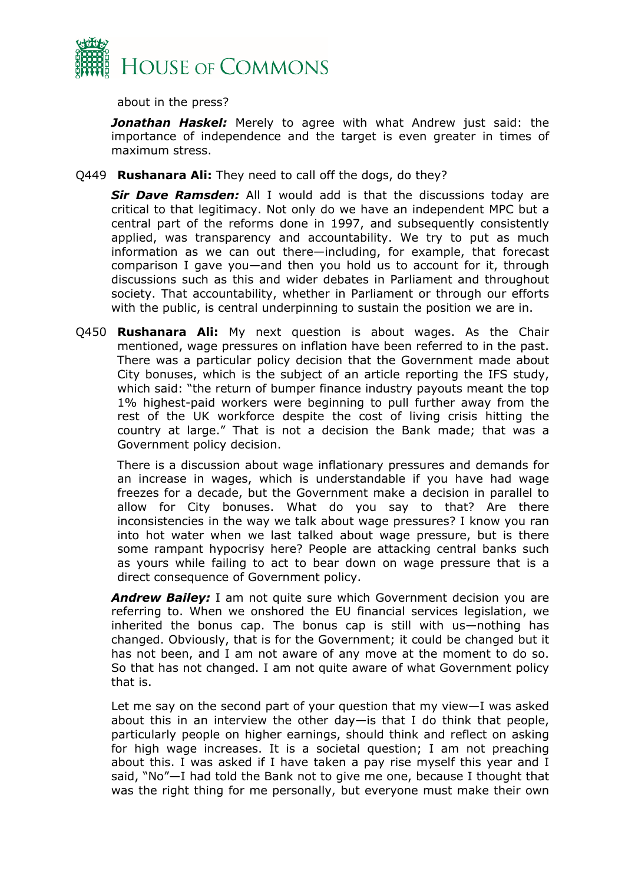about in the press?

***Jonathan Haskel:*** Merely to agree with what Andrew just said: the importance of independence and the target is even greater in times of maximum stress.

Q449 **Rushanara Ali:** They need to call off the dogs, do they?

***Sir Dave Ramsden:*** All I would add is that the discussions today are critical to that legitimacy. Not only do we have an independent MPC but a central part of the reforms done in 1997, and subsequently consistently applied, was transparency and accountability. We try to put as much information as we can out there—including, for example, that forecast comparison I gave you—and then you hold us to account for it, through discussions such as this and wider debates in Parliament and throughout society. That accountability, whether in Parliament or through our efforts with the public, is central underpinning to sustain the position we are in.

Q450 **Rushanara Ali:** My next question is about wages. As the Chair mentioned, wage pressures on inflation have been referred to in the past. There was a particular policy decision that the Government made about City bonuses, which is the subject of an article reporting the IFS study, which said: "the return of bumper finance industry payouts meant the top 1% highest-paid workers were beginning to pull further away from the rest of the UK workforce despite the cost of living crisis hitting the country at large." That is not a decision the Bank made; that was a Government policy decision.

There is a discussion about wage inflationary pressures and demands for an increase in wages, which is understandable if you have had wage freezes for a decade, but the Government make a decision in parallel to allow for City bonuses. What do you say to that? Are there inconsistencies in the way we talk about wage pressures? I know you ran into hot water when we last talked about wage pressure, but is there some rampant hypocrisy here? People are attacking central banks such as yours while failing to act to bear down on wage pressure that is a direct consequence of Government policy.

***Andrew Bailey:*** I am not quite sure which Government decision you are referring to. When we onshored the EU financial services legislation, we inherited the bonus cap. The bonus cap is still with us—nothing has changed. Obviously, that is for the Government; it could be changed but it has not been, and I am not aware of any move at the moment to do so. So that has not changed. I am not quite aware of what Government policy that is.

Let me say on the second part of your question that my view—I was asked about this in an interview the other day—is that I do think that people, particularly people on higher earnings, should think and reflect on asking for high wage increases. It is a societal question; I am not preaching about this. I was asked if I have taken a pay rise myself this year and I said, "No"—I had told the Bank not to give me one, because I thought that was the right thing for me personally, but everyone must make their own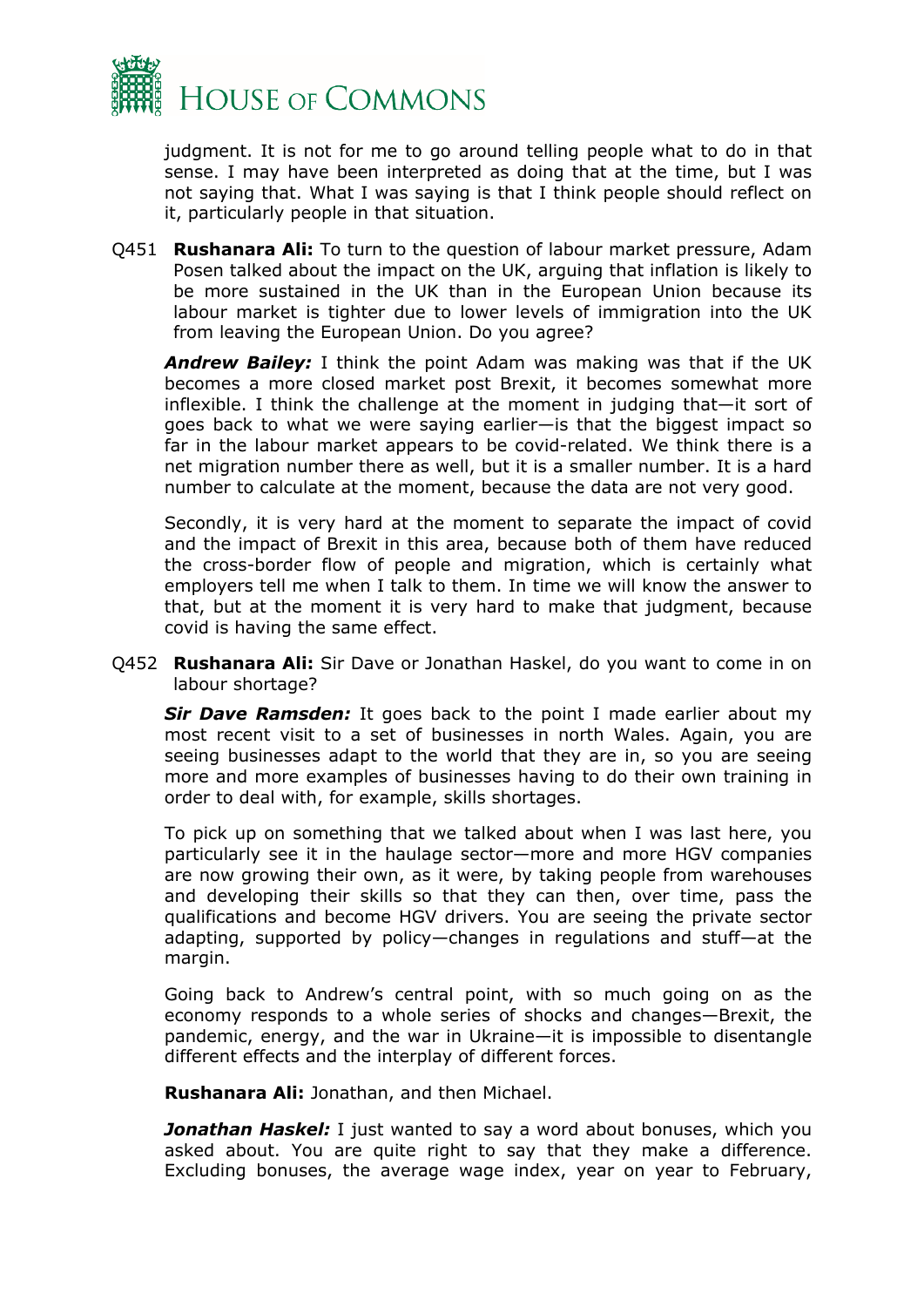judgment. It is not for me to go around telling people what to do in that sense. I may have been interpreted as doing that at the time, but I was not saying that. What I was saying is that I think people should reflect on it, particularly people in that situation.

Q451 **Rushanara Ali:** To turn to the question of labour market pressure, Adam Posen talked about the impact on the UK, arguing that inflation is likely to be more sustained in the UK than in the European Union because its labour market is tighter due to lower levels of immigration into the UK from leaving the European Union. Do you agree?

***Andrew Bailey:*** I think the point Adam was making was that if the UK becomes a more closed market post Brexit, it becomes somewhat more inflexible. I think the challenge at the moment in judging that—it sort of goes back to what we were saying earlier—is that the biggest impact so far in the labour market appears to be covid-related. We think there is a net migration number there as well, but it is a smaller number. It is a hard number to calculate at the moment, because the data are not very good.

Secondly, it is very hard at the moment to separate the impact of covid and the impact of Brexit in this area, because both of them have reduced the cross-border flow of people and migration, which is certainly what employers tell me when I talk to them. In time we will know the answer to that, but at the moment it is very hard to make that judgment, because covid is having the same effect.

Q452 **Rushanara Ali:** Sir Dave or Jonathan Haskel, do you want to come in on labour shortage?

***Sir Dave Ramsden:*** It goes back to the point I made earlier about my most recent visit to a set of businesses in north Wales. Again, you are seeing businesses adapt to the world that they are in, so you are seeing more and more examples of businesses having to do their own training in order to deal with, for example, skills shortages.

To pick up on something that we talked about when I was last here, you particularly see it in the haulage sector—more and more HGV companies are now growing their own, as it were, by taking people from warehouses and developing their skills so that they can then, over time, pass the qualifications and become HGV drivers. You are seeing the private sector adapting, supported by policy—changes in regulations and stuff—at the margin.

Going back to Andrew's central point, with so much going on as the economy responds to a whole series of shocks and changes—Brexit, the pandemic, energy, and the war in Ukraine—it is impossible to disentangle different effects and the interplay of different forces.

**Rushanara Ali:** Jonathan, and then Michael.

***Jonathan Haskel:*** I just wanted to say a word about bonuses, which you asked about. You are quite right to say that they make a difference. Excluding bonuses, the average wage index, year on year to February,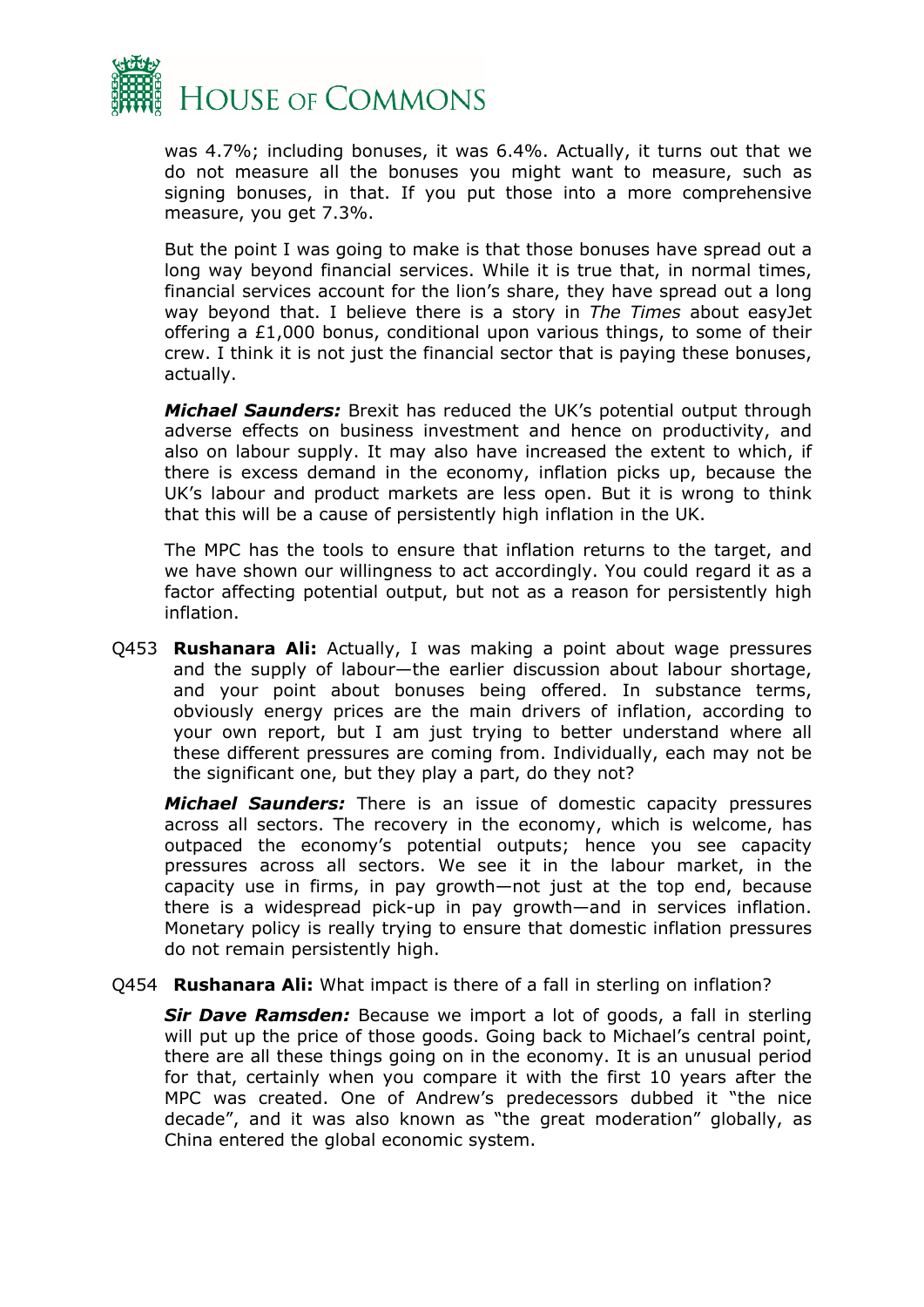was 4.7%; including bonuses, it was 6.4%. Actually, it turns out that we do not measure all the bonuses you might want to measure, such as signing bonuses, in that. If you put those into a more comprehensive measure, you get 7.3%.

But the point I was going to make is that those bonuses have spread out a long way beyond financial services. While it is true that, in normal times, financial services account for the lion's share, they have spread out a long way beyond that. I believe there is a story in *The Times* about easyJet offering a £1,000 bonus, conditional upon various things, to some of their crew. I think it is not just the financial sector that is paying these bonuses, actually.

***Michael Saunders:*** Brexit has reduced the UK's potential output through adverse effects on business investment and hence on productivity, and also on labour supply. It may also have increased the extent to which, if there is excess demand in the economy, inflation picks up, because the UK's labour and product markets are less open. But it is wrong to think that this will be a cause of persistently high inflation in the UK.

The MPC has the tools to ensure that inflation returns to the target, and we have shown our willingness to act accordingly. You could regard it as a factor affecting potential output, but not as a reason for persistently high inflation.

Q453 **Rushanara Ali:** Actually, I was making a point about wage pressures and the supply of labour—the earlier discussion about labour shortage, and your point about bonuses being offered. In substance terms, obviously energy prices are the main drivers of inflation, according to your own report, but I am just trying to better understand where all these different pressures are coming from. Individually, each may not be the significant one, but they play a part, do they not?

***Michael Saunders:*** There is an issue of domestic capacity pressures across all sectors. The recovery in the economy, which is welcome, has outpaced the economy's potential outputs; hence you see capacity pressures across all sectors. We see it in the labour market, in the capacity use in firms, in pay growth—not just at the top end, because there is a widespread pick-up in pay growth—and in services inflation. Monetary policy is really trying to ensure that domestic inflation pressures do not remain persistently high.

Q454 **Rushanara Ali:** What impact is there of a fall in sterling on inflation?

***Sir Dave Ramsden:*** Because we import a lot of goods, a fall in sterling will put up the price of those goods. Going back to Michael's central point, there are all these things going on in the economy. It is an unusual period for that, certainly when you compare it with the first 10 years after the MPC was created. One of Andrew's predecessors dubbed it "the nice decade", and it was also known as "the great moderation" globally, as China entered the global economic system.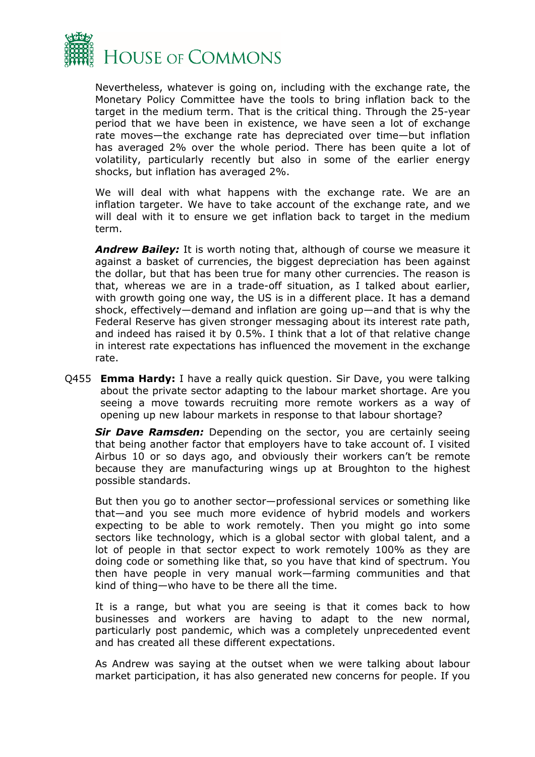Nevertheless, whatever is going on, including with the exchange rate, the Monetary Policy Committee have the tools to bring inflation back to the target in the medium term. That is the critical thing. Through the 25-year period that we have been in existence, we have seen a lot of exchange rate moves—the exchange rate has depreciated over time—but inflation has averaged 2% over the whole period. There has been quite a lot of volatility, particularly recently but also in some of the earlier energy shocks, but inflation has averaged 2%.

We will deal with what happens with the exchange rate. We are an inflation targeter. We have to take account of the exchange rate, and we will deal with it to ensure we get inflation back to target in the medium term.

***Andrew Bailey:*** It is worth noting that, although of course we measure it against a basket of currencies, the biggest depreciation has been against the dollar, but that has been true for many other currencies. The reason is that, whereas we are in a trade-off situation, as I talked about earlier, with growth going one way, the US is in a different place. It has a demand shock, effectively—demand and inflation are going up—and that is why the Federal Reserve has given stronger messaging about its interest rate path, and indeed has raised it by 0.5%. I think that a lot of that relative change in interest rate expectations has influenced the movement in the exchange rate.

Q455 **Emma Hardy:** I have a really quick question. Sir Dave, you were talking about the private sector adapting to the labour market shortage. Are you seeing a move towards recruiting more remote workers as a way of opening up new labour markets in response to that labour shortage?

***Sir Dave Ramsden:*** Depending on the sector, you are certainly seeing that being another factor that employers have to take account of. I visited Airbus 10 or so days ago, and obviously their workers can't be remote because they are manufacturing wings up at Broughton to the highest possible standards.

But then you go to another sector—professional services or something like that—and you see much more evidence of hybrid models and workers expecting to be able to work remotely. Then you might go into some sectors like technology, which is a global sector with global talent, and a lot of people in that sector expect to work remotely 100% as they are doing code or something like that, so you have that kind of spectrum. You then have people in very manual work—farming communities and that kind of thing—who have to be there all the time.

It is a range, but what you are seeing is that it comes back to how businesses and workers are having to adapt to the new normal, particularly post pandemic, which was a completely unprecedented event and has created all these different expectations.

As Andrew was saying at the outset when we were talking about labour market participation, it has also generated new concerns for people. If you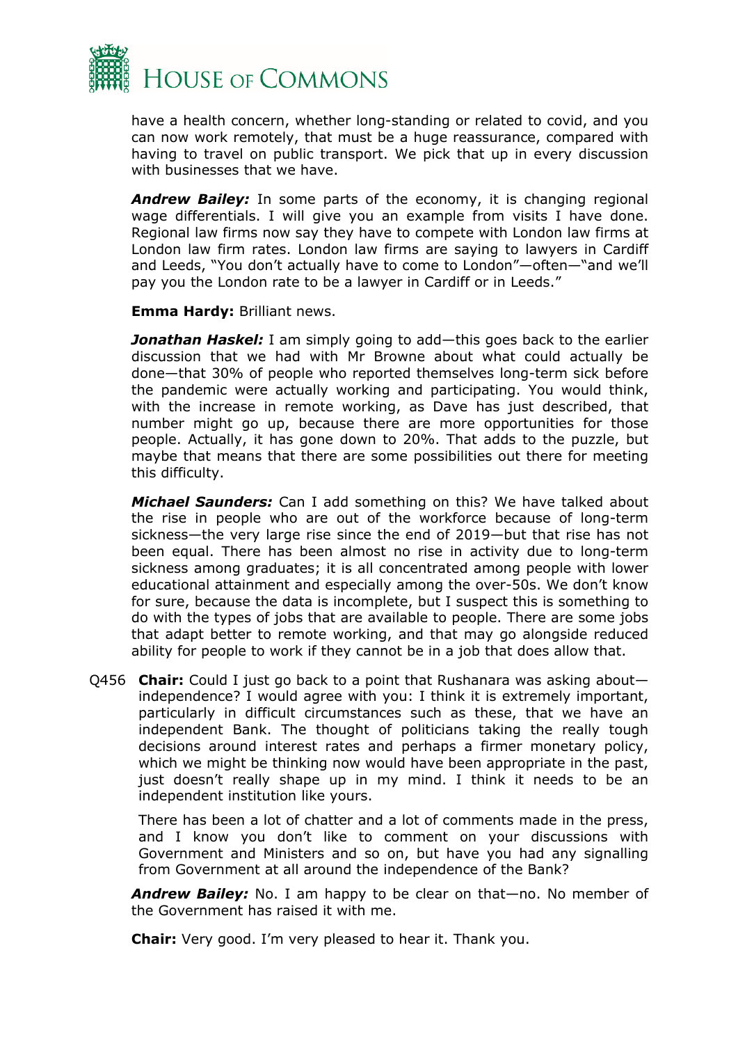have a health concern, whether long-standing or related to covid, and you can now work remotely, that must be a huge reassurance, compared with having to travel on public transport. We pick that up in every discussion with businesses that we have.

***Andrew Bailey:*** In some parts of the economy, it is changing regional wage differentials. I will give you an example from visits I have done. Regional law firms now say they have to compete with London law firms at London law firm rates. London law firms are saying to lawyers in Cardiff and Leeds, "You don't actually have to come to London"—often—"and we'll pay you the London rate to be a lawyer in Cardiff or in Leeds."

**Emma Hardy:** Brilliant news.

***Jonathan Haskel:*** I am simply going to add—this goes back to the earlier discussion that we had with Mr Browne about what could actually be done—that 30% of people who reported themselves long-term sick before the pandemic were actually working and participating. You would think, with the increase in remote working, as Dave has just described, that number might go up, because there are more opportunities for those people. Actually, it has gone down to 20%. That adds to the puzzle, but maybe that means that there are some possibilities out there for meeting this difficulty.

***Michael Saunders:*** Can I add something on this? We have talked about the rise in people who are out of the workforce because of long-term sickness—the very large rise since the end of 2019—but that rise has not been equal. There has been almost no rise in activity due to long-term sickness among graduates; it is all concentrated among people with lower educational attainment and especially among the over-50s. We don't know for sure, because the data is incomplete, but I suspect this is something to do with the types of jobs that are available to people. There are some jobs that adapt better to remote working, and that may go alongside reduced ability for people to work if they cannot be in a job that does allow that.

Q456 **Chair:** Could I just go back to a point that Rushanara was asking about—independence? I would agree with you: I think it is extremely important, particularly in difficult circumstances such as these, that we have an independent Bank. The thought of politicians taking the really tough decisions around interest rates and perhaps a firmer monetary policy, which we might be thinking now would have been appropriate in the past, just doesn't really shape up in my mind. I think it needs to be an independent institution like yours.

There has been a lot of chatter and a lot of comments made in the press, and I know you don't like to comment on your discussions with Government and Ministers and so on, but have you had any signalling from Government at all around the independence of the Bank?

***Andrew Bailey:*** No. I am happy to be clear on that—no. No member of the Government has raised it with me.

**Chair:** Very good. I'm very pleased to hear it. Thank you.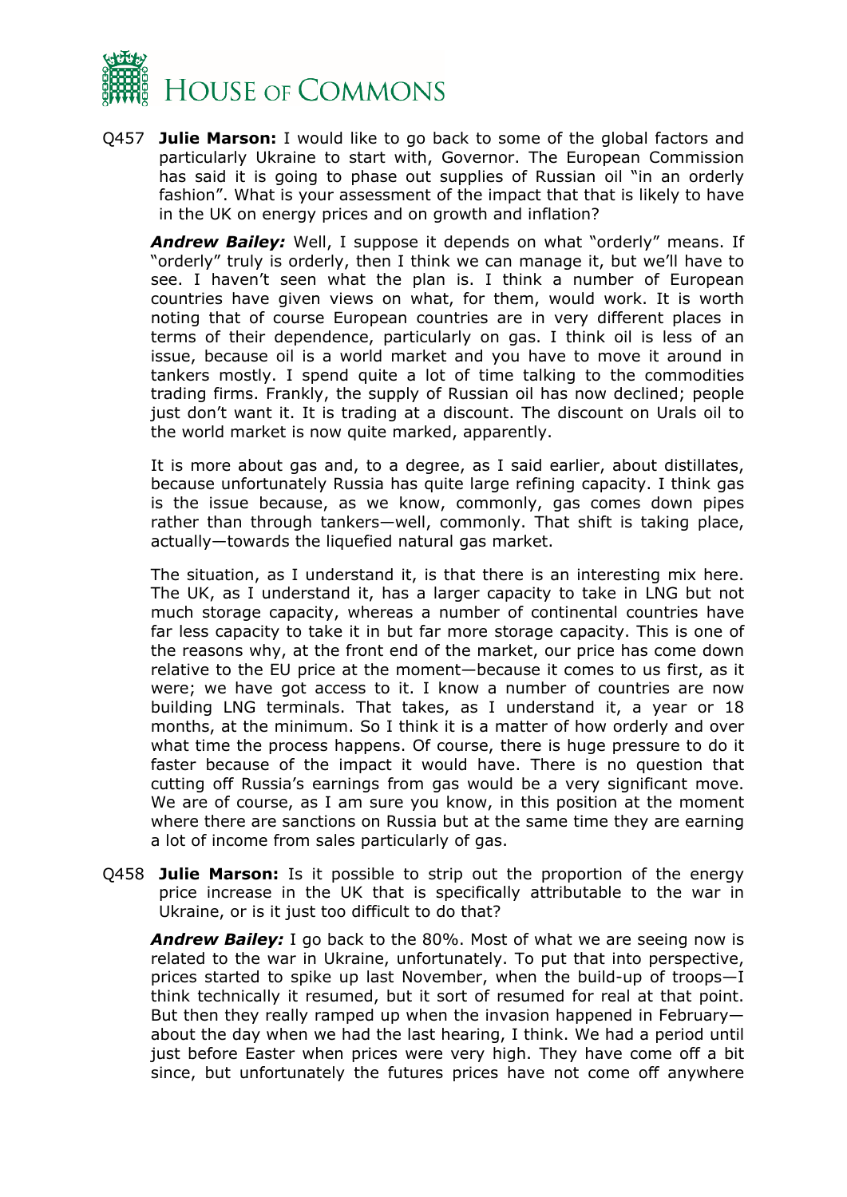Q457 **Julie Marson:** I would like to go back to some of the global factors and particularly Ukraine to start with, Governor. The European Commission has said it is going to phase out supplies of Russian oil "in an orderly fashion". What is your assessment of the impact that that is likely to have in the UK on energy prices and on growth and inflation?

***Andrew Bailey:*** Well, I suppose it depends on what "orderly" means. If "orderly" truly is orderly, then I think we can manage it, but we'll have to see. I haven't seen what the plan is. I think a number of European countries have given views on what, for them, would work. It is worth noting that of course European countries are in very different places in terms of their dependence, particularly on gas. I think oil is less of an issue, because oil is a world market and you have to move it around in tankers mostly. I spend quite a lot of time talking to the commodities trading firms. Frankly, the supply of Russian oil has now declined; people just don't want it. It is trading at a discount. The discount on Urals oil to the world market is now quite marked, apparently.

It is more about gas and, to a degree, as I said earlier, about distillates, because unfortunately Russia has quite large refining capacity. I think gas is the issue because, as we know, commonly, gas comes down pipes rather than through tankers—well, commonly. That shift is taking place, actually—towards the liquefied natural gas market.

The situation, as I understand it, is that there is an interesting mix here. The UK, as I understand it, has a larger capacity to take in LNG but not much storage capacity, whereas a number of continental countries have far less capacity to take it in but far more storage capacity. This is one of the reasons why, at the front end of the market, our price has come down relative to the EU price at the moment—because it comes to us first, as it were; we have got access to it. I know a number of countries are now building LNG terminals. That takes, as I understand it, a year or 18 months, at the minimum. So I think it is a matter of how orderly and over what time the process happens. Of course, there is huge pressure to do it faster because of the impact it would have. There is no question that cutting off Russia's earnings from gas would be a very significant move. We are of course, as I am sure you know, in this position at the moment where there are sanctions on Russia but at the same time they are earning a lot of income from sales particularly of gas.

Q458 **Julie Marson:** Is it possible to strip out the proportion of the energy price increase in the UK that is specifically attributable to the war in Ukraine, or is it just too difficult to do that?

***Andrew Bailey:*** I go back to the 80%. Most of what we are seeing now is related to the war in Ukraine, unfortunately. To put that into perspective, prices started to spike up last November, when the build-up of troops—I think technically it resumed, but it sort of resumed for real at that point. But then they really ramped up when the invasion happened in February—about the day when we had the last hearing, I think. We had a period until just before Easter when prices were very high. They have come off a bit since, but unfortunately the futures prices have not come off anywhere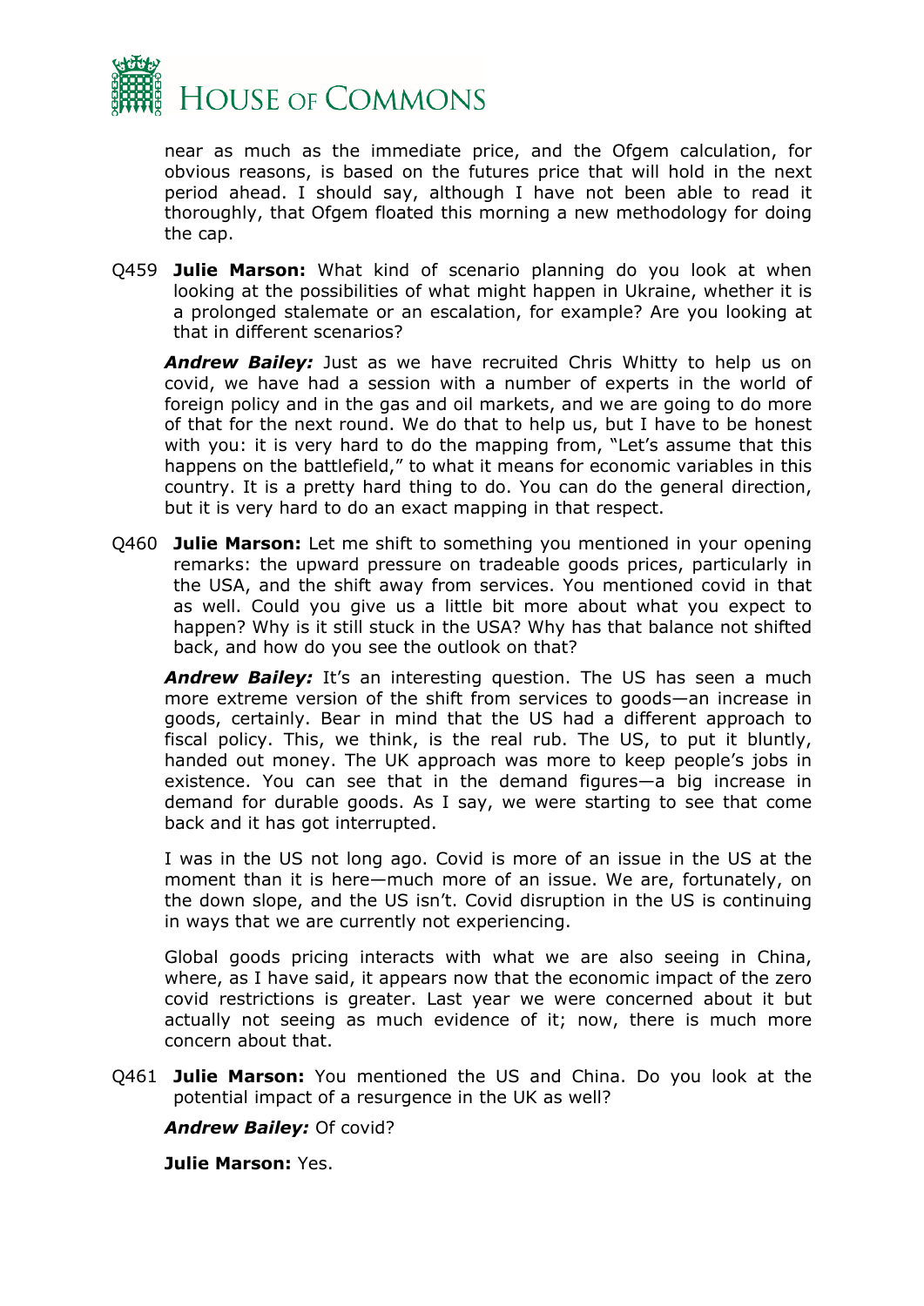near as much as the immediate price, and the Ofgem calculation, for obvious reasons, is based on the futures price that will hold in the next period ahead. I should say, although I have not been able to read it thoroughly, that Ofgem floated this morning a new methodology for doing the cap.

Q459 **Julie Marson:** What kind of scenario planning do you look at when looking at the possibilities of what might happen in Ukraine, whether it is a prolonged stalemate or an escalation, for example? Are you looking at that in different scenarios?

***Andrew Bailey:*** Just as we have recruited Chris Whitty to help us on covid, we have had a session with a number of experts in the world of foreign policy and in the gas and oil markets, and we are going to do more of that for the next round. We do that to help us, but I have to be honest with you: it is very hard to do the mapping from, "Let's assume that this happens on the battlefield," to what it means for economic variables in this country. It is a pretty hard thing to do. You can do the general direction, but it is very hard to do an exact mapping in that respect.

Q460 **Julie Marson:** Let me shift to something you mentioned in your opening remarks: the upward pressure on tradeable goods prices, particularly in the USA, and the shift away from services. You mentioned covid in that as well. Could you give us a little bit more about what you expect to happen? Why is it still stuck in the USA? Why has that balance not shifted back, and how do you see the outlook on that?

***Andrew Bailey:*** It's an interesting question. The US has seen a much more extreme version of the shift from services to goods—an increase in goods, certainly. Bear in mind that the US had a different approach to fiscal policy. This, we think, is the real rub. The US, to put it bluntly, handed out money. The UK approach was more to keep people's jobs in existence. You can see that in the demand figures—a big increase in demand for durable goods. As I say, we were starting to see that come back and it has got interrupted.

I was in the US not long ago. Covid is more of an issue in the US at the moment than it is here—much more of an issue. We are, fortunately, on the down slope, and the US isn't. Covid disruption in the US is continuing in ways that we are currently not experiencing.

Global goods pricing interacts with what we are also seeing in China, where, as I have said, it appears now that the economic impact of the zero covid restrictions is greater. Last year we were concerned about it but actually not seeing as much evidence of it; now, there is much more concern about that.

Q461 **Julie Marson:** You mentioned the US and China. Do you look at the potential impact of a resurgence in the UK as well?

***Andrew Bailey:*** Of covid?

**Julie Marson:** Yes.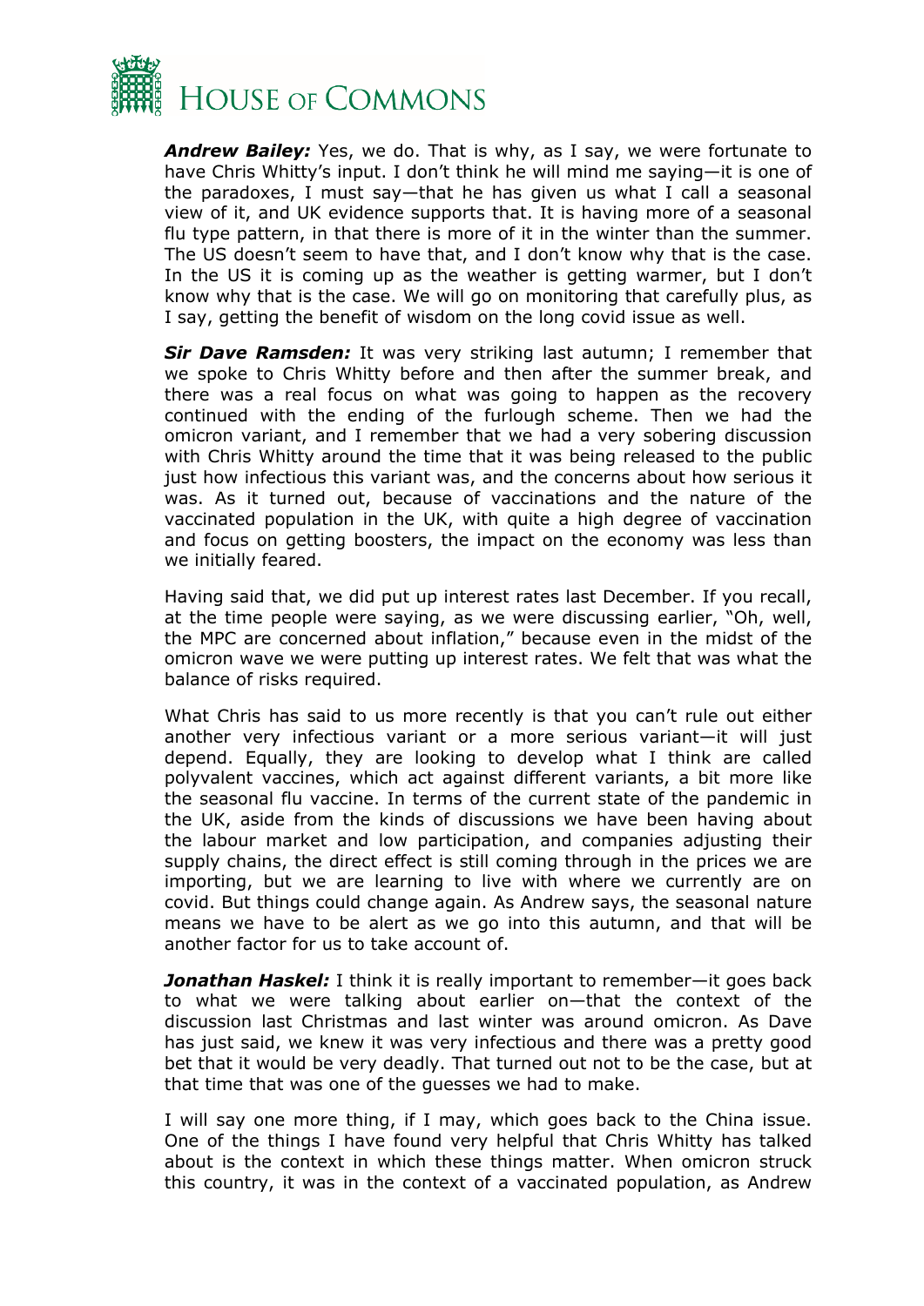***Andrew Bailey:*** Yes, we do. That is why, as I say, we were fortunate to have Chris Whitty's input. I don't think he will mind me saying—it is one of the paradoxes, I must say—that he has given us what I call a seasonal view of it, and UK evidence supports that. It is having more of a seasonal flu type pattern, in that there is more of it in the winter than the summer. The US doesn't seem to have that, and I don't know why that is the case. In the US it is coming up as the weather is getting warmer, but I don't know why that is the case. We will go on monitoring that carefully plus, as I say, getting the benefit of wisdom on the long covid issue as well.

***Sir Dave Ramsden:*** It was very striking last autumn; I remember that we spoke to Chris Whitty before and then after the summer break, and there was a real focus on what was going to happen as the recovery continued with the ending of the furlough scheme. Then we had the omicron variant, and I remember that we had a very sobering discussion with Chris Whitty around the time that it was being released to the public just how infectious this variant was, and the concerns about how serious it was. As it turned out, because of vaccinations and the nature of the vaccinated population in the UK, with quite a high degree of vaccination and focus on getting boosters, the impact on the economy was less than we initially feared.

Having said that, we did put up interest rates last December. If you recall, at the time people were saying, as we were discussing earlier, "Oh, well, the MPC are concerned about inflation," because even in the midst of the omicron wave we were putting up interest rates. We felt that was what the balance of risks required.

What Chris has said to us more recently is that you can't rule out either another very infectious variant or a more serious variant—it will just depend. Equally, they are looking to develop what I think are called polyvalent vaccines, which act against different variants, a bit more like the seasonal flu vaccine. In terms of the current state of the pandemic in the UK, aside from the kinds of discussions we have been having about the labour market and low participation, and companies adjusting their supply chains, the direct effect is still coming through in the prices we are importing, but we are learning to live with where we currently are on covid. But things could change again. As Andrew says, the seasonal nature means we have to be alert as we go into this autumn, and that will be another factor for us to take account of.

***Jonathan Haskel:*** I think it is really important to remember—it goes back to what we were talking about earlier on—that the context of the discussion last Christmas and last winter was around omicron. As Dave has just said, we knew it was very infectious and there was a pretty good bet that it would be very deadly. That turned out not to be the case, but at that time that was one of the guesses we had to make.

I will say one more thing, if I may, which goes back to the China issue. One of the things I have found very helpful that Chris Whitty has talked about is the context in which these things matter. When omicron struck this country, it was in the context of a vaccinated population, as Andrew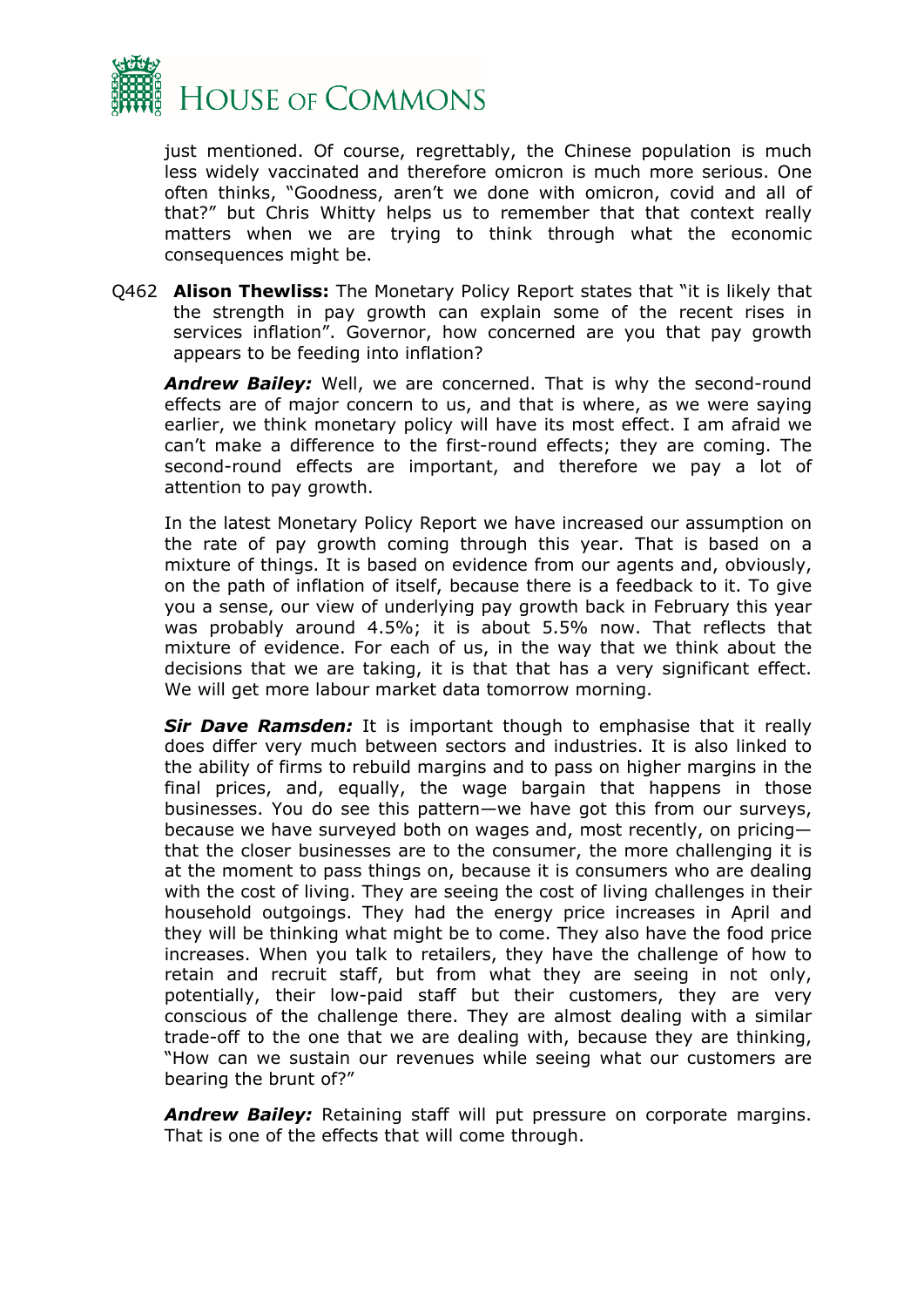just mentioned. Of course, regrettably, the Chinese population is much less widely vaccinated and therefore omicron is much more serious. One often thinks, "Goodness, aren't we done with omicron, covid and all of that?" but Chris Whitty helps us to remember that that context really matters when we are trying to think through what the economic consequences might be.

Q462 **Alison Thewliss:** The Monetary Policy Report states that "it is likely that the strength in pay growth can explain some of the recent rises in services inflation". Governor, how concerned are you that pay growth appears to be feeding into inflation?

***Andrew Bailey:*** Well, we are concerned. That is why the second-round effects are of major concern to us, and that is where, as we were saying earlier, we think monetary policy will have its most effect. I am afraid we can't make a difference to the first-round effects; they are coming. The second-round effects are important, and therefore we pay a lot of attention to pay growth.

In the latest Monetary Policy Report we have increased our assumption on the rate of pay growth coming through this year. That is based on a mixture of things. It is based on evidence from our agents and, obviously, on the path of inflation of itself, because there is a feedback to it. To give you a sense, our view of underlying pay growth back in February this year was probably around 4.5%; it is about 5.5% now. That reflects that mixture of evidence. For each of us, in the way that we think about the decisions that we are taking, it is that that has a very significant effect. We will get more labour market data tomorrow morning.

***Sir Dave Ramsden:*** It is important though to emphasise that it really does differ very much between sectors and industries. It is also linked to the ability of firms to rebuild margins and to pass on higher margins in the final prices, and, equally, the wage bargain that happens in those businesses. You do see this pattern—we have got this from our surveys, because we have surveyed both on wages and, most recently, on pricing—that the closer businesses are to the consumer, the more challenging it is at the moment to pass things on, because it is consumers who are dealing with the cost of living. They are seeing the cost of living challenges in their household outgoings. They had the energy price increases in April and they will be thinking what might be to come. They also have the food price increases. When you talk to retailers, they have the challenge of how to retain and recruit staff, but from what they are seeing in not only, potentially, their low-paid staff but their customers, they are very conscious of the challenge there. They are almost dealing with a similar trade-off to the one that we are dealing with, because they are thinking, "How can we sustain our revenues while seeing what our customers are bearing the brunt of?"

***Andrew Bailey:*** Retaining staff will put pressure on corporate margins. That is one of the effects that will come through.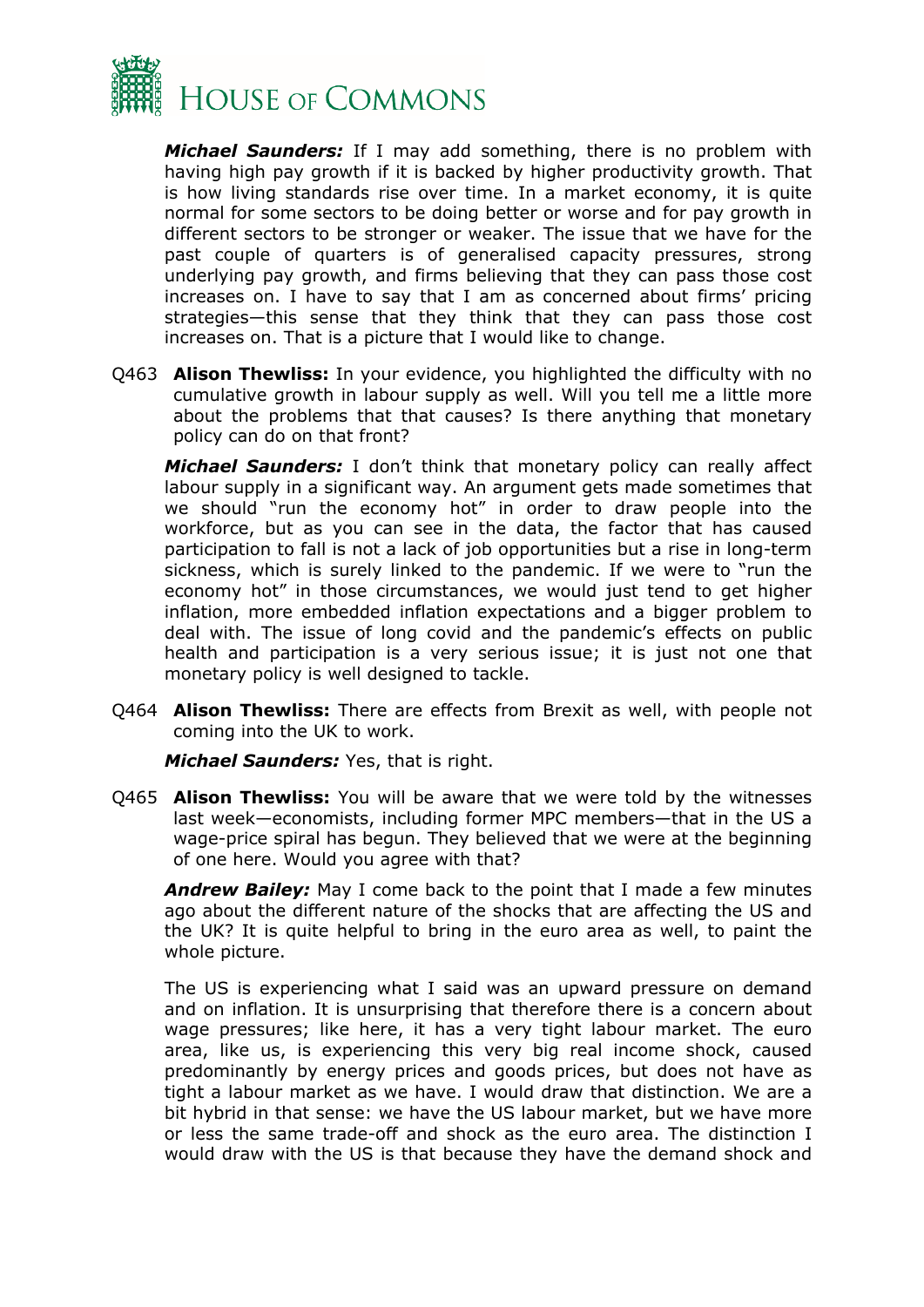***Michael Saunders:*** If I may add something, there is no problem with having high pay growth if it is backed by higher productivity growth. That is how living standards rise over time. In a market economy, it is quite normal for some sectors to be doing better or worse and for pay growth in different sectors to be stronger or weaker. The issue that we have for the past couple of quarters is of generalised capacity pressures, strong underlying pay growth, and firms believing that they can pass those cost increases on. I have to say that I am as concerned about firms' pricing strategies—this sense that they think that they can pass those cost increases on. That is a picture that I would like to change.

Q463 **Alison Thewliss:** In your evidence, you highlighted the difficulty with no cumulative growth in labour supply as well. Will you tell me a little more about the problems that that causes? Is there anything that monetary policy can do on that front?

***Michael Saunders:*** I don't think that monetary policy can really affect labour supply in a significant way. An argument gets made sometimes that we should "run the economy hot" in order to draw people into the workforce, but as you can see in the data, the factor that has caused participation to fall is not a lack of job opportunities but a rise in long-term sickness, which is surely linked to the pandemic. If we were to "run the economy hot" in those circumstances, we would just tend to get higher inflation, more embedded inflation expectations and a bigger problem to deal with. The issue of long covid and the pandemic's effects on public health and participation is a very serious issue; it is just not one that monetary policy is well designed to tackle.

Q464 **Alison Thewliss:** There are effects from Brexit as well, with people not coming into the UK to work.

***Michael Saunders:*** Yes, that is right.

Q465 **Alison Thewliss:** You will be aware that we were told by the witnesses last week—economists, including former MPC members—that in the US a wage-price spiral has begun. They believed that we were at the beginning of one here. Would you agree with that?

***Andrew Bailey:*** May I come back to the point that I made a few minutes ago about the different nature of the shocks that are affecting the US and the UK? It is quite helpful to bring in the euro area as well, to paint the whole picture.

The US is experiencing what I said was an upward pressure on demand and on inflation. It is unsurprising that therefore there is a concern about wage pressures; like here, it has a very tight labour market. The euro area, like us, is experiencing this very big real income shock, caused predominantly by energy prices and goods prices, but does not have as tight a labour market as we have. I would draw that distinction. We are a bit hybrid in that sense: we have the US labour market, but we have more or less the same trade-off and shock as the euro area. The distinction I would draw with the US is that because they have the demand shock and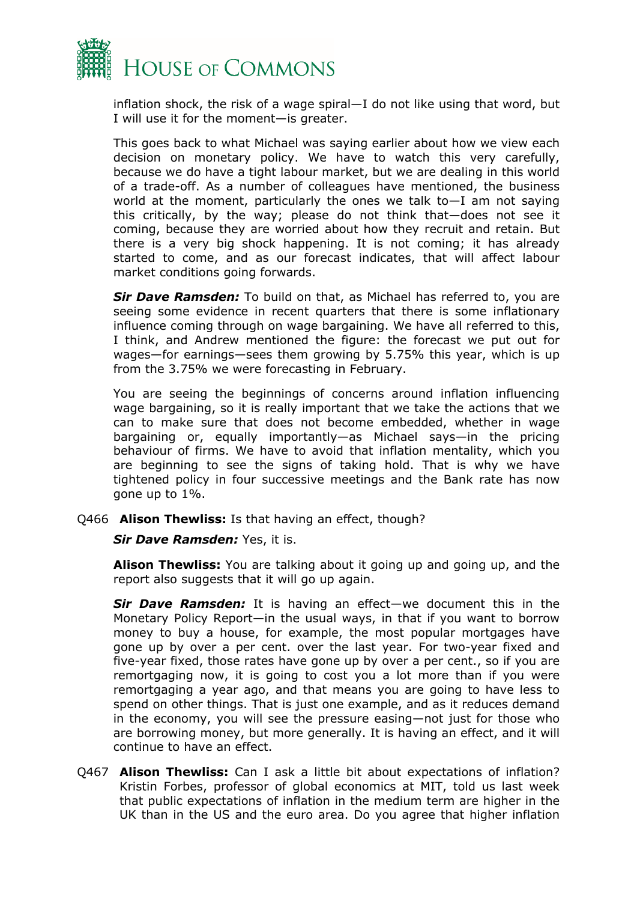inflation shock, the risk of a wage spiral—I do not like using that word, but I will use it for the moment—is greater.

This goes back to what Michael was saying earlier about how we view each decision on monetary policy. We have to watch this very carefully, because we do have a tight labour market, but we are dealing in this world of a trade-off. As a number of colleagues have mentioned, the business world at the moment, particularly the ones we talk to—I am not saying this critically, by the way; please do not think that—does not see it coming, because they are worried about how they recruit and retain. But there is a very big shock happening. It is not coming; it has already started to come, and as our forecast indicates, that will affect labour market conditions going forwards.

***Sir Dave Ramsden:*** To build on that, as Michael has referred to, you are seeing some evidence in recent quarters that there is some inflationary influence coming through on wage bargaining. We have all referred to this, I think, and Andrew mentioned the figure: the forecast we put out for wages—for earnings—sees them growing by 5.75% this year, which is up from the 3.75% we were forecasting in February.

You are seeing the beginnings of concerns around inflation influencing wage bargaining, so it is really important that we take the actions that we can to make sure that does not become embedded, whether in wage bargaining or, equally importantly—as Michael says—in the pricing behaviour of firms. We have to avoid that inflation mentality, which you are beginning to see the signs of taking hold. That is why we have tightened policy in four successive meetings and the Bank rate has now gone up to 1%.

Q466 **Alison Thewliss:** Is that having an effect, though?

***Sir Dave Ramsden:*** Yes, it is.

**Alison Thewliss:** You are talking about it going up and going up, and the report also suggests that it will go up again.

***Sir Dave Ramsden:*** It is having an effect—we document this in the Monetary Policy Report—in the usual ways, in that if you want to borrow money to buy a house, for example, the most popular mortgages have gone up by over a per cent. over the last year. For two-year fixed and five-year fixed, those rates have gone up by over a per cent., so if you are remortgaging now, it is going to cost you a lot more than if you were remortgaging a year ago, and that means you are going to have less to spend on other things. That is just one example, and as it reduces demand in the economy, you will see the pressure easing—not just for those who are borrowing money, but more generally. It is having an effect, and it will continue to have an effect.

Q467 **Alison Thewliss:** Can I ask a little bit about expectations of inflation? Kristin Forbes, professor of global economics at MIT, told us last week that public expectations of inflation in the medium term are higher in the UK than in the US and the euro area. Do you agree that higher inflation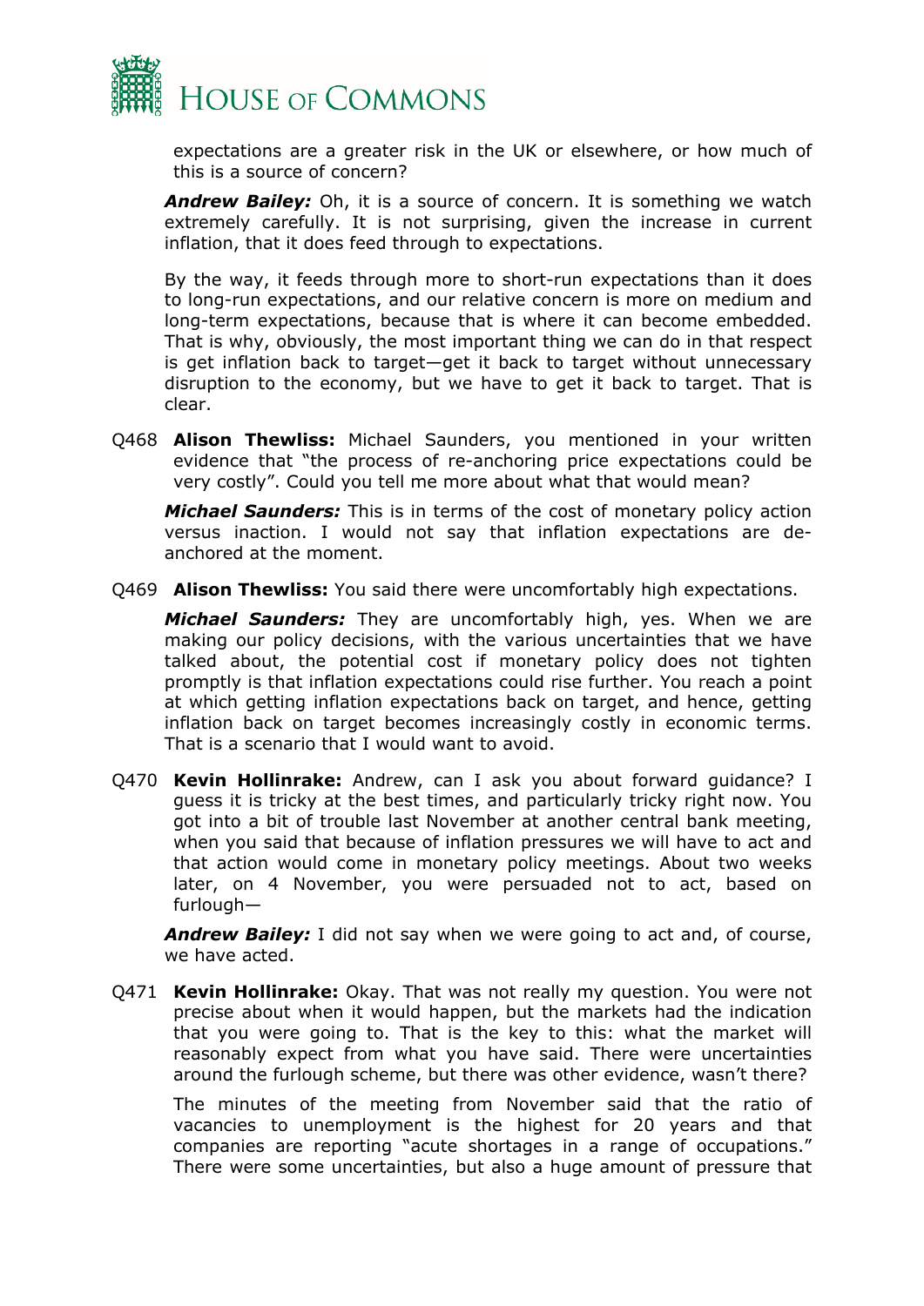expectations are a greater risk in the UK or elsewhere, or how much of this is a source of concern?

***Andrew Bailey:*** Oh, it is a source of concern. It is something we watch extremely carefully. It is not surprising, given the increase in current inflation, that it does feed through to expectations.

By the way, it feeds through more to short-run expectations than it does to long-run expectations, and our relative concern is more on medium and long-term expectations, because that is where it can become embedded. That is why, obviously, the most important thing we can do in that respect is get inflation back to target—get it back to target without unnecessary disruption to the economy, but we have to get it back to target. That is clear.

Q468 **Alison Thewliss:** Michael Saunders, you mentioned in your written evidence that "the process of re-anchoring price expectations could be very costly". Could you tell me more about what that would mean?

***Michael Saunders:*** This is in terms of the cost of monetary policy action versus inaction. I would not say that inflation expectations are de-anchored at the moment.

Q469 **Alison Thewliss:** You said there were uncomfortably high expectations.

***Michael Saunders:*** They are uncomfortably high, yes. When we are making our policy decisions, with the various uncertainties that we have talked about, the potential cost if monetary policy does not tighten promptly is that inflation expectations could rise further. You reach a point at which getting inflation expectations back on target, and hence, getting inflation back on target becomes increasingly costly in economic terms. That is a scenario that I would want to avoid.

Q470 **Kevin Hollinrake:** Andrew, can I ask you about forward guidance? I guess it is tricky at the best times, and particularly tricky right now. You got into a bit of trouble last November at another central bank meeting, when you said that because of inflation pressures we will have to act and that action would come in monetary policy meetings. About two weeks later, on 4 November, you were persuaded not to act, based on furlough—

***Andrew Bailey:*** I did not say when we were going to act and, of course, we have acted.

Q471 **Kevin Hollinrake:** Okay. That was not really my question. You were not precise about when it would happen, but the markets had the indication that you were going to. That is the key to this: what the market will reasonably expect from what you have said. There were uncertainties around the furlough scheme, but there was other evidence, wasn't there?

The minutes of the meeting from November said that the ratio of vacancies to unemployment is the highest for 20 years and that companies are reporting "acute shortages in a range of occupations." There were some uncertainties, but also a huge amount of pressure that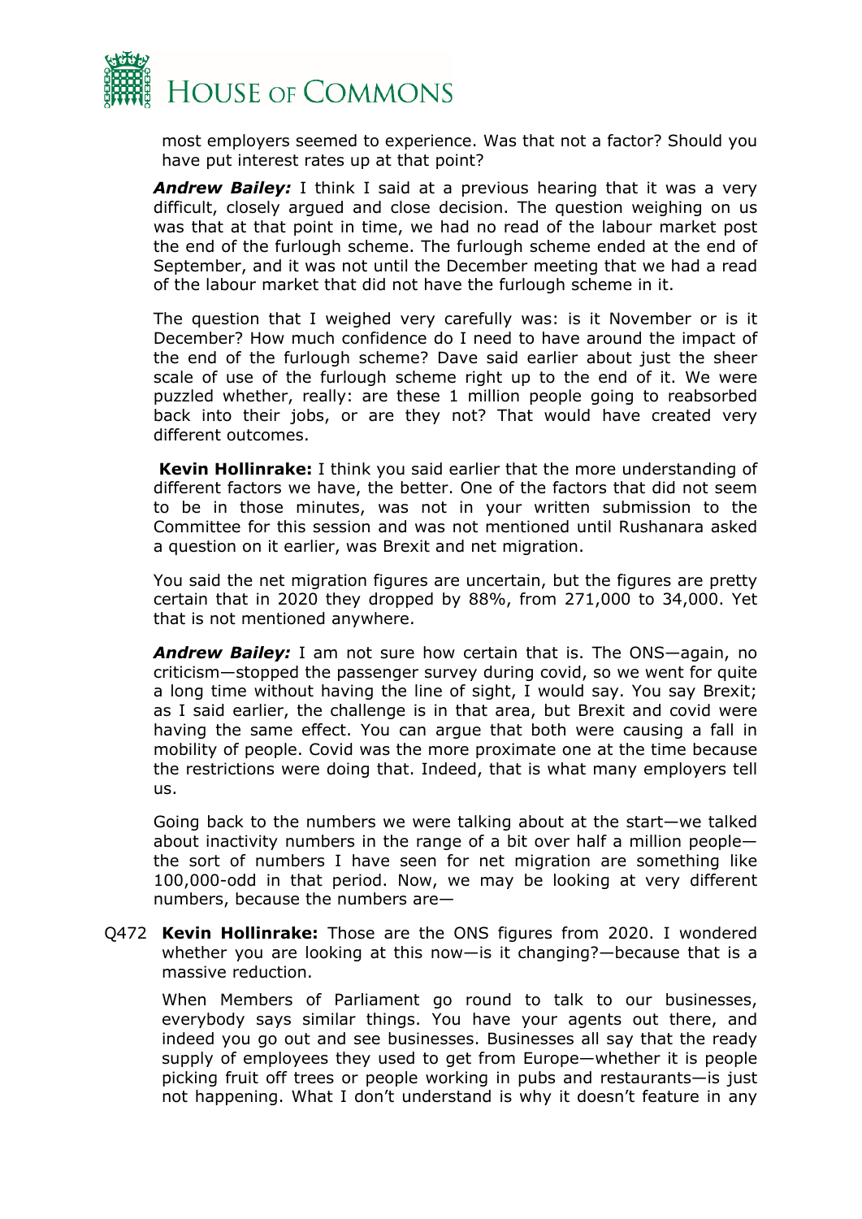most employers seemed to experience. Was that not a factor? Should you have put interest rates up at that point?

***Andrew Bailey:*** I think I said at a previous hearing that it was a very difficult, closely argued and close decision. The question weighing on us was that at that point in time, we had no read of the labour market post the end of the furlough scheme. The furlough scheme ended at the end of September, and it was not until the December meeting that we had a read of the labour market that did not have the furlough scheme in it.

The question that I weighed very carefully was: is it November or is it December? How much confidence do I need to have around the impact of the end of the furlough scheme? Dave said earlier about just the sheer scale of use of the furlough scheme right up to the end of it. We were puzzled whether, really: are these 1 million people going to reabsorbed back into their jobs, or are they not? That would have created very different outcomes.

**Kevin Hollinrake:** I think you said earlier that the more understanding of different factors we have, the better. One of the factors that did not seem to be in those minutes, was not in your written submission to the Committee for this session and was not mentioned until Rushanara asked a question on it earlier, was Brexit and net migration.

You said the net migration figures are uncertain, but the figures are pretty certain that in 2020 they dropped by 88%, from 271,000 to 34,000. Yet that is not mentioned anywhere.

***Andrew Bailey:*** I am not sure how certain that is. The ONS—again, no criticism—stopped the passenger survey during covid, so we went for quite a long time without having the line of sight, I would say. You say Brexit; as I said earlier, the challenge is in that area, but Brexit and covid were having the same effect. You can argue that both were causing a fall in mobility of people. Covid was the more proximate one at the time because the restrictions were doing that. Indeed, that is what many employers tell us.

Going back to the numbers we were talking about at the start—we talked about inactivity numbers in the range of a bit over half a million people—the sort of numbers I have seen for net migration are something like 100,000-odd in that period. Now, we may be looking at very different numbers, because the numbers are—

Q472 **Kevin Hollinrake:** Those are the ONS figures from 2020. I wondered whether you are looking at this now—is it changing?—because that is a massive reduction.

When Members of Parliament go round to talk to our businesses, everybody says similar things. You have your agents out there, and indeed you go out and see businesses. Businesses all say that the ready supply of employees they used to get from Europe—whether it is people picking fruit off trees or people working in pubs and restaurants—is just not happening. What I don't understand is why it doesn't feature in any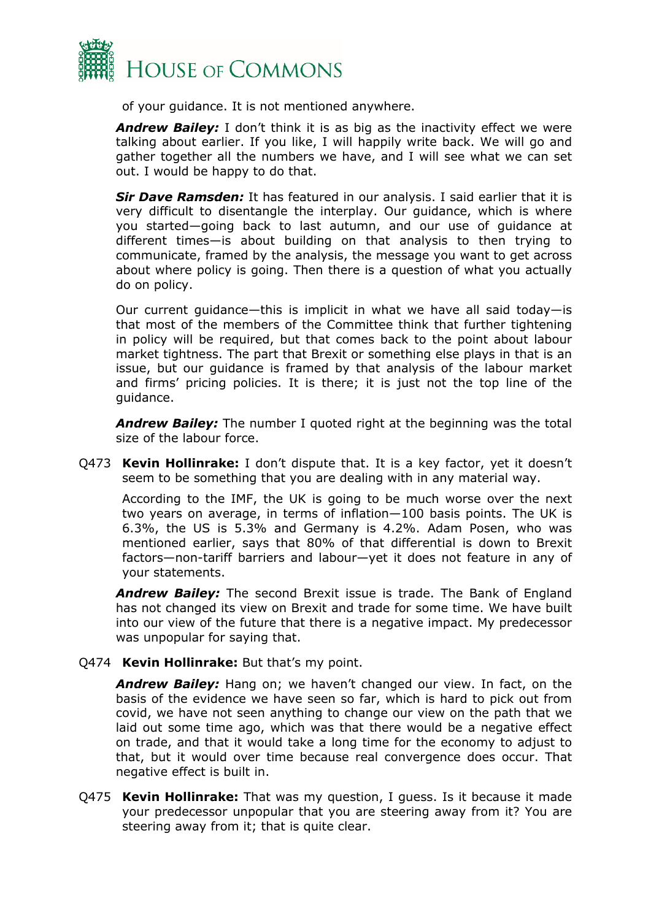of your guidance. It is not mentioned anywhere.

***Andrew Bailey:*** I don't think it is as big as the inactivity effect we were talking about earlier. If you like, I will happily write back. We will go and gather together all the numbers we have, and I will see what we can set out. I would be happy to do that.

***Sir Dave Ramsden:*** It has featured in our analysis. I said earlier that it is very difficult to disentangle the interplay. Our guidance, which is where you started—going back to last autumn, and our use of guidance at different times—is about building on that analysis to then trying to communicate, framed by the analysis, the message you want to get across about where policy is going. Then there is a question of what you actually do on policy.

Our current guidance—this is implicit in what we have all said today—is that most of the members of the Committee think that further tightening in policy will be required, but that comes back to the point about labour market tightness. The part that Brexit or something else plays in that is an issue, but our guidance is framed by that analysis of the labour market and firms' pricing policies. It is there; it is just not the top line of the guidance.

***Andrew Bailey:*** The number I quoted right at the beginning was the total size of the labour force.

Q473 **Kevin Hollinrake:** I don't dispute that. It is a key factor, yet it doesn't seem to be something that you are dealing with in any material way.

According to the IMF, the UK is going to be much worse over the next two years on average, in terms of inflation—100 basis points. The UK is 6.3%, the US is 5.3% and Germany is 4.2%. Adam Posen, who was mentioned earlier, says that 80% of that differential is down to Brexit factors—non-tariff barriers and labour—yet it does not feature in any of your statements.

***Andrew Bailey:*** The second Brexit issue is trade. The Bank of England has not changed its view on Brexit and trade for some time. We have built into our view of the future that there is a negative impact. My predecessor was unpopular for saying that.

Q474 **Kevin Hollinrake:** But that's my point.

***Andrew Bailey:*** Hang on; we haven't changed our view. In fact, on the basis of the evidence we have seen so far, which is hard to pick out from covid, we have not seen anything to change our view on the path that we laid out some time ago, which was that there would be a negative effect on trade, and that it would take a long time for the economy to adjust to that, but it would over time because real convergence does occur. That negative effect is built in.

Q475 **Kevin Hollinrake:** That was my question, I guess. Is it because it made your predecessor unpopular that you are steering away from it? You are steering away from it; that is quite clear.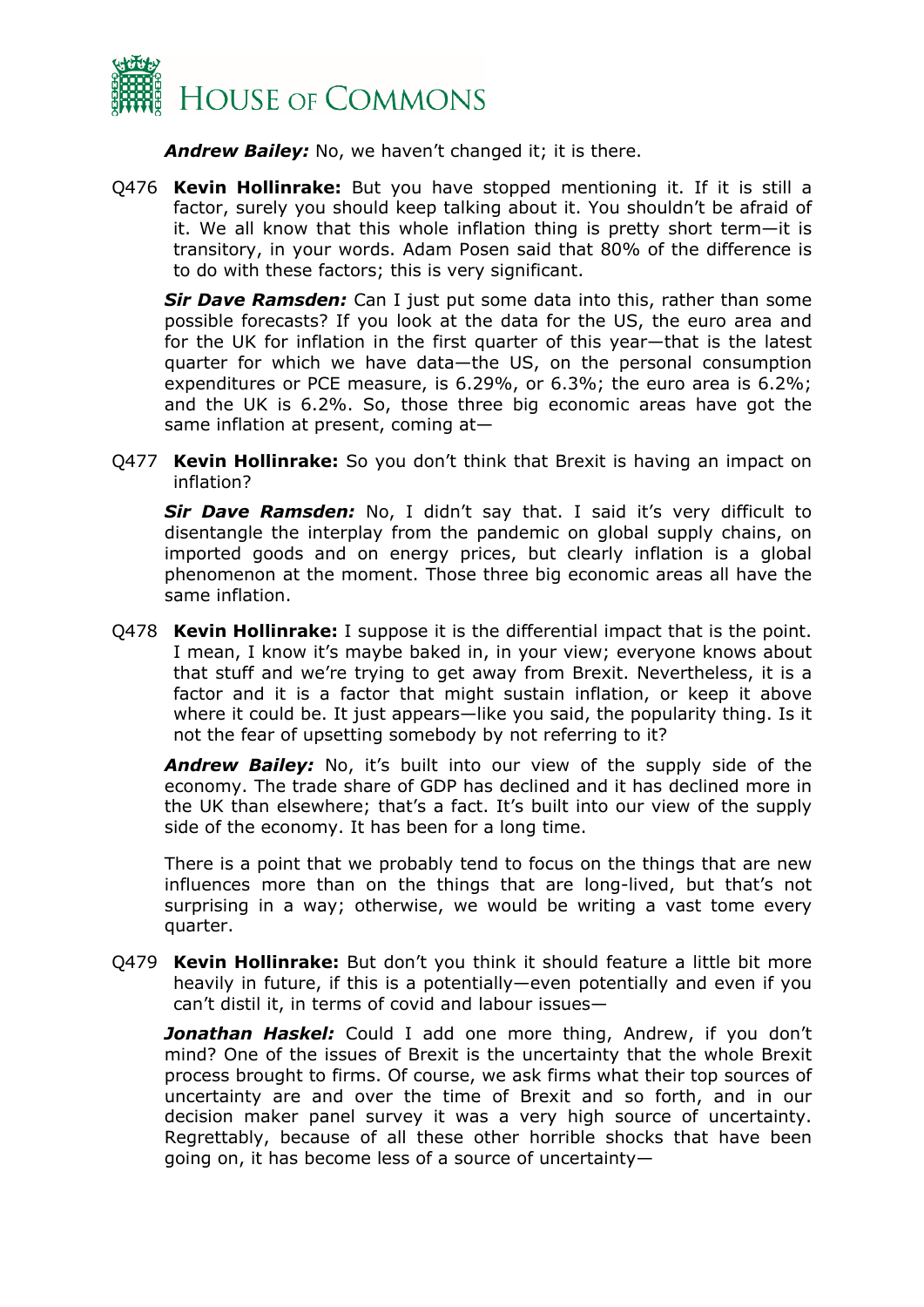***Andrew Bailey:*** No, we haven't changed it; it is there.

Q476 **Kevin Hollinrake:** But you have stopped mentioning it. If it is still a factor, surely you should keep talking about it. You shouldn't be afraid of it. We all know that this whole inflation thing is pretty short term—it is transitory, in your words. Adam Posen said that 80% of the difference is to do with these factors; this is very significant.

***Sir Dave Ramsden:*** Can I just put some data into this, rather than some possible forecasts? If you look at the data for the US, the euro area and for the UK for inflation in the first quarter of this year—that is the latest quarter for which we have data—the US, on the personal consumption expenditures or PCE measure, is 6.29%, or 6.3%; the euro area is 6.2%; and the UK is 6.2%. So, those three big economic areas have got the same inflation at present, coming at—

Q477 **Kevin Hollinrake:** So you don't think that Brexit is having an impact on inflation?

***Sir Dave Ramsden:*** No, I didn't say that. I said it's very difficult to disentangle the interplay from the pandemic on global supply chains, on imported goods and on energy prices, but clearly inflation is a global phenomenon at the moment. Those three big economic areas all have the same inflation.

Q478 **Kevin Hollinrake:** I suppose it is the differential impact that is the point. I mean, I know it's maybe baked in, in your view; everyone knows about that stuff and we're trying to get away from Brexit. Nevertheless, it is a factor and it is a factor that might sustain inflation, or keep it above where it could be. It just appears—like you said, the popularity thing. Is it not the fear of upsetting somebody by not referring to it?

***Andrew Bailey:*** No, it's built into our view of the supply side of the economy. The trade share of GDP has declined and it has declined more in the UK than elsewhere; that's a fact. It's built into our view of the supply side of the economy. It has been for a long time.

There is a point that we probably tend to focus on the things that are new influences more than on the things that are long-lived, but that's not surprising in a way; otherwise, we would be writing a vast tome every quarter.

Q479 **Kevin Hollinrake:** But don't you think it should feature a little bit more heavily in future, if this is a potentially—even potentially and even if you can't distil it, in terms of covid and labour issues—

***Jonathan Haskel:*** Could I add one more thing, Andrew, if you don't mind? One of the issues of Brexit is the uncertainty that the whole Brexit process brought to firms. Of course, we ask firms what their top sources of uncertainty are and over the time of Brexit and so forth, and in our decision maker panel survey it was a very high source of uncertainty. Regrettably, because of all these other horrible shocks that have been going on, it has become less of a source of uncertainty—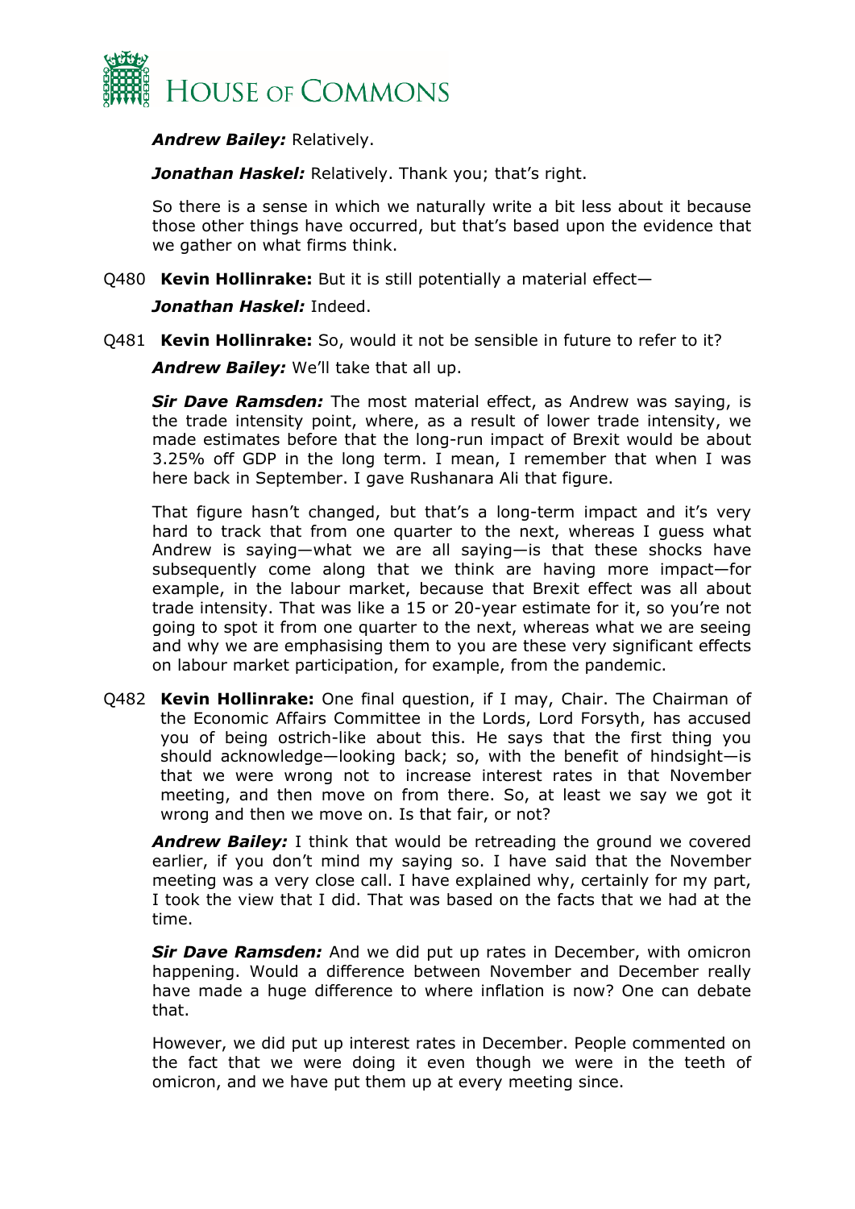***Andrew Bailey:*** Relatively.

***Jonathan Haskel:*** Relatively. Thank you; that's right.

So there is a sense in which we naturally write a bit less about it because those other things have occurred, but that's based upon the evidence that we gather on what firms think.

Q480 **Kevin Hollinrake:** But it is still potentially a material effect—

***Jonathan Haskel:*** Indeed.

Q481 **Kevin Hollinrake:** So, would it not be sensible in future to refer to it?

***Andrew Bailey:*** We'll take that all up.

***Sir Dave Ramsden:*** The most material effect, as Andrew was saying, is the trade intensity point, where, as a result of lower trade intensity, we made estimates before that the long-run impact of Brexit would be about 3.25% off GDP in the long term. I mean, I remember that when I was here back in September. I gave Rushanara Ali that figure.

That figure hasn't changed, but that's a long-term impact and it's very hard to track that from one quarter to the next, whereas I guess what Andrew is saying—what we are all saying—is that these shocks have subsequently come along that we think are having more impact—for example, in the labour market, because that Brexit effect was all about trade intensity. That was like a 15 or 20-year estimate for it, so you're not going to spot it from one quarter to the next, whereas what we are seeing and why we are emphasising them to you are these very significant effects on labour market participation, for example, from the pandemic.

Q482 **Kevin Hollinrake:** One final question, if I may, Chair. The Chairman of the Economic Affairs Committee in the Lords, Lord Forsyth, has accused you of being ostrich-like about this. He says that the first thing you should acknowledge—looking back; so, with the benefit of hindsight—is that we were wrong not to increase interest rates in that November meeting, and then move on from there. So, at least we say we got it wrong and then we move on. Is that fair, or not?

***Andrew Bailey:*** I think that would be retreading the ground we covered earlier, if you don't mind my saying so. I have said that the November meeting was a very close call. I have explained why, certainly for my part, I took the view that I did. That was based on the facts that we had at the time.

***Sir Dave Ramsden:*** And we did put up rates in December, with omicron happening. Would a difference between November and December really have made a huge difference to where inflation is now? One can debate that.

However, we did put up interest rates in December. People commented on the fact that we were doing it even though we were in the teeth of omicron, and we have put them up at every meeting since.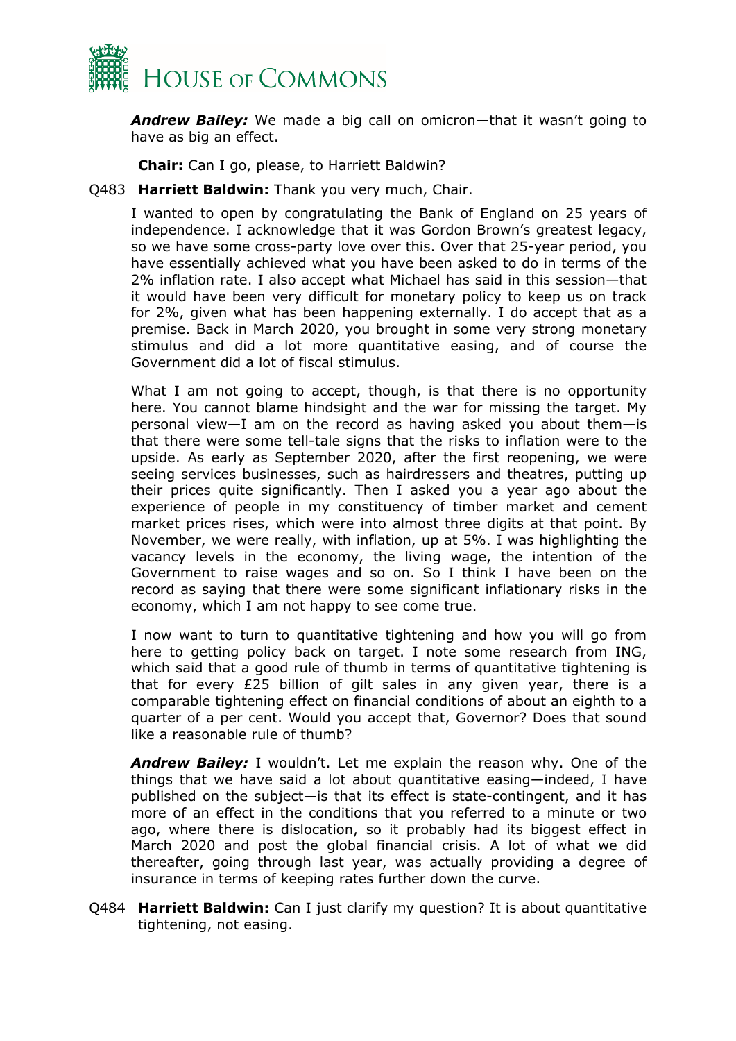***Andrew Bailey:*** We made a big call on omicron—that it wasn't going to have as big an effect.

**Chair:** Can I go, please, to Harriett Baldwin?

Q483 **Harriett Baldwin:** Thank you very much, Chair.

I wanted to open by congratulating the Bank of England on 25 years of independence. I acknowledge that it was Gordon Brown's greatest legacy, so we have some cross-party love over this. Over that 25-year period, you have essentially achieved what you have been asked to do in terms of the 2% inflation rate. I also accept what Michael has said in this session—that it would have been very difficult for monetary policy to keep us on track for 2%, given what has been happening externally. I do accept that as a premise. Back in March 2020, you brought in some very strong monetary stimulus and did a lot more quantitative easing, and of course the Government did a lot of fiscal stimulus.

What I am not going to accept, though, is that there is no opportunity here. You cannot blame hindsight and the war for missing the target. My personal view—I am on the record as having asked you about them—is that there were some tell-tale signs that the risks to inflation were to the upside. As early as September 2020, after the first reopening, we were seeing services businesses, such as hairdressers and theatres, putting up their prices quite significantly. Then I asked you a year ago about the experience of people in my constituency of timber market and cement market prices rises, which were into almost three digits at that point. By November, we were really, with inflation, up at 5%. I was highlighting the vacancy levels in the economy, the living wage, the intention of the Government to raise wages and so on. So I think I have been on the record as saying that there were some significant inflationary risks in the economy, which I am not happy to see come true.

I now want to turn to quantitative tightening and how you will go from here to getting policy back on target. I note some research from ING, which said that a good rule of thumb in terms of quantitative tightening is that for every £25 billion of gilt sales in any given year, there is a comparable tightening effect on financial conditions of about an eighth to a quarter of a per cent. Would you accept that, Governor? Does that sound like a reasonable rule of thumb?

***Andrew Bailey:*** I wouldn't. Let me explain the reason why. One of the things that we have said a lot about quantitative easing—indeed, I have published on the subject—is that its effect is state-contingent, and it has more of an effect in the conditions that you referred to a minute or two ago, where there is dislocation, so it probably had its biggest effect in March 2020 and post the global financial crisis. A lot of what we did thereafter, going through last year, was actually providing a degree of insurance in terms of keeping rates further down the curve.

Q484 **Harriett Baldwin:** Can I just clarify my question? It is about quantitative tightening, not easing.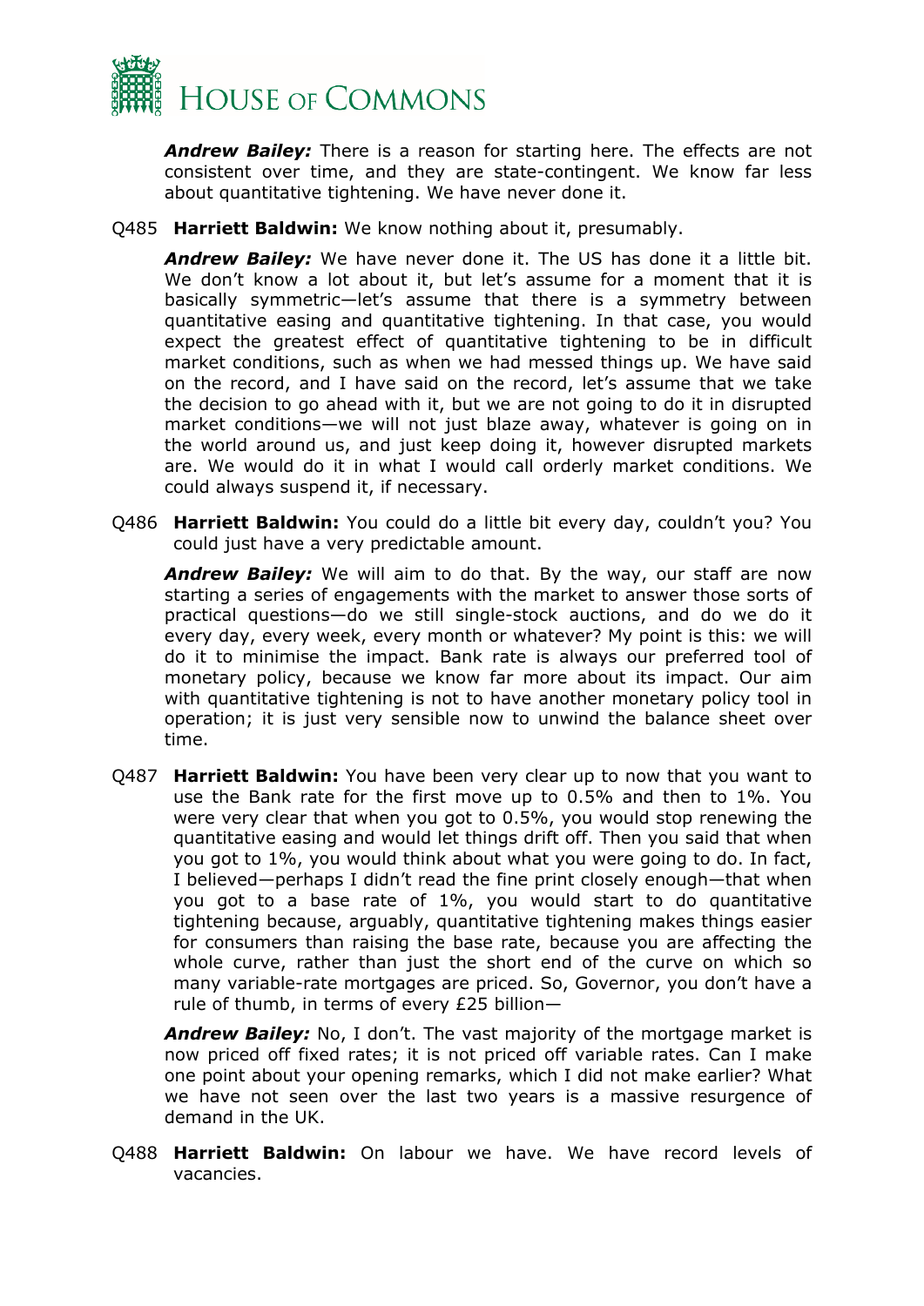***Andrew Bailey:*** There is a reason for starting here. The effects are not consistent over time, and they are state-contingent. We know far less about quantitative tightening. We have never done it.

Q485 **Harriett Baldwin:** We know nothing about it, presumably.

***Andrew Bailey:*** We have never done it. The US has done it a little bit. We don't know a lot about it, but let's assume for a moment that it is basically symmetric—let's assume that there is a symmetry between quantitative easing and quantitative tightening. In that case, you would expect the greatest effect of quantitative tightening to be in difficult market conditions, such as when we had messed things up. We have said on the record, and I have said on the record, let's assume that we take the decision to go ahead with it, but we are not going to do it in disrupted market conditions—we will not just blaze away, whatever is going on in the world around us, and just keep doing it, however disrupted markets are. We would do it in what I would call orderly market conditions. We could always suspend it, if necessary.

Q486 **Harriett Baldwin:** You could do a little bit every day, couldn't you? You could just have a very predictable amount.

***Andrew Bailey:*** We will aim to do that. By the way, our staff are now starting a series of engagements with the market to answer those sorts of practical questions—do we still single-stock auctions, and do we do it every day, every week, every month or whatever? My point is this: we will do it to minimise the impact. Bank rate is always our preferred tool of monetary policy, because we know far more about its impact. Our aim with quantitative tightening is not to have another monetary policy tool in operation; it is just very sensible now to unwind the balance sheet over time.

Q487 **Harriett Baldwin:** You have been very clear up to now that you want to use the Bank rate for the first move up to 0.5% and then to 1%. You were very clear that when you got to 0.5%, you would stop renewing the quantitative easing and would let things drift off. Then you said that when you got to 1%, you would think about what you were going to do. In fact, I believed—perhaps I didn't read the fine print closely enough—that when you got to a base rate of 1%, you would start to do quantitative tightening because, arguably, quantitative tightening makes things easier for consumers than raising the base rate, because you are affecting the whole curve, rather than just the short end of the curve on which so many variable-rate mortgages are priced. So, Governor, you don't have a rule of thumb, in terms of every £25 billion—

***Andrew Bailey:*** No, I don't. The vast majority of the mortgage market is now priced off fixed rates; it is not priced off variable rates. Can I make one point about your opening remarks, which I did not make earlier? What we have not seen over the last two years is a massive resurgence of demand in the UK.

Q488 **Harriett Baldwin:** On labour we have. We have record levels of vacancies.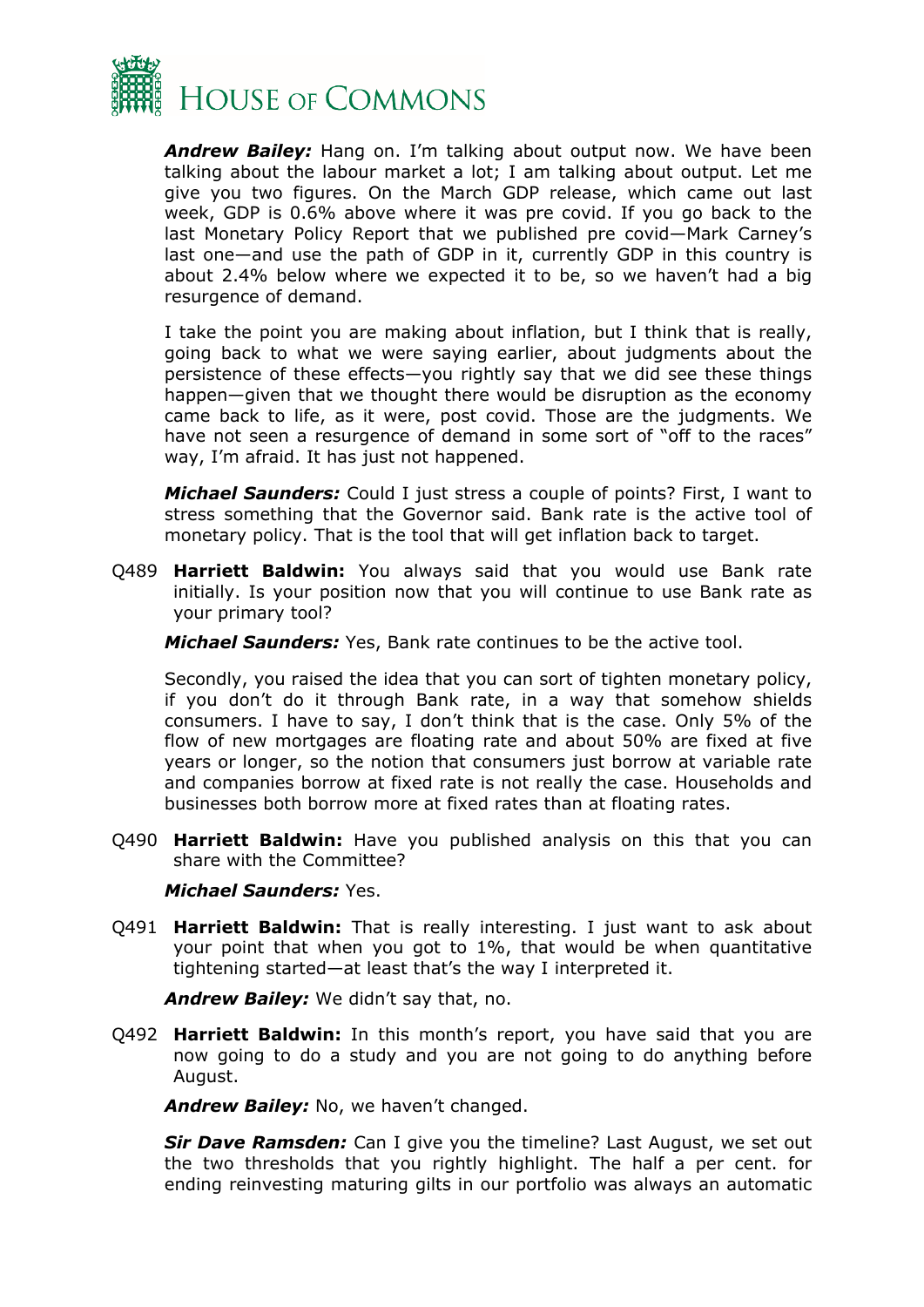***Andrew Bailey:*** Hang on. I'm talking about output now. We have been talking about the labour market a lot; I am talking about output. Let me give you two figures. On the March GDP release, which came out last week, GDP is 0.6% above where it was pre covid. If you go back to the last Monetary Policy Report that we published pre covid—Mark Carney's last one—and use the path of GDP in it, currently GDP in this country is about 2.4% below where we expected it to be, so we haven't had a big resurgence of demand.

I take the point you are making about inflation, but I think that is really, going back to what we were saying earlier, about judgments about the persistence of these effects—you rightly say that we did see these things happen—given that we thought there would be disruption as the economy came back to life, as it were, post covid. Those are the judgments. We have not seen a resurgence of demand in some sort of "off to the races" way, I'm afraid. It has just not happened.

***Michael Saunders:*** Could I just stress a couple of points? First, I want to stress something that the Governor said. Bank rate is the active tool of monetary policy. That is the tool that will get inflation back to target.

Q489 **Harriett Baldwin:** You always said that you would use Bank rate initially. Is your position now that you will continue to use Bank rate as your primary tool?

***Michael Saunders:*** Yes, Bank rate continues to be the active tool.

Secondly, you raised the idea that you can sort of tighten monetary policy, if you don't do it through Bank rate, in a way that somehow shields consumers. I have to say, I don't think that is the case. Only 5% of the flow of new mortgages are floating rate and about 50% are fixed at five years or longer, so the notion that consumers just borrow at variable rate and companies borrow at fixed rate is not really the case. Households and businesses both borrow more at fixed rates than at floating rates.

Q490 **Harriett Baldwin:** Have you published analysis on this that you can share with the Committee?

***Michael Saunders:*** Yes.

Q491 **Harriett Baldwin:** That is really interesting. I just want to ask about your point that when you got to 1%, that would be when quantitative tightening started—at least that's the way I interpreted it.

***Andrew Bailey:*** We didn't say that, no.

Q492 **Harriett Baldwin:** In this month's report, you have said that you are now going to do a study and you are not going to do anything before August.

***Andrew Bailey:*** No, we haven't changed.

***Sir Dave Ramsden:*** Can I give you the timeline? Last August, we set out the two thresholds that you rightly highlight. The half a per cent. for ending reinvesting maturing gilts in our portfolio was always an automatic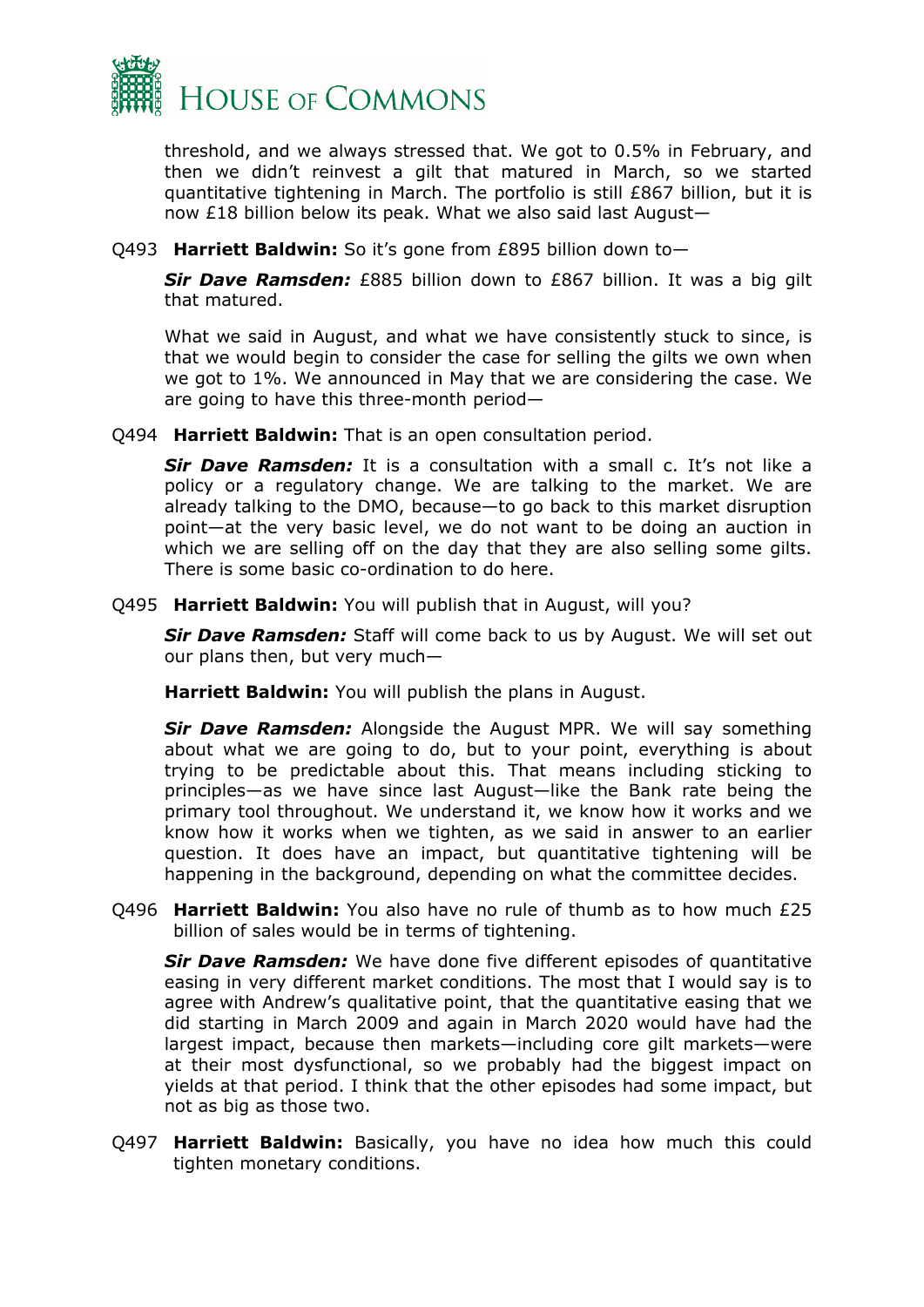threshold, and we always stressed that. We got to 0.5% in February, and then we didn't reinvest a gilt that matured in March, so we started quantitative tightening in March. The portfolio is still £867 billion, but it is now £18 billion below its peak. What we also said last August—

Q493 **Harriett Baldwin:** So it's gone from £895 billion down to—

***Sir Dave Ramsden:*** £885 billion down to £867 billion. It was a big gilt that matured.

What we said in August, and what we have consistently stuck to since, is that we would begin to consider the case for selling the gilts we own when we got to 1%. We announced in May that we are considering the case. We are going to have this three-month period—

Q494 **Harriett Baldwin:** That is an open consultation period.

***Sir Dave Ramsden:*** It is a consultation with a small c. It's not like a policy or a regulatory change. We are talking to the market. We are already talking to the DMO, because—to go back to this market disruption point—at the very basic level, we do not want to be doing an auction in which we are selling off on the day that they are also selling some gilts. There is some basic co-ordination to do here.

Q495 **Harriett Baldwin:** You will publish that in August, will you?

***Sir Dave Ramsden:*** Staff will come back to us by August. We will set out our plans then, but very much—

**Harriett Baldwin:** You will publish the plans in August.

***Sir Dave Ramsden:*** Alongside the August MPR. We will say something about what we are going to do, but to your point, everything is about trying to be predictable about this. That means including sticking to principles—as we have since last August—like the Bank rate being the primary tool throughout. We understand it, we know how it works and we know how it works when we tighten, as we said in answer to an earlier question. It does have an impact, but quantitative tightening will be happening in the background, depending on what the committee decides.

Q496 **Harriett Baldwin:** You also have no rule of thumb as to how much £25 billion of sales would be in terms of tightening.

***Sir Dave Ramsden:*** We have done five different episodes of quantitative easing in very different market conditions. The most that I would say is to agree with Andrew's qualitative point, that the quantitative easing that we did starting in March 2009 and again in March 2020 would have had the largest impact, because then markets—including core gilt markets—were at their most dysfunctional, so we probably had the biggest impact on yields at that period. I think that the other episodes had some impact, but not as big as those two.

Q497 **Harriett Baldwin:** Basically, you have no idea how much this could tighten monetary conditions.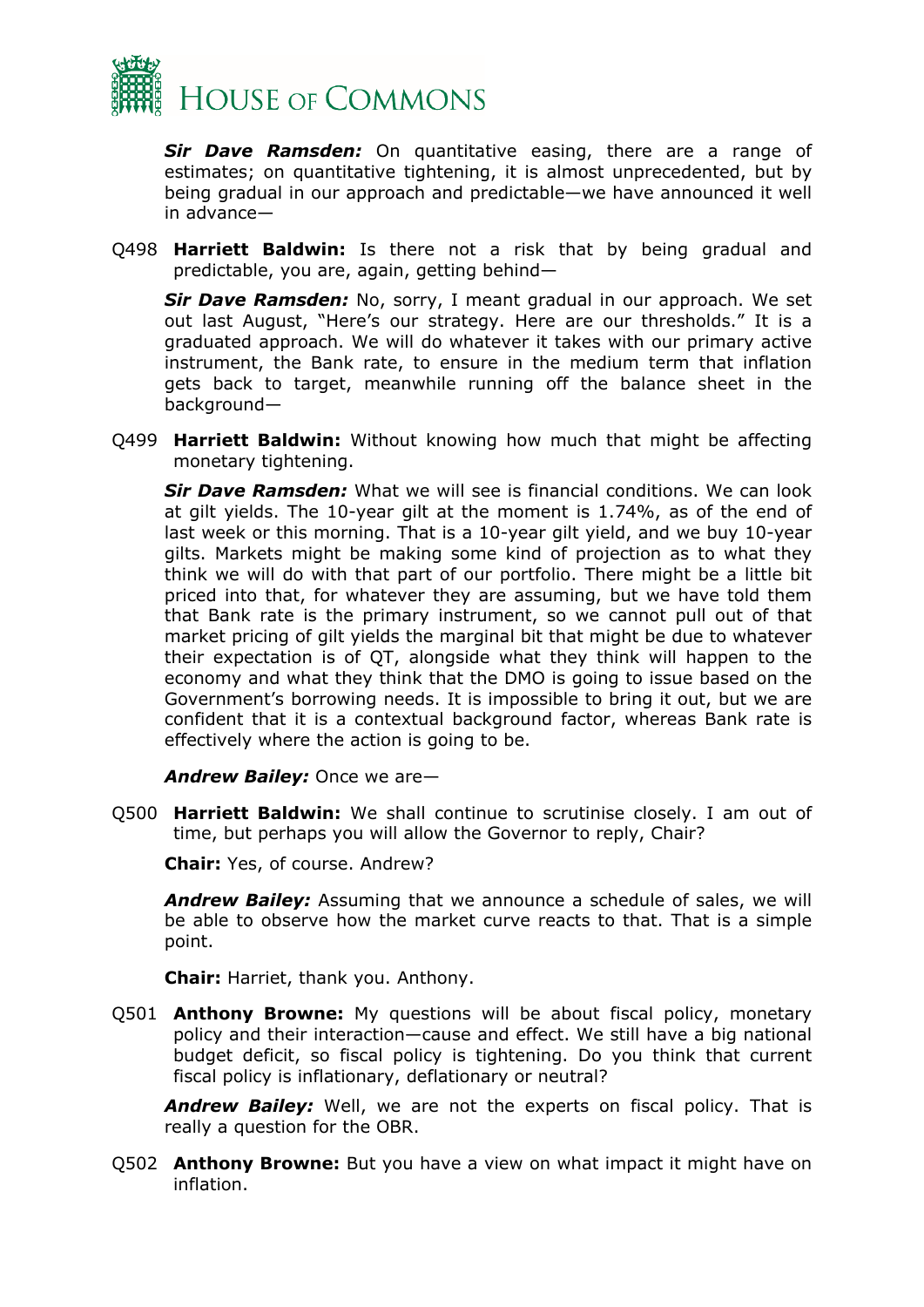***Sir Dave Ramsden:*** On quantitative easing, there are a range of estimates; on quantitative tightening, it is almost unprecedented, but by being gradual in our approach and predictable—we have announced it well in advance—

Q498 **Harriett Baldwin:** Is there not a risk that by being gradual and predictable, you are, again, getting behind—

***Sir Dave Ramsden:*** No, sorry, I meant gradual in our approach. We set out last August, "Here's our strategy. Here are our thresholds." It is a graduated approach. We will do whatever it takes with our primary active instrument, the Bank rate, to ensure in the medium term that inflation gets back to target, meanwhile running off the balance sheet in the background—

Q499 **Harriett Baldwin:** Without knowing how much that might be affecting monetary tightening.

***Sir Dave Ramsden:*** What we will see is financial conditions. We can look at gilt yields. The 10-year gilt at the moment is 1.74%, as of the end of last week or this morning. That is a 10-year gilt yield, and we buy 10-year gilts. Markets might be making some kind of projection as to what they think we will do with that part of our portfolio. There might be a little bit priced into that, for whatever they are assuming, but we have told them that Bank rate is the primary instrument, so we cannot pull out of that market pricing of gilt yields the marginal bit that might be due to whatever their expectation is of QT, alongside what they think will happen to the economy and what they think that the DMO is going to issue based on the Government's borrowing needs. It is impossible to bring it out, but we are confident that it is a contextual background factor, whereas Bank rate is effectively where the action is going to be.

***Andrew Bailey:*** Once we are—

Q500 **Harriett Baldwin:** We shall continue to scrutinise closely. I am out of time, but perhaps you will allow the Governor to reply, Chair?

**Chair:** Yes, of course. Andrew?

***Andrew Bailey:*** Assuming that we announce a schedule of sales, we will be able to observe how the market curve reacts to that. That is a simple point.

**Chair:** Harriet, thank you. Anthony.

Q501 **Anthony Browne:** My questions will be about fiscal policy, monetary policy and their interaction—cause and effect. We still have a big national budget deficit, so fiscal policy is tightening. Do you think that current fiscal policy is inflationary, deflationary or neutral?

***Andrew Bailey:*** Well, we are not the experts on fiscal policy. That is really a question for the OBR.

Q502 **Anthony Browne:** But you have a view on what impact it might have on inflation.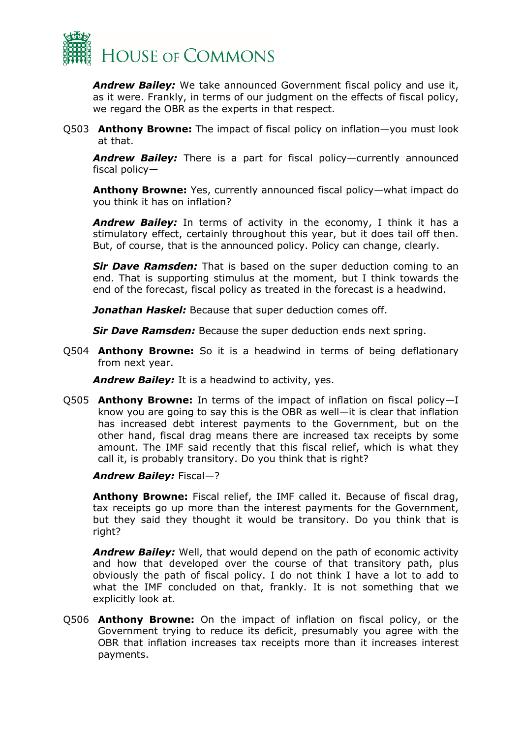***Andrew Bailey:*** We take announced Government fiscal policy and use it, as it were. Frankly, in terms of our judgment on the effects of fiscal policy, we regard the OBR as the experts in that respect.

Q503 **Anthony Browne:** The impact of fiscal policy on inflation—you must look at that.

***Andrew Bailey:*** There is a part for fiscal policy—currently announced fiscal policy—

**Anthony Browne:** Yes, currently announced fiscal policy—what impact do you think it has on inflation?

***Andrew Bailey:*** In terms of activity in the economy, I think it has a stimulatory effect, certainly throughout this year, but it does tail off then. But, of course, that is the announced policy. Policy can change, clearly.

***Sir Dave Ramsden:*** That is based on the super deduction coming to an end. That is supporting stimulus at the moment, but I think towards the end of the forecast, fiscal policy as treated in the forecast is a headwind.

***Jonathan Haskel:*** Because that super deduction comes off.

***Sir Dave Ramsden:*** Because the super deduction ends next spring.

Q504 **Anthony Browne:** So it is a headwind in terms of being deflationary from next year.

***Andrew Bailey:*** It is a headwind to activity, yes.

Q505 **Anthony Browne:** In terms of the impact of inflation on fiscal policy—I know you are going to say this is the OBR as well—it is clear that inflation has increased debt interest payments to the Government, but on the other hand, fiscal drag means there are increased tax receipts by some amount. The IMF said recently that this fiscal relief, which is what they call it, is probably transitory. Do you think that is right?

***Andrew Bailey:*** Fiscal—?

**Anthony Browne:** Fiscal relief, the IMF called it. Because of fiscal drag, tax receipts go up more than the interest payments for the Government, but they said they thought it would be transitory. Do you think that is right?

***Andrew Bailey:*** Well, that would depend on the path of economic activity and how that developed over the course of that transitory path, plus obviously the path of fiscal policy. I do not think I have a lot to add to what the IMF concluded on that, frankly. It is not something that we explicitly look at.

Q506 **Anthony Browne:** On the impact of inflation on fiscal policy, or the Government trying to reduce its deficit, presumably you agree with the OBR that inflation increases tax receipts more than it increases interest payments.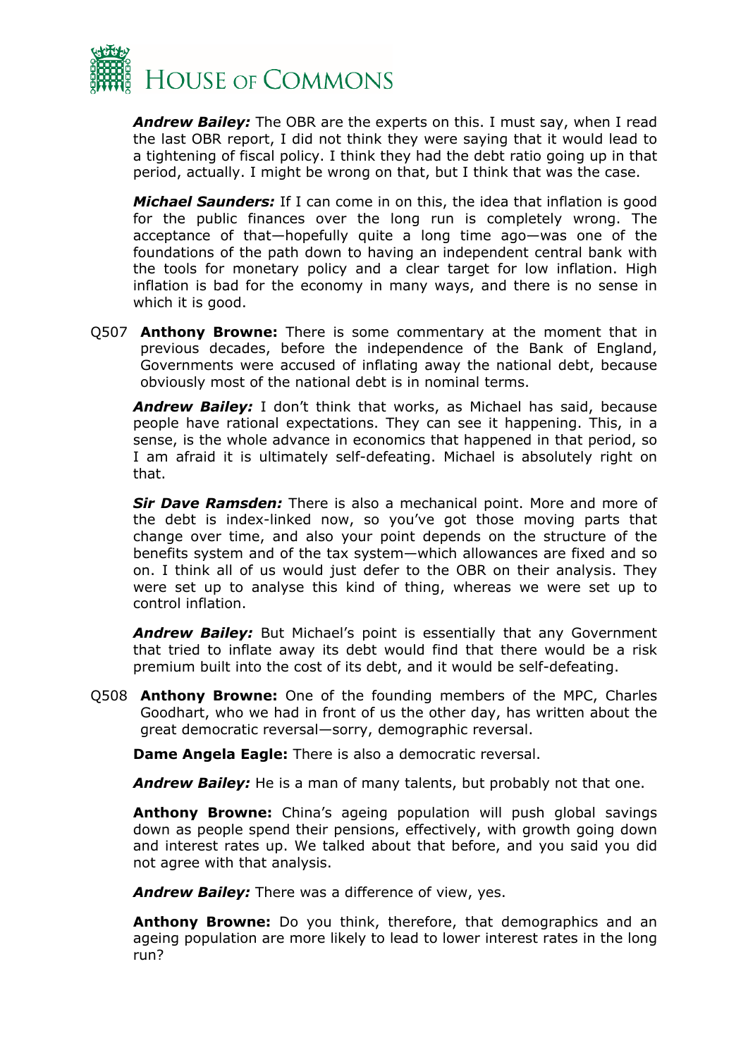***Andrew Bailey:*** The OBR are the experts on this. I must say, when I read the last OBR report, I did not think they were saying that it would lead to a tightening of fiscal policy. I think they had the debt ratio going up in that period, actually. I might be wrong on that, but I think that was the case.

***Michael Saunders:*** If I can come in on this, the idea that inflation is good for the public finances over the long run is completely wrong. The acceptance of that—hopefully quite a long time ago—was one of the foundations of the path down to having an independent central bank with the tools for monetary policy and a clear target for low inflation. High inflation is bad for the economy in many ways, and there is no sense in which it is good.

Q507 **Anthony Browne:** There is some commentary at the moment that in previous decades, before the independence of the Bank of England, Governments were accused of inflating away the national debt, because obviously most of the national debt is in nominal terms.

***Andrew Bailey:*** I don't think that works, as Michael has said, because people have rational expectations. They can see it happening. This, in a sense, is the whole advance in economics that happened in that period, so I am afraid it is ultimately self-defeating. Michael is absolutely right on that.

***Sir Dave Ramsden:*** There is also a mechanical point. More and more of the debt is index-linked now, so you've got those moving parts that change over time, and also your point depends on the structure of the benefits system and of the tax system—which allowances are fixed and so on. I think all of us would just defer to the OBR on their analysis. They were set up to analyse this kind of thing, whereas we were set up to control inflation.

***Andrew Bailey:*** But Michael's point is essentially that any Government that tried to inflate away its debt would find that there would be a risk premium built into the cost of its debt, and it would be self-defeating.

Q508 **Anthony Browne:** One of the founding members of the MPC, Charles Goodhart, who we had in front of us the other day, has written about the great democratic reversal—sorry, demographic reversal.

**Dame Angela Eagle:** There is also a democratic reversal.

***Andrew Bailey:*** He is a man of many talents, but probably not that one.

**Anthony Browne:** China's ageing population will push global savings down as people spend their pensions, effectively, with growth going down and interest rates up. We talked about that before, and you said you did not agree with that analysis.

***Andrew Bailey:*** There was a difference of view, yes.

**Anthony Browne:** Do you think, therefore, that demographics and an ageing population are more likely to lead to lower interest rates in the long run?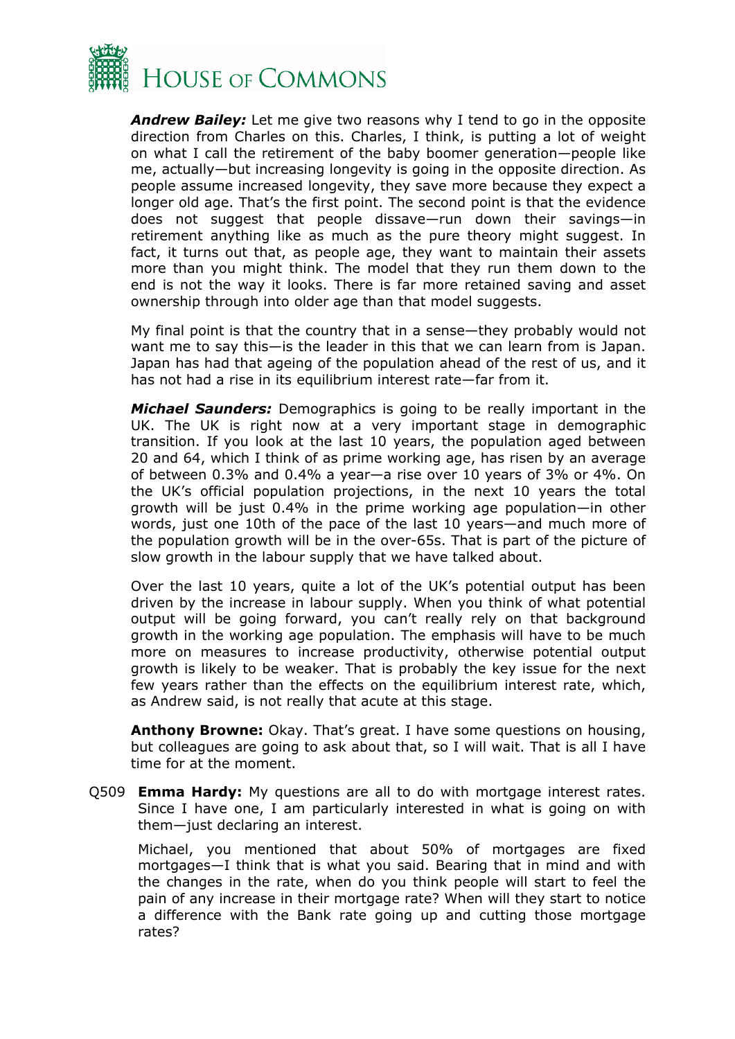***Andrew Bailey:*** Let me give two reasons why I tend to go in the opposite direction from Charles on this. Charles, I think, is putting a lot of weight on what I call the retirement of the baby boomer generation—people like me, actually—but increasing longevity is going in the opposite direction. As people assume increased longevity, they save more because they expect a longer old age. That's the first point. The second point is that the evidence does not suggest that people dissave—run down their savings—in retirement anything like as much as the pure theory might suggest. In fact, it turns out that, as people age, they want to maintain their assets more than you might think. The model that they run them down to the end is not the way it looks. There is far more retained saving and asset ownership through into older age than that model suggests.

My final point is that the country that in a sense—they probably would not want me to say this—is the leader in this that we can learn from is Japan. Japan has had that ageing of the population ahead of the rest of us, and it has not had a rise in its equilibrium interest rate—far from it.

***Michael Saunders:*** Demographics is going to be really important in the UK. The UK is right now at a very important stage in demographic transition. If you look at the last 10 years, the population aged between 20 and 64, which I think of as prime working age, has risen by an average of between 0.3% and 0.4% a year—a rise over 10 years of 3% or 4%. On the UK's official population projections, in the next 10 years the total growth will be just 0.4% in the prime working age population—in other words, just one 10th of the pace of the last 10 years—and much more of the population growth will be in the over-65s. That is part of the picture of slow growth in the labour supply that we have talked about.

Over the last 10 years, quite a lot of the UK's potential output has been driven by the increase in labour supply. When you think of what potential output will be going forward, you can't really rely on that background growth in the working age population. The emphasis will have to be much more on measures to increase productivity, otherwise potential output growth is likely to be weaker. That is probably the key issue for the next few years rather than the effects on the equilibrium interest rate, which, as Andrew said, is not really that acute at this stage.

**Anthony Browne:** Okay. That's great. I have some questions on housing, but colleagues are going to ask about that, so I will wait. That is all I have time for at the moment.

Q509 **Emma Hardy:** My questions are all to do with mortgage interest rates. Since I have one, I am particularly interested in what is going on with them—just declaring an interest.

Michael, you mentioned that about 50% of mortgages are fixed mortgages—I think that is what you said. Bearing that in mind and with the changes in the rate, when do you think people will start to feel the pain of any increase in their mortgage rate? When will they start to notice a difference with the Bank rate going up and cutting those mortgage rates?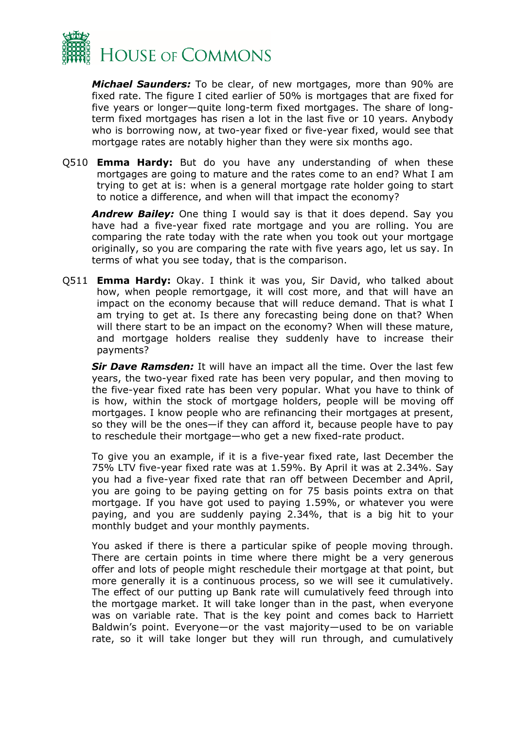***Michael Saunders:*** To be clear, of new mortgages, more than 90% are fixed rate. The figure I cited earlier of 50% is mortgages that are fixed for five years or longer—quite long-term fixed mortgages. The share of long-term fixed mortgages has risen a lot in the last five or 10 years. Anybody who is borrowing now, at two-year fixed or five-year fixed, would see that mortgage rates are notably higher than they were six months ago.

Q510 **Emma Hardy:** But do you have any understanding of when these mortgages are going to mature and the rates come to an end? What I am trying to get at is: when is a general mortgage rate holder going to start to notice a difference, and when will that impact the economy?

***Andrew Bailey:*** One thing I would say is that it does depend. Say you have had a five-year fixed rate mortgage and you are rolling. You are comparing the rate today with the rate when you took out your mortgage originally, so you are comparing the rate with five years ago, let us say. In terms of what you see today, that is the comparison.

Q511 **Emma Hardy:** Okay. I think it was you, Sir David, who talked about how, when people remortgage, it will cost more, and that will have an impact on the economy because that will reduce demand. That is what I am trying to get at. Is there any forecasting being done on that? When will there start to be an impact on the economy? When will these mature, and mortgage holders realise they suddenly have to increase their payments?

***Sir Dave Ramsden:*** It will have an impact all the time. Over the last few years, the two-year fixed rate has been very popular, and then moving to the five-year fixed rate has been very popular. What you have to think of is how, within the stock of mortgage holders, people will be moving off mortgages. I know people who are refinancing their mortgages at present, so they will be the ones—if they can afford it, because people have to pay to reschedule their mortgage—who get a new fixed-rate product.

To give you an example, if it is a five-year fixed rate, last December the 75% LTV five-year fixed rate was at 1.59%. By April it was at 2.34%. Say you had a five-year fixed rate that ran off between December and April, you are going to be paying getting on for 75 basis points extra on that mortgage. If you have got used to paying 1.59%, or whatever you were paying, and you are suddenly paying 2.34%, that is a big hit to your monthly budget and your monthly payments.

You asked if there is there a particular spike of people moving through. There are certain points in time where there might be a very generous offer and lots of people might reschedule their mortgage at that point, but more generally it is a continuous process, so we will see it cumulatively. The effect of our putting up Bank rate will cumulatively feed through into the mortgage market. It will take longer than in the past, when everyone was on variable rate. That is the key point and comes back to Harriett Baldwin's point. Everyone—or the vast majority—used to be on variable rate, so it will take longer but they will run through, and cumulatively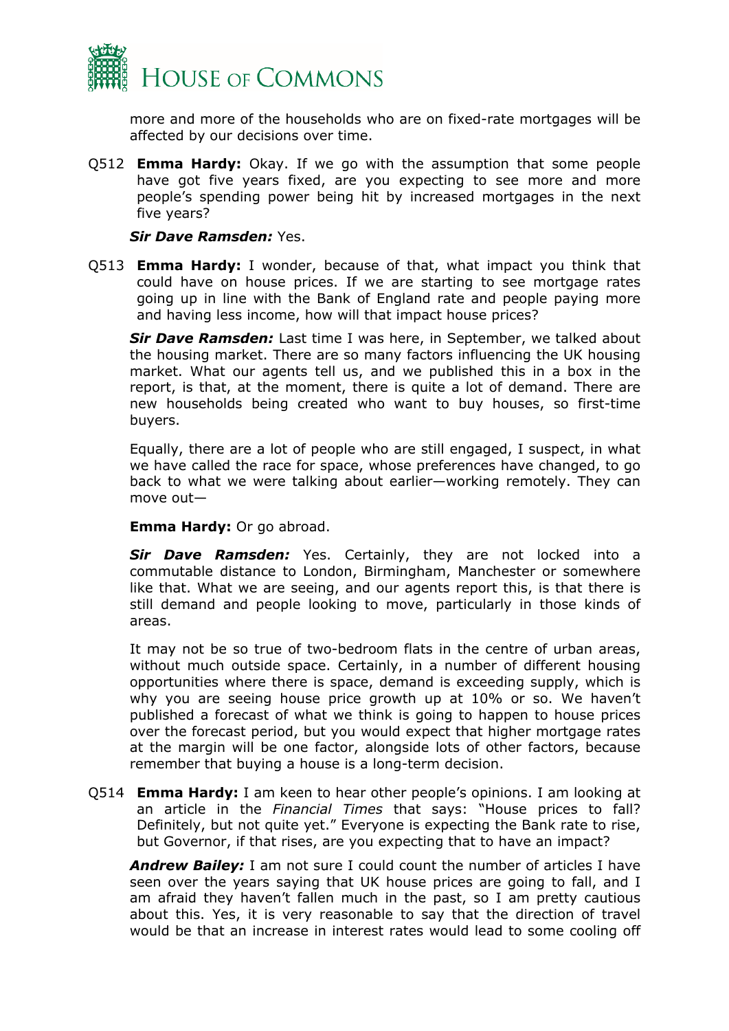more and more of the households who are on fixed-rate mortgages will be affected by our decisions over time.

Q512 **Emma Hardy:** Okay. If we go with the assumption that some people have got five years fixed, are you expecting to see more and more people's spending power being hit by increased mortgages in the next five years?

***Sir Dave Ramsden:*** Yes.

Q513 **Emma Hardy:** I wonder, because of that, what impact you think that could have on house prices. If we are starting to see mortgage rates going up in line with the Bank of England rate and people paying more and having less income, how will that impact house prices?

***Sir Dave Ramsden:*** Last time I was here, in September, we talked about the housing market. There are so many factors influencing the UK housing market. What our agents tell us, and we published this in a box in the report, is that, at the moment, there is quite a lot of demand. There are new households being created who want to buy houses, so first-time buyers.

Equally, there are a lot of people who are still engaged, I suspect, in what we have called the race for space, whose preferences have changed, to go back to what we were talking about earlier—working remotely. They can move out—

**Emma Hardy:** Or go abroad.

***Sir Dave Ramsden:*** Yes. Certainly, they are not locked into a commutable distance to London, Birmingham, Manchester or somewhere like that. What we are seeing, and our agents report this, is that there is still demand and people looking to move, particularly in those kinds of areas.

It may not be so true of two-bedroom flats in the centre of urban areas, without much outside space. Certainly, in a number of different housing opportunities where there is space, demand is exceeding supply, which is why you are seeing house price growth up at 10% or so. We haven't published a forecast of what we think is going to happen to house prices over the forecast period, but you would expect that higher mortgage rates at the margin will be one factor, alongside lots of other factors, because remember that buying a house is a long-term decision.

Q514 **Emma Hardy:** I am keen to hear other people's opinions. I am looking at an article in the *Financial Times* that says: "House prices to fall? Definitely, but not quite yet." Everyone is expecting the Bank rate to rise, but Governor, if that rises, are you expecting that to have an impact?

***Andrew Bailey:*** I am not sure I could count the number of articles I have seen over the years saying that UK house prices are going to fall, and I am afraid they haven't fallen much in the past, so I am pretty cautious about this. Yes, it is very reasonable to say that the direction of travel would be that an increase in interest rates would lead to some cooling off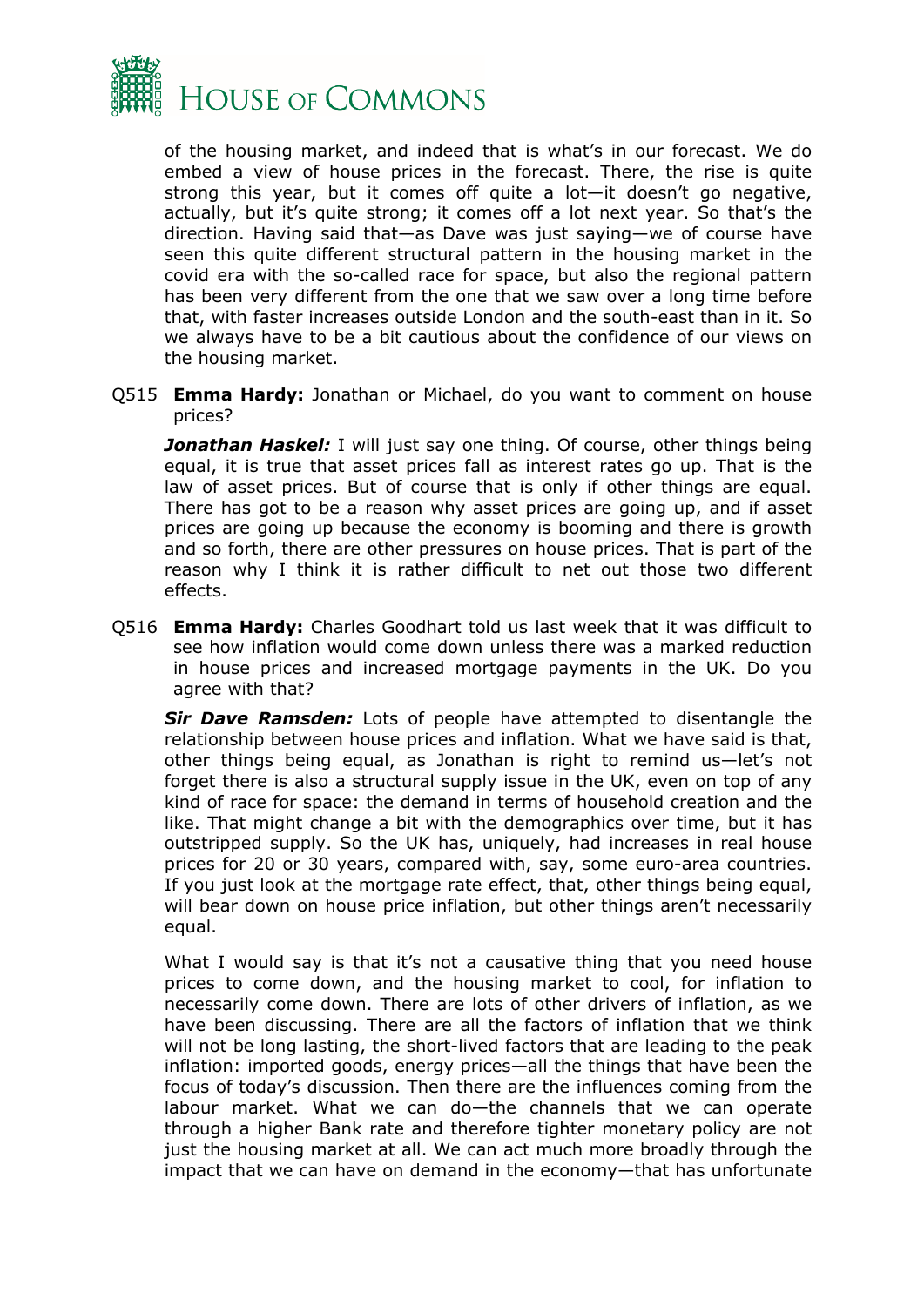of the housing market, and indeed that is what's in our forecast. We do embed a view of house prices in the forecast. There, the rise is quite strong this year, but it comes off quite a lot—it doesn't go negative, actually, but it's quite strong; it comes off a lot next year. So that's the direction. Having said that—as Dave was just saying—we of course have seen this quite different structural pattern in the housing market in the covid era with the so-called race for space, but also the regional pattern has been very different from the one that we saw over a long time before that, with faster increases outside London and the south-east than in it. So we always have to be a bit cautious about the confidence of our views on the housing market.

Q515 **Emma Hardy:** Jonathan or Michael, do you want to comment on house prices?

***Jonathan Haskel:*** I will just say one thing. Of course, other things being equal, it is true that asset prices fall as interest rates go up. That is the law of asset prices. But of course that is only if other things are equal. There has got to be a reason why asset prices are going up, and if asset prices are going up because the economy is booming and there is growth and so forth, there are other pressures on house prices. That is part of the reason why I think it is rather difficult to net out those two different effects.

Q516 **Emma Hardy:** Charles Goodhart told us last week that it was difficult to see how inflation would come down unless there was a marked reduction in house prices and increased mortgage payments in the UK. Do you agree with that?

***Sir Dave Ramsden:*** Lots of people have attempted to disentangle the relationship between house prices and inflation. What we have said is that, other things being equal, as Jonathan is right to remind us—let's not forget there is also a structural supply issue in the UK, even on top of any kind of race for space: the demand in terms of household creation and the like. That might change a bit with the demographics over time, but it has outstripped supply. So the UK has, uniquely, had increases in real house prices for 20 or 30 years, compared with, say, some euro-area countries. If you just look at the mortgage rate effect, that, other things being equal, will bear down on house price inflation, but other things aren't necessarily equal.

What I would say is that it's not a causative thing that you need house prices to come down, and the housing market to cool, for inflation to necessarily come down. There are lots of other drivers of inflation, as we have been discussing. There are all the factors of inflation that we think will not be long lasting, the short-lived factors that are leading to the peak inflation: imported goods, energy prices—all the things that have been the focus of today's discussion. Then there are the influences coming from the labour market. What we can do—the channels that we can operate through a higher Bank rate and therefore tighter monetary policy are not just the housing market at all. We can act much more broadly through the impact that we can have on demand in the economy—that has unfortunate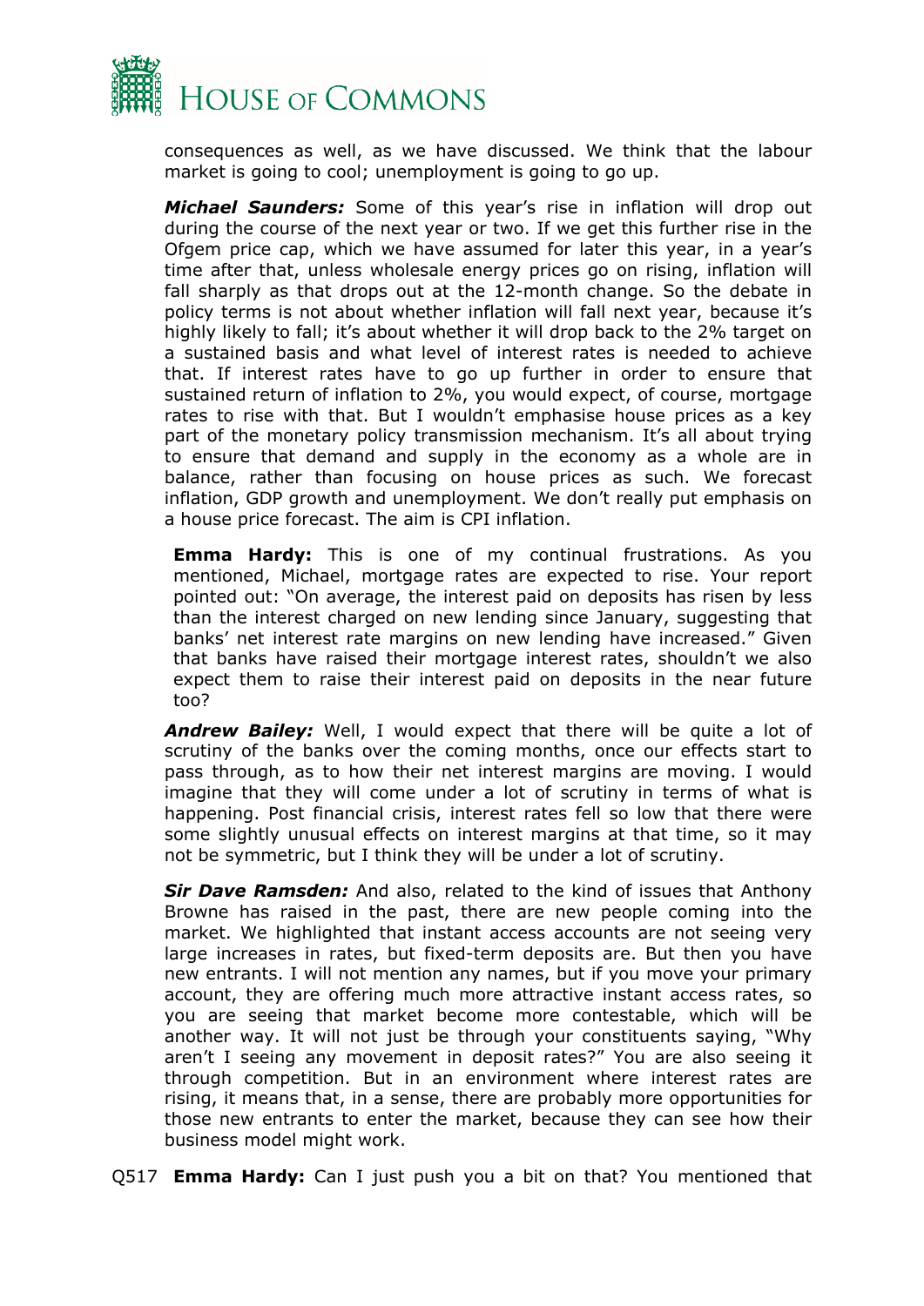consequences as well, as we have discussed. We think that the labour market is going to cool; unemployment is going to go up.

***Michael Saunders:*** Some of this year's rise in inflation will drop out during the course of the next year or two. If we get this further rise in the Ofgem price cap, which we have assumed for later this year, in a year's time after that, unless wholesale energy prices go on rising, inflation will fall sharply as that drops out at the 12-month change. So the debate in policy terms is not about whether inflation will fall next year, because it's highly likely to fall; it's about whether it will drop back to the 2% target on a sustained basis and what level of interest rates is needed to achieve that. If interest rates have to go up further in order to ensure that sustained return of inflation to 2%, you would expect, of course, mortgage rates to rise with that. But I wouldn't emphasise house prices as a key part of the monetary policy transmission mechanism. It's all about trying to ensure that demand and supply in the economy as a whole are in balance, rather than focusing on house prices as such. We forecast inflation, GDP growth and unemployment. We don't really put emphasis on a house price forecast. The aim is CPI inflation.

**Emma Hardy:** This is one of my continual frustrations. As you mentioned, Michael, mortgage rates are expected to rise. Your report pointed out: "On average, the interest paid on deposits has risen by less than the interest charged on new lending since January, suggesting that banks' net interest rate margins on new lending have increased." Given that banks have raised their mortgage interest rates, shouldn't we also expect them to raise their interest paid on deposits in the near future too?

***Andrew Bailey:*** Well, I would expect that there will be quite a lot of scrutiny of the banks over the coming months, once our effects start to pass through, as to how their net interest margins are moving. I would imagine that they will come under a lot of scrutiny in terms of what is happening. Post financial crisis, interest rates fell so low that there were some slightly unusual effects on interest margins at that time, so it may not be symmetric, but I think they will be under a lot of scrutiny.

***Sir Dave Ramsden:*** And also, related to the kind of issues that Anthony Browne has raised in the past, there are new people coming into the market. We highlighted that instant access accounts are not seeing very large increases in rates, but fixed-term deposits are. But then you have new entrants. I will not mention any names, but if you move your primary account, they are offering much more attractive instant access rates, so you are seeing that market become more contestable, which will be another way. It will not just be through your constituents saying, "Why aren't I seeing any movement in deposit rates?" You are also seeing it through competition. But in an environment where interest rates are rising, it means that, in a sense, there are probably more opportunities for those new entrants to enter the market, because they can see how their business model might work.

Q517 **Emma Hardy:** Can I just push you a bit on that? You mentioned that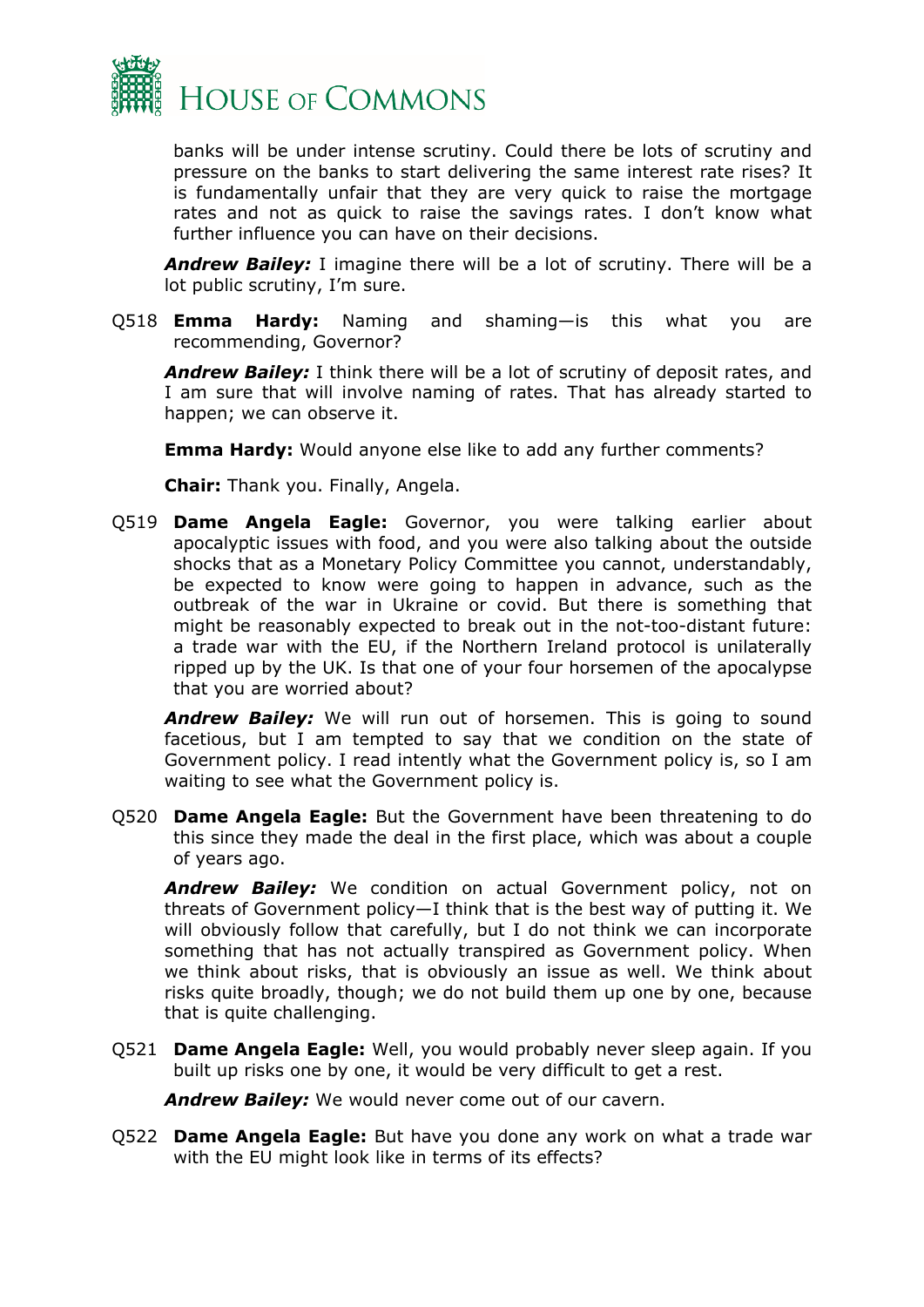banks will be under intense scrutiny. Could there be lots of scrutiny and pressure on the banks to start delivering the same interest rate rises? It is fundamentally unfair that they are very quick to raise the mortgage rates and not as quick to raise the savings rates. I don't know what further influence you can have on their decisions.

***Andrew Bailey:*** I imagine there will be a lot of scrutiny. There will be a lot public scrutiny, I'm sure.

Q518 **Emma Hardy:** Naming and shaming—is this what you are recommending, Governor?

***Andrew Bailey:*** I think there will be a lot of scrutiny of deposit rates, and I am sure that will involve naming of rates. That has already started to happen; we can observe it.

**Emma Hardy:** Would anyone else like to add any further comments?

**Chair:** Thank you. Finally, Angela.

Q519 **Dame Angela Eagle:** Governor, you were talking earlier about apocalyptic issues with food, and you were also talking about the outside shocks that as a Monetary Policy Committee you cannot, understandably, be expected to know were going to happen in advance, such as the outbreak of the war in Ukraine or covid. But there is something that might be reasonably expected to break out in the not-too-distant future: a trade war with the EU, if the Northern Ireland protocol is unilaterally ripped up by the UK. Is that one of your four horsemen of the apocalypse that you are worried about?

***Andrew Bailey:*** We will run out of horsemen. This is going to sound facetious, but I am tempted to say that we condition on the state of Government policy. I read intently what the Government policy is, so I am waiting to see what the Government policy is.

Q520 **Dame Angela Eagle:** But the Government have been threatening to do this since they made the deal in the first place, which was about a couple of years ago.

***Andrew Bailey:*** We condition on actual Government policy, not on threats of Government policy—I think that is the best way of putting it. We will obviously follow that carefully, but I do not think we can incorporate something that has not actually transpired as Government policy. When we think about risks, that is obviously an issue as well. We think about risks quite broadly, though; we do not build them up one by one, because that is quite challenging.

Q521 **Dame Angela Eagle:** Well, you would probably never sleep again. If you built up risks one by one, it would be very difficult to get a rest.

***Andrew Bailey:*** We would never come out of our cavern.

Q522 **Dame Angela Eagle:** But have you done any work on what a trade war with the EU might look like in terms of its effects?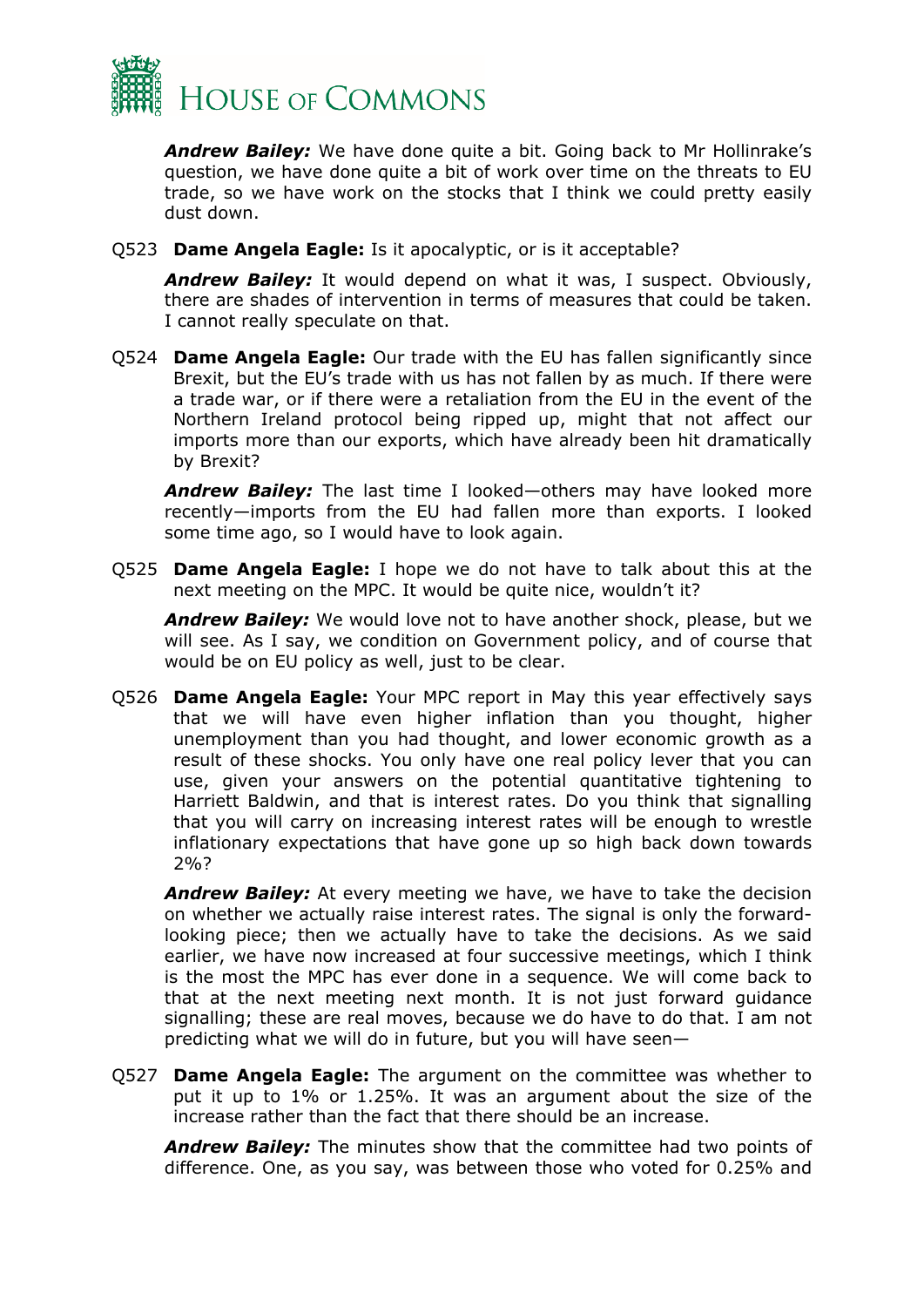***Andrew Bailey:*** We have done quite a bit. Going back to Mr Hollinrake's question, we have done quite a bit of work over time on the threats to EU trade, so we have work on the stocks that I think we could pretty easily dust down.

Q523 **Dame Angela Eagle:** Is it apocalyptic, or is it acceptable?

***Andrew Bailey:*** It would depend on what it was, I suspect. Obviously, there are shades of intervention in terms of measures that could be taken. I cannot really speculate on that.

Q524 **Dame Angela Eagle:** Our trade with the EU has fallen significantly since Brexit, but the EU's trade with us has not fallen by as much. If there were a trade war, or if there were a retaliation from the EU in the event of the Northern Ireland protocol being ripped up, might that not affect our imports more than our exports, which have already been hit dramatically by Brexit?

***Andrew Bailey:*** The last time I looked—others may have looked more recently—imports from the EU had fallen more than exports. I looked some time ago, so I would have to look again.

Q525 **Dame Angela Eagle:** I hope we do not have to talk about this at the next meeting on the MPC. It would be quite nice, wouldn't it?

***Andrew Bailey:*** We would love not to have another shock, please, but we will see. As I say, we condition on Government policy, and of course that would be on EU policy as well, just to be clear.

Q526 **Dame Angela Eagle:** Your MPC report in May this year effectively says that we will have even higher inflation than you thought, higher unemployment than you had thought, and lower economic growth as a result of these shocks. You only have one real policy lever that you can use, given your answers on the potential quantitative tightening to Harriett Baldwin, and that is interest rates. Do you think that signalling that you will carry on increasing interest rates will be enough to wrestle inflationary expectations that have gone up so high back down towards 2%?

***Andrew Bailey:*** At every meeting we have, we have to take the decision on whether we actually raise interest rates. The signal is only the forward-looking piece; then we actually have to take the decisions. As we said earlier, we have now increased at four successive meetings, which I think is the most the MPC has ever done in a sequence. We will come back to that at the next meeting next month. It is not just forward guidance signalling; these are real moves, because we do have to do that. I am not predicting what we will do in future, but you will have seen—

Q527 **Dame Angela Eagle:** The argument on the committee was whether to put it up to 1% or 1.25%. It was an argument about the size of the increase rather than the fact that there should be an increase.

***Andrew Bailey:*** The minutes show that the committee had two points of difference. One, as you say, was between those who voted for 0.25% and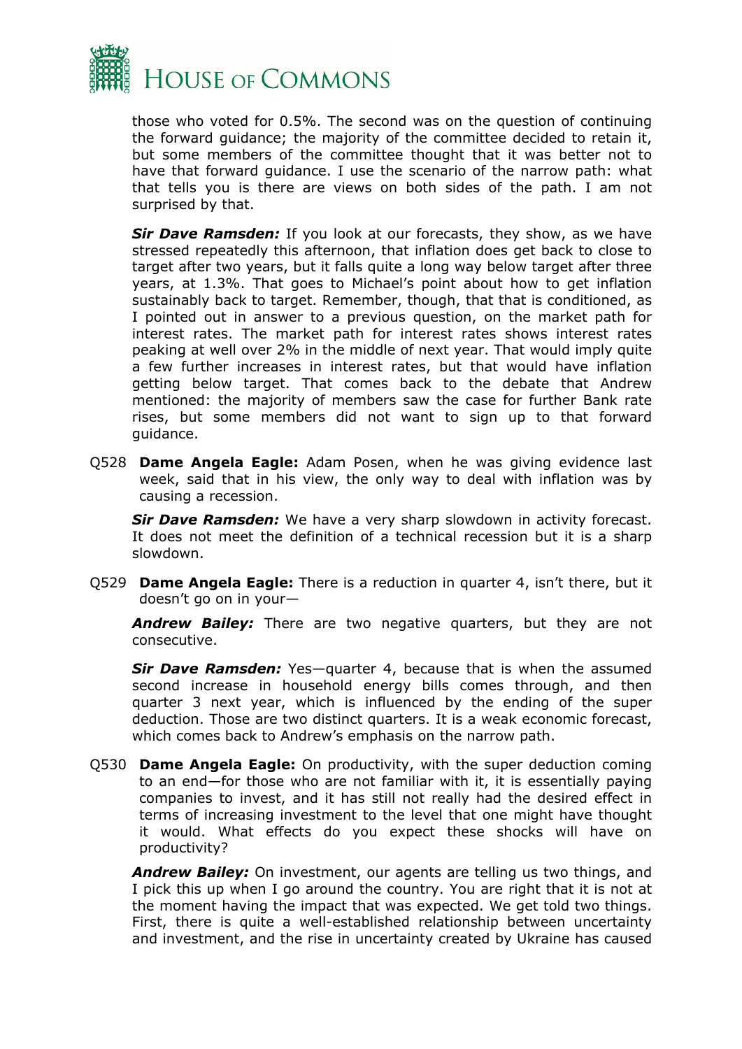those who voted for 0.5%. The second was on the question of continuing the forward guidance; the majority of the committee decided to retain it, but some members of the committee thought that it was better not to have that forward guidance. I use the scenario of the narrow path: what that tells you is there are views on both sides of the path. I am not surprised by that.

***Sir Dave Ramsden:*** If you look at our forecasts, they show, as we have stressed repeatedly this afternoon, that inflation does get back to close to target after two years, but it falls quite a long way below target after three years, at 1.3%. That goes to Michael's point about how to get inflation sustainably back to target. Remember, though, that that is conditioned, as I pointed out in answer to a previous question, on the market path for interest rates. The market path for interest rates shows interest rates peaking at well over 2% in the middle of next year. That would imply quite a few further increases in interest rates, but that would have inflation getting below target. That comes back to the debate that Andrew mentioned: the majority of members saw the case for further Bank rate rises, but some members did not want to sign up to that forward guidance.

Q528 **Dame Angela Eagle:** Adam Posen, when he was giving evidence last week, said that in his view, the only way to deal with inflation was by causing a recession.

***Sir Dave Ramsden:*** We have a very sharp slowdown in activity forecast. It does not meet the definition of a technical recession but it is a sharp slowdown.

Q529 **Dame Angela Eagle:** There is a reduction in quarter 4, isn't there, but it doesn't go on in your—

***Andrew Bailey:*** There are two negative quarters, but they are not consecutive.

***Sir Dave Ramsden:*** Yes—quarter 4, because that is when the assumed second increase in household energy bills comes through, and then quarter 3 next year, which is influenced by the ending of the super deduction. Those are two distinct quarters. It is a weak economic forecast, which comes back to Andrew's emphasis on the narrow path.

Q530 **Dame Angela Eagle:** On productivity, with the super deduction coming to an end—for those who are not familiar with it, it is essentially paying companies to invest, and it has still not really had the desired effect in terms of increasing investment to the level that one might have thought it would. What effects do you expect these shocks will have on productivity?

***Andrew Bailey:*** On investment, our agents are telling us two things, and I pick this up when I go around the country. You are right that it is not at the moment having the impact that was expected. We get told two things. First, there is quite a well-established relationship between uncertainty and investment, and the rise in uncertainty created by Ukraine has caused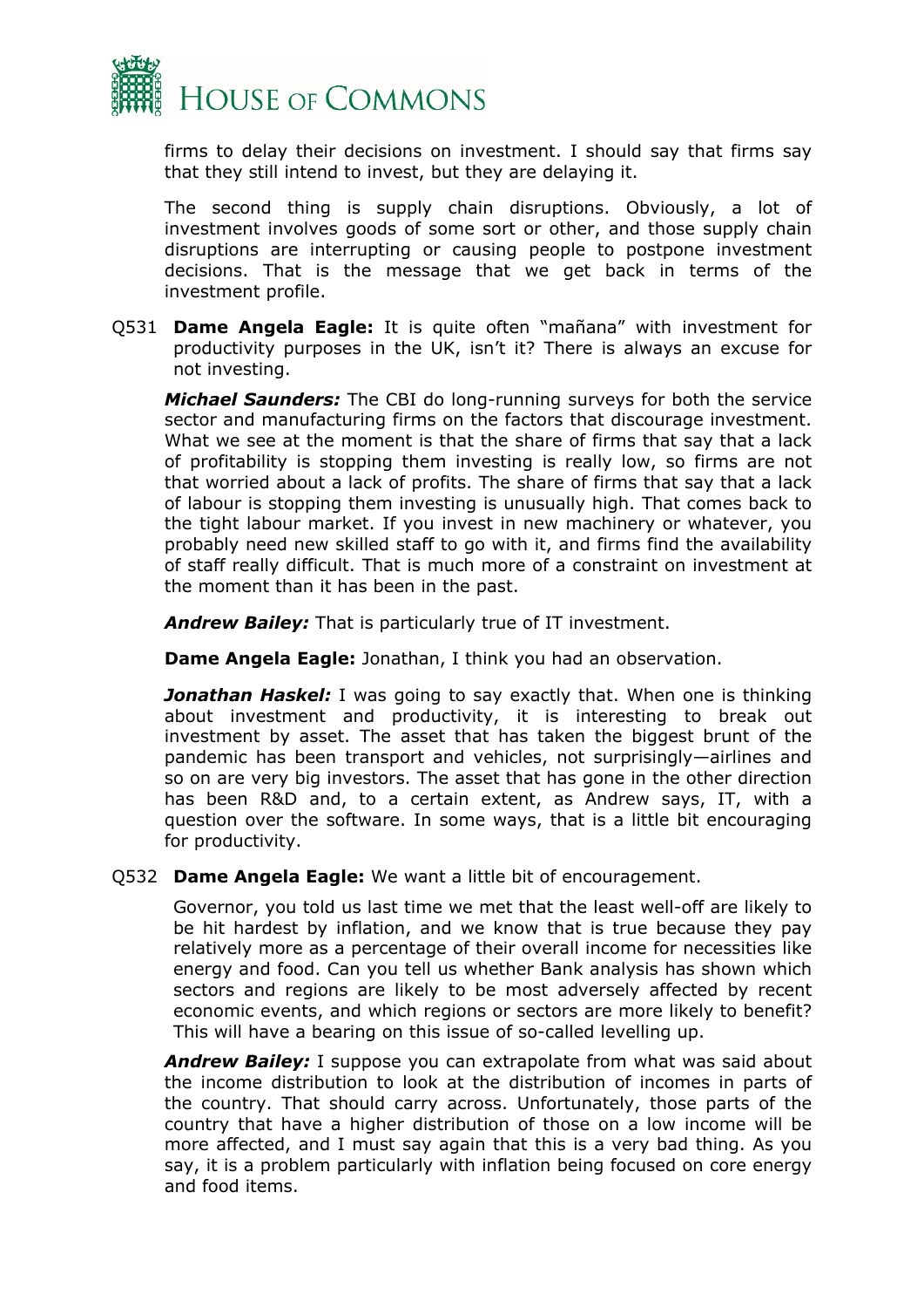firms to delay their decisions on investment. I should say that firms say that they still intend to invest, but they are delaying it.

The second thing is supply chain disruptions. Obviously, a lot of investment involves goods of some sort or other, and those supply chain disruptions are interrupting or causing people to postpone investment decisions. That is the message that we get back in terms of the investment profile.

Q531 **Dame Angela Eagle:** It is quite often "mañana" with investment for productivity purposes in the UK, isn't it? There is always an excuse for not investing.

***Michael Saunders:*** The CBI do long-running surveys for both the service sector and manufacturing firms on the factors that discourage investment. What we see at the moment is that the share of firms that say that a lack of profitability is stopping them investing is really low, so firms are not that worried about a lack of profits. The share of firms that say that a lack of labour is stopping them investing is unusually high. That comes back to the tight labour market. If you invest in new machinery or whatever, you probably need new skilled staff to go with it, and firms find the availability of staff really difficult. That is much more of a constraint on investment at the moment than it has been in the past.

***Andrew Bailey:*** That is particularly true of IT investment.

**Dame Angela Eagle:** Jonathan, I think you had an observation.

***Jonathan Haskel:*** I was going to say exactly that. When one is thinking about investment and productivity, it is interesting to break out investment by asset. The asset that has taken the biggest brunt of the pandemic has been transport and vehicles, not surprisingly—airlines and so on are very big investors. The asset that has gone in the other direction has been R&D and, to a certain extent, as Andrew says, IT, with a question over the software. In some ways, that is a little bit encouraging for productivity.

Q532 **Dame Angela Eagle:** We want a little bit of encouragement.

Governor, you told us last time we met that the least well-off are likely to be hit hardest by inflation, and we know that is true because they pay relatively more as a percentage of their overall income for necessities like energy and food. Can you tell us whether Bank analysis has shown which sectors and regions are likely to be most adversely affected by recent economic events, and which regions or sectors are more likely to benefit? This will have a bearing on this issue of so-called levelling up.

***Andrew Bailey:*** I suppose you can extrapolate from what was said about the income distribution to look at the distribution of incomes in parts of the country. That should carry across. Unfortunately, those parts of the country that have a higher distribution of those on a low income will be more affected, and I must say again that this is a very bad thing. As you say, it is a problem particularly with inflation being focused on core energy and food items.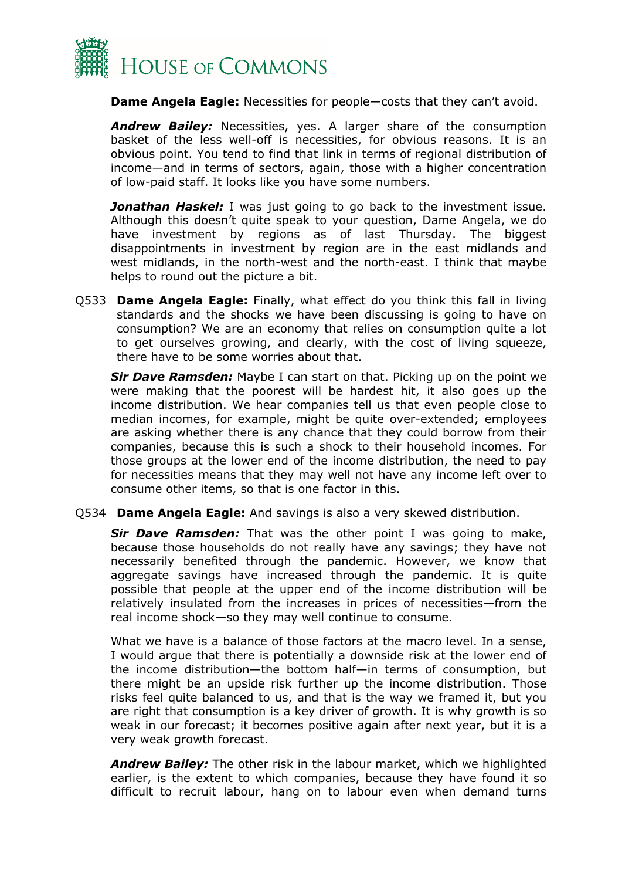**Dame Angela Eagle:** Necessities for people—costs that they can't avoid.

***Andrew Bailey:*** Necessities, yes. A larger share of the consumption basket of the less well-off is necessities, for obvious reasons. It is an obvious point. You tend to find that link in terms of regional distribution of income—and in terms of sectors, again, those with a higher concentration of low-paid staff. It looks like you have some numbers.

***Jonathan Haskel:*** I was just going to go back to the investment issue. Although this doesn't quite speak to your question, Dame Angela, we do have investment by regions as of last Thursday. The biggest disappointments in investment by region are in the east midlands and west midlands, in the north-west and the north-east. I think that maybe helps to round out the picture a bit.

Q533 **Dame Angela Eagle:** Finally, what effect do you think this fall in living standards and the shocks we have been discussing is going to have on consumption? We are an economy that relies on consumption quite a lot to get ourselves growing, and clearly, with the cost of living squeeze, there have to be some worries about that.

***Sir Dave Ramsden:*** Maybe I can start on that. Picking up on the point we were making that the poorest will be hardest hit, it also goes up the income distribution. We hear companies tell us that even people close to median incomes, for example, might be quite over-extended; employees are asking whether there is any chance that they could borrow from their companies, because this is such a shock to their household incomes. For those groups at the lower end of the income distribution, the need to pay for necessities means that they may well not have any income left over to consume other items, so that is one factor in this.

Q534 **Dame Angela Eagle:** And savings is also a very skewed distribution.

***Sir Dave Ramsden:*** That was the other point I was going to make, because those households do not really have any savings; they have not necessarily benefited through the pandemic. However, we know that aggregate savings have increased through the pandemic. It is quite possible that people at the upper end of the income distribution will be relatively insulated from the increases in prices of necessities—from the real income shock—so they may well continue to consume.

What we have is a balance of those factors at the macro level. In a sense, I would argue that there is potentially a downside risk at the lower end of the income distribution—the bottom half—in terms of consumption, but there might be an upside risk further up the income distribution. Those risks feel quite balanced to us, and that is the way we framed it, but you are right that consumption is a key driver of growth. It is why growth is so weak in our forecast; it becomes positive again after next year, but it is a very weak growth forecast.

***Andrew Bailey:*** The other risk in the labour market, which we highlighted earlier, is the extent to which companies, because they have found it so difficult to recruit labour, hang on to labour even when demand turns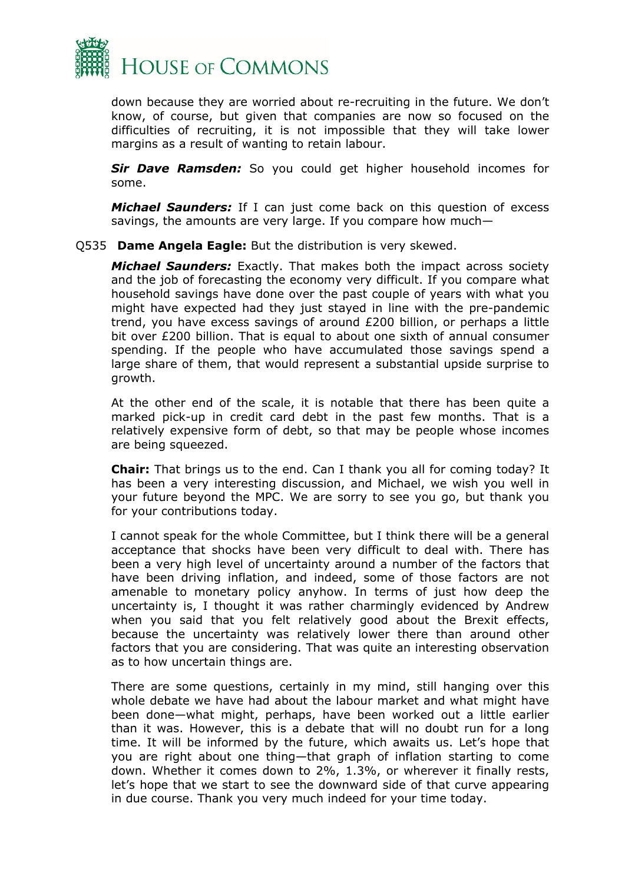down because they are worried about re-recruiting in the future. We don't know, of course, but given that companies are now so focused on the difficulties of recruiting, it is not impossible that they will take lower margins as a result of wanting to retain labour.

***Sir Dave Ramsden:*** So you could get higher household incomes for some.

***Michael Saunders:*** If I can just come back on this question of excess savings, the amounts are very large. If you compare how much—

Q535 **Dame Angela Eagle:** But the distribution is very skewed.

***Michael Saunders:*** Exactly. That makes both the impact across society and the job of forecasting the economy very difficult. If you compare what household savings have done over the past couple of years with what you might have expected had they just stayed in line with the pre-pandemic trend, you have excess savings of around £200 billion, or perhaps a little bit over £200 billion. That is equal to about one sixth of annual consumer spending. If the people who have accumulated those savings spend a large share of them, that would represent a substantial upside surprise to growth.

At the other end of the scale, it is notable that there has been quite a marked pick-up in credit card debt in the past few months. That is a relatively expensive form of debt, so that may be people whose incomes are being squeezed.

**Chair:** That brings us to the end. Can I thank you all for coming today? It has been a very interesting discussion, and Michael, we wish you well in your future beyond the MPC. We are sorry to see you go, but thank you for your contributions today.

I cannot speak for the whole Committee, but I think there will be a general acceptance that shocks have been very difficult to deal with. There has been a very high level of uncertainty around a number of the factors that have been driving inflation, and indeed, some of those factors are not amenable to monetary policy anyhow. In terms of just how deep the uncertainty is, I thought it was rather charmingly evidenced by Andrew when you said that you felt relatively good about the Brexit effects, because the uncertainty was relatively lower there than around other factors that you are considering. That was quite an interesting observation as to how uncertain things are.

There are some questions, certainly in my mind, still hanging over this whole debate we have had about the labour market and what might have been done—what might, perhaps, have been worked out a little earlier than it was. However, this is a debate that will no doubt run for a long time. It will be informed by the future, which awaits us. Let's hope that you are right about one thing—that graph of inflation starting to come down. Whether it comes down to 2%, 1.3%, or wherever it finally rests, let's hope that we start to see the downward side of that curve appearing in due course. Thank you very much indeed for your time today.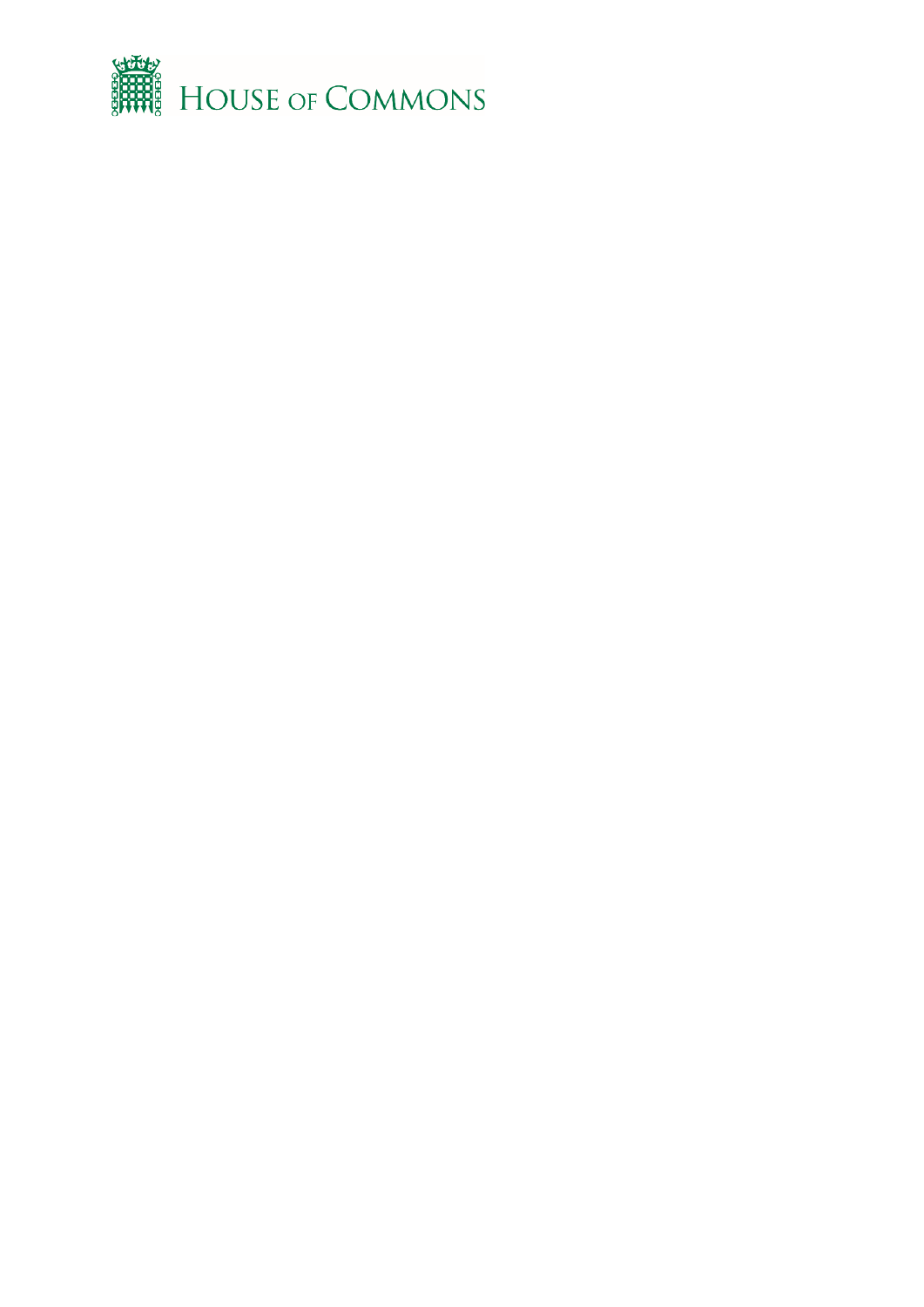HOUSE OF COMMONS